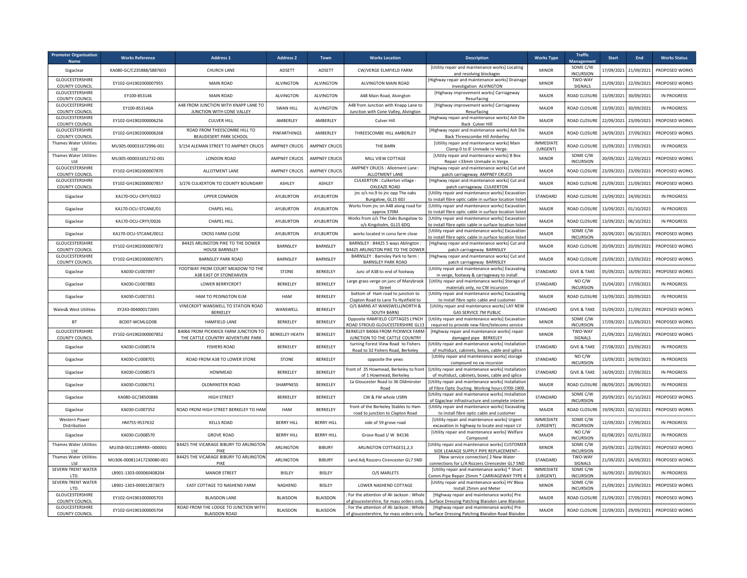| Promoter Organisation Name | Works Reference | Address 1 | Address 2 | Town | Works Location | Description | Works Type | Traffic Management | Start | End | Works Status |
|---|---|---|---|---|---|---|---|---|---|---|---|
| Gigaclear | KA080-GC/C235888/S887603 | CHURCH LANE | ADSETT | ADSETT | CW/VERGE ELMFIELD FARM | [Utility repair and maintenance works] Locating and resolving blockages | MINOR | SOME C/W INCURSION | 17/09/2021 | 21/09/2021 | PROPOSED WORKS |
| GLOUCESTERSHIRE COUNTY COUNCIL | EY102-GH1902000007955 | MAIN ROAD | ALVINGTON | ALVINGTON | ALVINGTON MAIN ROAD | [Highway repair and maintenance works] Drainage investigation ALVINGTON | MINOR | TWO-WAY SIGNALS | 21/09/2021 | 22/09/2021 | PROPOSED WORKS |
| GLOUCESTERSHIRE COUNTY COUNCIL | EY100-853146 | MAIN ROAD | ALVINGTON | ALVINGTON | A48 Main Road, Alvington | [Highway improvement works] Carriageway Resurfacing | MAJOR | ROAD CLOSURE | 13/09/2021 | 30/09/2021 | IN PROGRESS |
| GLOUCESTERSHIRE COUNTY COUNCIL | EY100-853146A | A48 FROM JUNCTION WITH KNAPP LANE TO JUNCTION WITH CONE VALLEY | SWAN HILL | ALVINGTON | A48 from Junction with Knapp Lane to Junction with Cone Valley, Alvington | [Highway improvement works] Carriageway Resurfacing | MAJOR | ROAD CLOSURE | 13/09/2021 | 30/09/2021 | IN PROGRESS |
| GLOUCESTERSHIRE COUNTY COUNCIL | EY102-GH1902000006256 | CULVER HILL | AMBERLEY | AMBERLEY | Culver Hill | [Highway repair and maintenance works] Ash Die Back Culver Hill | MAJOR | ROAD CLOSURE | 22/09/2021 | 23/09/2021 | PROPOSED WORKS |
| GLOUCESTERSHIRE COUNTY COUNCIL | EY102-GH1902000006268 | ROAD FROM THEESCOMBE HILL TO BEAUDESERT PARK SCHOOL | PINFARTHINGS | AMBERLEY | THREESCOMBE HILL AMBERLEY | [Highway repair and maintenance works] Ash Die Back Threescombe Hill Amberley | MAJOR | ROAD CLOSURE | 24/09/2021 | 27/09/2021 | PROPOSED WORKS |
| Thames Water Utilities Ltd | MU305-000031672996-001 | 3/154 ALEMAN STREET TO AMPNEY CRUCIS | AMPNEY CRUCIS | AMPNEY CRUCIS | THE BARN | [Utility repair and maintenance works] Main Clamp 0 to 6' Unmade in Verge. | IMMEDIATE (URGENT) | ROAD CLOSURE | 15/09/2021 | 17/09/2021 | IN PROGRESS |
| Thames Water Utilities Ltd | MU305-000031652732-001 | LONDON ROAD | AMPNEY CRUCIS | AMPNEY CRUCIS | MILL VIEW COTTAGE | [Utility repair and maintenance works] B Box Repair <33mm Unmade in Verge. | MINOR | SOME C/W INCURSION | 20/09/2021 | 22/09/2021 | PROPOSED WORKS |
| GLOUCESTERSHIRE COUNTY COUNCIL | EY102-GH1902000007870 | ALLOTMENT LANE | AMPNEY CRUCIS | AMPNEY CRUCIS | AMPNEY CRUCIS : Allotment Lane : ALLOTMENT LANE | [Highway repair and maintenance works] Cut and patch carriageway AMPNEY CRUCIS | MAJOR | ROAD CLOSURE | 23/09/2021 | 23/09/2021 | PROPOSED WORKS |
| GLOUCESTERSHIRE COUNTY COUNCIL | EY102-GH1902000007857 | 3/276 CULKERTON TO COUNTY BOUNDARY | ASHLEY | ASHLEY | CULKERTON : Culkerton village : OXLEAZE ROAD | [Highway repair and maintenance works] Cut and patch carriageway CULKERTON | MAJOR | ROAD CLOSURE | 21/09/2021 | 21/09/2021 | PROPOSED WORKS |
| Gigaclear | KA170-OCU-CRYY/0022 | UPPER COMMON | AYLBURTON | AYLBURTON | jnc o/s no.9 to jnc opp The oaks Bungalow, GL15 6DJ | [Utility repair and maintenance works] Excavation to install fibre optic cable in surface location listed | STANDARD | ROAD CLOSURE | 13/09/2021 | 24/09/2021 | IN PROGRESS |
| Gigaclear | KA170-OCU-STCANE/01 | CHAPEL HILL | AYLBURTON | AYLBURTON | Works from jnc on A48 along road for approx 370M | [Utility repair and maintenance works] Excavation to install fibre optic cable in surface location listed | MAJOR | ROAD CLOSURE | 13/09/2021 | 01/10/2021 | IN PROGRESS |
| Gigaclear | KA170-OCU-CRYY/0026 | CHAPEL HILL | AYLBURTON | AYLBURTON | Works from o/s The Oaks Bungalow to o/s Kingsholm, GL15 6DQ | [Utility repair and maintenance works] Excavation to install fibre optic cable in surface location listed | MAJOR | ROAD CLOSURE | 13/09/2021 | 06/10/2021 | IN PROGRESS |
| Gigaclear | KA170-OCU-STCANE/0012 | CROSS FARM CLOSE | AYLBURTON | AYLBURTON | works located in corss farm close | [Utility repair and maintenance works] Excavation to install fibre optic cable in surface location listed | MAJOR | SOME C/W INCURSION | 20/09/2021 | 06/10/2021 | PROPOSED WORKS |
| GLOUCESTERSHIRE COUNTY COUNCIL | EY102-GH1902000007872 | B4425 ARLINGTON PIKE TO THE DOWER HOUSE BARNSLEY | BARNSLEY | BARNSLEY | BARNSLEY : B4425 5 ways Ablington : B4425 ARLINGTON PIKE TO THE DOWER | [Highway repair and maintenance works] Cut and patch carriageway BARNSLEY | MAJOR | ROAD CLOSURE | 20/09/2021 | 20/09/2021 | PROPOSED WORKS |
| GLOUCESTERSHIRE COUNTY COUNCIL | EY102-GH1902000007871 | BARNSLEY PARK ROAD | BARNSLEY | BARNSLEY | BARNSLEY : Barnsley Park to farm : BARNSLEY PARK ROAD | [Highway repair and maintenance works] Cut and patch carriageway BARNSLEY | MAJOR | ROAD CLOSURE | 23/09/2021 | 23/09/2021 | PROPOSED WORKS |
| Gigaclear | KA030-CU007097 | FOOTWAY FROM COURT MEADOW TO THE A38 EAST OF STONEHAVEN | STONE | BERKELEY | Junc of A38 to end of footway | [Utility repair and maintenance works] Excavating in verge, footway & carriageway to install | STANDARD | GIVE & TAKE | 05/09/2021 | 16/09/2021 | PROPOSED WORKS |
| Gigaclear | KA030-CU007883 | LOWER BERRYCROFT | BERKELEY | BERKELEY | Large grass verge on junc of Marybrook Street | [Utility repair and maintenance works] Storage of materials only, no CW incursion | STANDARD | NO C/W INCURSION | 15/04/2021 | 17/09/2021 | IN PROGRESS |
| Gigaclear | KA030-CU007351 | HAM TO PEDINGTON ELM | HAM | BERKELEY | bottom of Ham road to junction to Clapton Road to Lane To Hystfield to | [Utility repair and maintenance works] Excavating to install fibre optic cable and customer | MAJOR | ROAD CLOSURE | 13/09/2021 | 20/09/2021 | IN PROGRESS |
| Wales& West Utilities | XY243-004000172691 | VINECROFT WANSWELL TO STATION ROAD BERKELEY | WANSWELL | BERKELEY | O/S BARNS AT WANSWELL(NORTH & SOUTH BARN) | [Utility repair and maintenance works] LAY NEW GAS SERVICE 7M PUBLIC | STANDARD | GIVE & TAKE | 15/09/2021 | 21/09/2021 | PROPOSED WORKS |
| BT | BC007-WCMLGD0B | HAMFIELD LANE | BERKELEY | BERKELEY | Opposite HAMFIELD COTTAGES LYNCH ROAD STROUD GLOUCESTERSHIRE GL13 | [Utility repair and maintenance works] Excavation required to provide new fibre/telecoms service | MINOR | SOME C/W INCURSION | 17/09/2021 | 21/09/2021 | PROPOSED WORKS |
| GLOUCESTERSHIRE COUNTY COUNCIL | EY102-GH1902000007852 | B4066 FROM PICKWICK FARM JUNCTION TO THE CATTLE COUNTRY ADVENTURE PARK | BERKELEY HEATH | BERKELEY | BERKELEY B4066 FROM PICKWICK FARM JUNCTION TO THE CATTLE COUNTRY | [Highway repair and maintenance works] repair damaged pipe BERKELEY | MINOR | TWO-WAY SIGNALS | 21/09/2021 | 22/09/2021 | PROPOSED WORKS |
| Gigaclear | KA030-CU008574 | FISHERS ROAD | BERKELEY | BERKELEY | turning Forest View Road to Fishers Road to 32 Fishers Road, Berkeley | [Utility repair and maintenance works] Installation of multiduct, cabinets, boxes, cable and splice | STANDARD | GIVE & TAKE | 27/08/2021 | 23/09/2021 | IN PROGRESS |
| Gigaclear | KA030-CU008701 | ROAD FROM A38 TO LOWER STONE | STONE | BERKELEY | opposite the yews | [Utility repair and maintenance works] storage compound no cw incursion | STANDARD | NO C/W INCURSION | 13/09/2021 | 24/09/2021 | IN PROGRESS |
| Gigaclear | KA030-CU008573 | HOWMEAD | BERKELEY | BERKELEY | front of 35 Howmead, Berkeley to front of 1 Howmead, Berkeley | [Utility repair and maintenance works] Installation of multiduct, cabinets, boxes, cable and splice | STANDARD | GIVE & TAKE | 14/09/2021 | 27/09/2021 | IN PROGRESS |
| Gigaclear | KA030-CU006751 | OLDMINSTER ROAD | SHARPNESS | BERKELEY | 1a Gloucester Road to 36 Oldminster Road | [Utility repair and maintenance works] Installation of Fibre Optic Ducting. Working hours 0700-1900. | MAJOR | ROAD CLOSURE | 08/09/2021 | 28/09/2021 | IN PROGRESS |
| Gigaclear | KA080-GC/38500886 | HIGH STREET | BERKELEY | BERKELEY | CW & FW whole USRN | [Utility repair and maintenance works] Installation of Gigaclear infrastructure and complete interim | STANDARD | SOME C/W INCURSION | 20/09/2021 | 01/10/2021 | PROPOSED WORKS |
| Gigaclear | KA030-CU007352 | ROAD FROM HIGH STREET BERKELEY TO HAM | HAM | BERKELEY | front of the Berkeley Stables to Ham road to junction to Clapton Road | [Utility repair and maintenance works] Excavating to install fibre optic cable and customer | MAJOR | ROAD CLOSURE | 19/09/2021 | 02/10/2021 | PROPOSED WORKS |
| Western Power Distribution | HM755-9537632 | KELLS ROAD | BERRY HILL | BERRY HILL | side of 59 grove road | [Utility repair and maintenance works] Urgent excavation in highway to locate and repair LV | IMMEDIATE (URGENT) | SOME C/W INCURSION | 12/09/2021 | 17/09/2021 | IN PROGRESS |
| Gigaclear | KA030-CU008570 | GROVE ROAD | BERRY HILL | BERRY HILL | Grove Road J/ W B4136 | [Utility repair and maintenance works] Welfare Compound | MAJOR | NO C/W INCURSION | 02/08/2021 | 02/01/2022 | IN PROGRESS |
| Thames Water Utilities Ltd | MU358-001119RRRX--000001 | B4425 THE VICARAGE BIBURY TO ARLINGTON PIKE | ARLINGTON | BIBURY | ARLINGTON COTTAGES1,2,3 | [Utility repair and maintenance works] CUSTOMER SIDE LEAKAGE SUPPLY PIPE REPLACEMENT-- | MINOR | SOME C/W INCURSION | 20/09/2021 | 22/09/2021 | PROPOSED WORKS |
| Thames Water Utilities Ltd | MU306-000811417230080-001 | B4425 THE VICARAGE BIBURY TO ARLINGTON PIKE | ARLINGTON | BIBURY | Land Adj Rozzers Cirencester GL7 5ND | [New service connection] 2 New Water connections for L/A Rozzers Cirencester GL7 5ND | STANDARD | TWO-WAY SIGNALS | 21/09/2021 | 24/09/2021 | PROPOSED WORKS |
| SEVERN TRENT WATER LTD. | LB901-1303-000060408204 | MANOR STREET | BISLEY | BISLEY | O/S MARLETS | [Utility repair and maintenance works] * Short Comm Pipe Repair 25mm * CARRIAGEWAY TYPE 4 | IMMEDIATE (URGENT) | SOME C/W INCURSION | 16/09/2021 | 20/09/2021 | IN PROGRESS |
| SEVERN TRENT WATER LTD. | LB901-1303-000012873673 | EAST COTTAGE TO NASHEND FARM | NASHEND | BISLEY | LOWER NASHEND COTTAGE | [Utility repair and maintenance works] HV Bbox Install 25mm and Meter | MINOR | SOME C/W INCURSION | 21/09/2021 | 23/09/2021 | PROPOSED WORKS |
| GLOUCESTERSHIRE COUNTY COUNCIL | EY102-GH1901000005703 | BLAISDON LANE | BLAISDON | BLAISDON | : For the attention of Ali Jackson : Whole of gloucestershire, for mass orders only. | [Highway repair and maintenance works] Pre Surface Dressing Patching Blaisdon Lane Blaisdon | MAJOR | ROAD CLOSURE | 21/09/2021 | 27/09/2021 | PROPOSED WORKS |
| GLOUCESTERSHIRE COUNTY COUNCIL | EY102-GH1901000005704 | ROAD FROM THE LODGE TO JUNCTION WITH BLAISDON ROAD | BLAISDON | BLAISDON | : For the attention of Ali Jackson : Whole of gloucestershire, for mass orders only. | [Highway repair and maintenance works] Pre Surface Dressing Patching Blaisdon Road Blaisdon | MAJOR | ROAD CLOSURE | 22/09/2021 | 29/09/2021 | PROPOSED WORKS |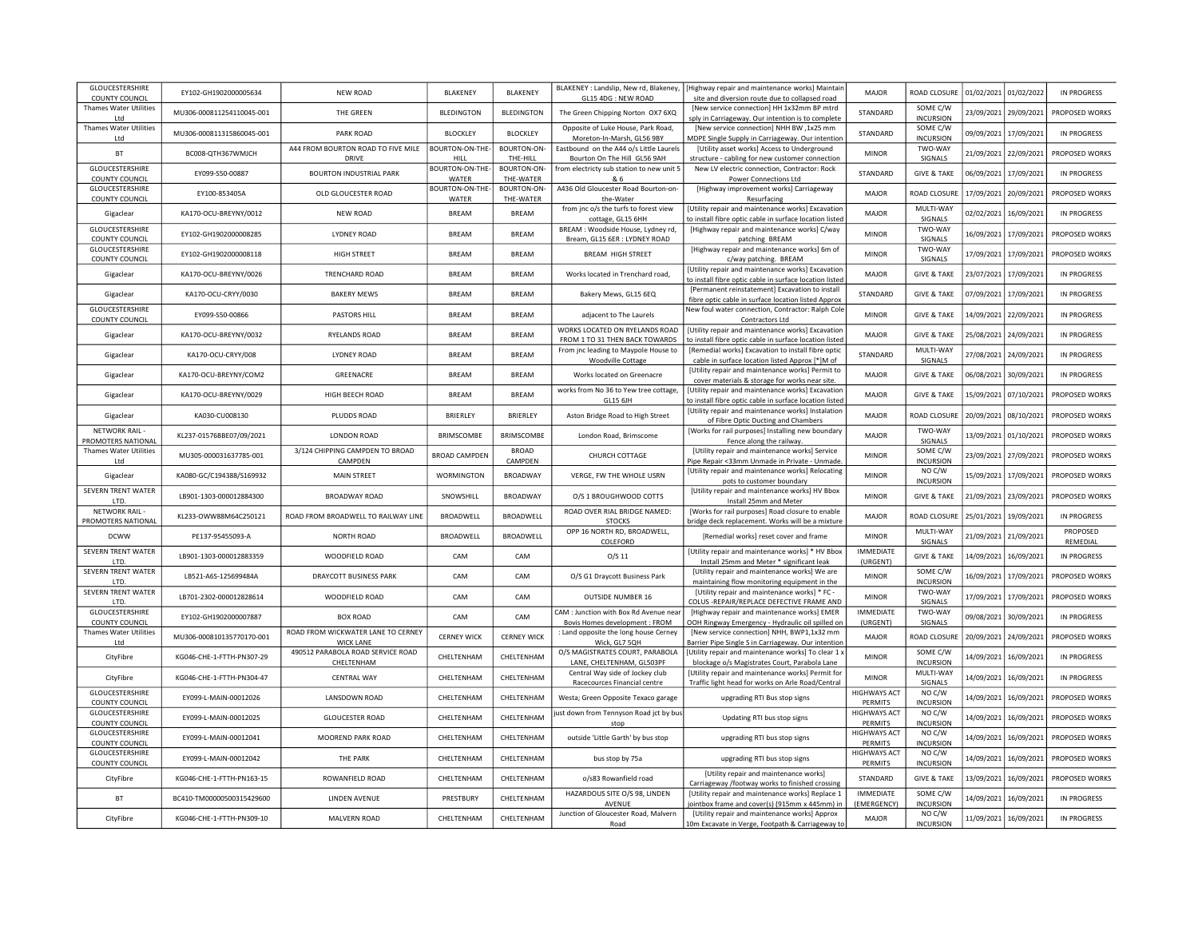| | | | | | | | | | | | |
|---|---|---|---|---|---|---|---|---|---|---|---|
| GLOUCESTERSHIRE COUNTY COUNCIL | EY102-GH1902000005634 | NEW ROAD | BLAKENEY | BLAKENEY | BLAKENEY : Landslip, New rd, Blakeney, GL15 4DG : NEW ROAD | [Highway repair and maintenance works] Maintain site and diversion route due to collapsed road | MAJOR | ROAD CLOSURE | 01/02/2021 | 01/02/2022 | IN PROGRESS |
| Thames Water Utilities Ltd | MU306-000811254110045-001 | THE GREEN | BLEDINGTON | BLEDINGTON | The Green Chipping Norton OX7 6XQ | [New service connection] HH 1x32mm BP mtrd sply in Carriageway. Our intention is to complete | STANDARD | SOME C/W INCURSION | 23/09/2021 | 29/09/2021 | PROPOSED WORKS |
| Thames Water Utilities Ltd | MU306-000811315860045-001 | PARK ROAD | BLOCKLEY | BLOCKLEY | Opposite of Luke House, Park Road, Moreton-In-Marsh, GL56 9BY | [New service connection] NHH BW ,1x25 mm MDPE Single Supply in Carriageway. Our intention | STANDARD | SOME C/W INCURSION | 09/09/2021 | 17/09/2021 | IN PROGRESS |
| BT | BC008-QTH367WMJCH | A44 FROM BOURTON ROAD TO FIVE MILE DRIVE | BOURTON-ON-THE-HILL | BOURTON-ON-THE-HILL | Eastbound on the A44 o/s Little Laurels Bourton On The Hill GL56 9AH | [Utility asset works] Access to Underground structure - cabling for new customer connection | MINOR | TWO-WAY SIGNALS | 21/09/2021 | 22/09/2021 | PROPOSED WORKS |
| GLOUCESTERSHIRE COUNTY COUNCIL | EY099-S50-00887 | BOURTON INDUSTRIAL PARK | BOURTON-ON-THE-WATER | BOURTON-ON-THE-WATER | from electricty sub station to new unit 5 & 6 | New LV electric connection, Contractor: Rock Power Connections Ltd | STANDARD | GIVE & TAKE | 06/09/2021 | 17/09/2021 | IN PROGRESS |
| GLOUCESTERSHIRE COUNTY COUNCIL | EY100-853405A | OLD GLOUCESTER ROAD | BOURTON-ON-THE-WATER | BOURTON-ON-THE-WATER | A436 Old Gloucester Road Bourton-on-the-Water | [Highway improvement works] Carriageway Resurfacing | MAJOR | ROAD CLOSURE | 17/09/2021 | 20/09/2021 | PROPOSED WORKS |
| Gigaclear | KA170-OCU-BREYNY/0012 | NEW ROAD | BREAM | BREAM | from jnc o/s the turfs to forest view cottage, GL15 6HH | [Utility repair and maintenance works] Excavation to install fibre optic cable in surface location listed | MAJOR | MULTI-WAY SIGNALS | 02/02/2021 | 16/09/2021 | IN PROGRESS |
| GLOUCESTERSHIRE COUNTY COUNCIL | EY102-GH1902000008285 | LYDNEY ROAD | BREAM | BREAM | BREAM : Woodside House, Lydney rd, Bream, GL15 6ER : LYDNEY ROAD | [Highway repair and maintenance works] C/way patching BREAM | MINOR | TWO-WAY SIGNALS | 16/09/2021 | 17/09/2021 | PROPOSED WORKS |
| GLOUCESTERSHIRE COUNTY COUNCIL | EY102-GH1902000008118 | HIGH STREET | BREAM | BREAM | BREAM HIGH STREET | [Highway repair and maintenance works] 6m of c/way patching. BREAM | MINOR | TWO-WAY SIGNALS | 17/09/2021 | 17/09/2021 | PROPOSED WORKS |
| Gigaclear | KA170-OCU-BREYNY/0026 | TRENCHARD ROAD | BREAM | BREAM | Works located in Trenchard road, | [Utility repair and maintenance works] Excavation to install fibre optic cable in surface location listed | MAJOR | GIVE & TAKE | 23/07/2021 | 17/09/2021 | IN PROGRESS |
| Gigaclear | KA170-OCU-CRYY/0030 | BAKERY MEWS | BREAM | BREAM | Bakery Mews, GL15 6EQ | [Permanent reinstatement] Excavation to install fibre optic cable in surface location listed Approx | STANDARD | GIVE & TAKE | 07/09/2021 | 17/09/2021 | IN PROGRESS |
| GLOUCESTERSHIRE COUNTY COUNCIL | EY099-S50-00866 | PASTORS HILL | BREAM | BREAM | adjacent to The Laurels | New foul water connection, Contractor: Ralph Cole Contractors Ltd | MINOR | GIVE & TAKE | 14/09/2021 | 22/09/2021 | IN PROGRESS |
| Gigaclear | KA170-OCU-BREYNY/0032 | RYELANDS ROAD | BREAM | BREAM | WORKS LOCATED ON RYELANDS ROAD FROM 1 TO 31 THEN BACK TOWARDS | [Utility repair and maintenance works] Excavation to install fibre optic cable in surface location listed | MAJOR | GIVE & TAKE | 25/08/2021 | 24/09/2021 | IN PROGRESS |
| Gigaclear | KA170-OCU-CRYY/008 | LYDNEY ROAD | BREAM | BREAM | From jnc leading to Maypole House to Woodville Cottage | [Remedial works] Excavation to install fibre optic cable in surface location listed Approx [*]M of | STANDARD | MULTI-WAY SIGNALS | 27/08/2021 | 24/09/2021 | IN PROGRESS |
| Gigaclear | KA170-OCU-BREYNY/COM2 | GREENACRE | BREAM | BREAM | Works located on Greenacre | [Utility repair and maintenance works] Permit to cover materials & storage for works near site. | MAJOR | GIVE & TAKE | 06/08/2021 | 30/09/2021 | IN PROGRESS |
| Gigaclear | KA170-OCU-BREYNY/0029 | HIGH BEECH ROAD | BREAM | BREAM | works from No 36 to Yew tree cottage, GL15 6JH | [Utility repair and maintenance works] Excavation to install fibre optic cable in surface location listed | MAJOR | GIVE & TAKE | 15/09/2021 | 07/10/2021 | PROPOSED WORKS |
| Gigaclear | KA030-CU008130 | PLUDDS ROAD | BRIERLEY | BRIERLEY | Aston Bridge Road to High Street | [Utility repair and maintenance works] Instalation of Fibre Optic Ducting and Chambers | MAJOR | ROAD CLOSURE | 20/09/2021 | 08/10/2021 | PROPOSED WORKS |
| NETWORK RAIL - PROMOTERS NATIONAL | KL237-01576BBE07/09/2021 | LONDON ROAD | BRIMSCOMBE | BRIMSCOMBE | London Road, Brimscome | [Works for rail purposes] Installing new boundary Fence along the railway. | MAJOR | TWO-WAY SIGNALS | 13/09/2021 | 01/10/2021 | PROPOSED WORKS |
| Thames Water Utilities Ltd | MU305-000031637785-001 | 3/124 CHIPPING CAMPDEN TO BROAD CAMPDEN | BROAD CAMPDEN | BROAD CAMPDEN | CHURCH COTTAGE | [Utility repair and maintenance works] Service Pipe Repair <33mm Unmade in Private - Unmade. | MINOR | SOME C/W INCURSION | 23/09/2021 | 27/09/2021 | PROPOSED WORKS |
| Gigaclear | KA080-GC/C194388/S169932 | MAIN STREET | WORMINGTON | BROADWAY | VERGE, FW THE WHOLE USRN | [Utility repair and maintenance works] Relocating pots to customer boundary | MINOR | NO C/W INCURSION | 15/09/2021 | 17/09/2021 | PROPOSED WORKS |
| SEVERN TRENT WATER LTD. | LB901-1303-000012884300 | BROADWAY ROAD | SNOWSHILL | BROADWAY | O/S 1 BROUGHWOOD COTTS | [Utility repair and maintenance works] HV Bbox Install 25mm and Meter | MINOR | GIVE & TAKE | 21/09/2021 | 23/09/2021 | PROPOSED WORKS |
| NETWORK RAIL - PROMOTERS NATIONAL | KL233-OWW88M64C250121 | ROAD FROM BROADWELL TO RAILWAY LINE | BROADWELL | BROADWELL | ROAD OVER RIAL BRIDGE NAMED: STOCKS | [Works for rail purposes] Road closure to enable bridge deck replacement. Works will be a mixture | MAJOR | ROAD CLOSURE | 25/01/2021 | 19/09/2021 | IN PROGRESS |
| DCWW | PE137-95455093-A | NORTH ROAD | BROADWELL | BROADWELL | OPP 16 NORTH RD, BROADWELL, COLEFORD | [Remedial works] reset cover and frame | MINOR | MULTI-WAY SIGNALS | 21/09/2021 | 21/09/2021 | PROPOSED REMEDIAL |
| SEVERN TRENT WATER LTD. | LB901-1303-000012883359 | WOODFIELD ROAD | CAM | CAM | O/S 11 | [Utility repair and maintenance works] * HV Bbox Install 25mm and Meter * significant leak | IMMEDIATE (URGENT) | GIVE & TAKE | 14/09/2021 | 16/09/2021 | IN PROGRESS |
| SEVERN TRENT WATER LTD. | LB521-A6S-125699484A | DRAYCOTT BUSINESS PARK | CAM | CAM | O/S G1 Draycott Business Park | [Utility repair and maintenance works] We are maintaining flow monitoring equipment in the | MINOR | SOME C/W INCURSION | 16/09/2021 | 17/09/2021 | PROPOSED WORKS |
| SEVERN TRENT WATER LTD. | LB701-2302-000012828614 | WOODFIELD ROAD | CAM | CAM | OUTSIDE NUMBER 16 | [Utility repair and maintenance works] * FC - COLUS -REPAIR/REPLACE DEFECTIVE FRAME AND | MINOR | TWO-WAY SIGNALS | 17/09/2021 | 17/09/2021 | PROPOSED WORKS |
| GLOUCESTERSHIRE COUNTY COUNCIL | EY102-GH1902000007887 | BOX ROAD | CAM | CAM | CAM : Junction with Box Rd Avenue near Bovis Homes development : FROM | [Highway repair and maintenance works] EMER OOH Ringway Emergency - Hydraulic oil spilled on | IMMEDIATE (URGENT) | TWO-WAY SIGNALS | 09/08/2021 | 30/09/2021 | IN PROGRESS |
| Thames Water Utilities Ltd | MU306-000810135770170-001 | ROAD FROM WICKWATER LANE TO CERNEY WICK LANE | CERNEY WICK | CERNEY WICK | : Land opposite the long house Cerney Wick, GL7 5QH | [New service connection] NHH, BWP1,1x32 mm Barrier Pipe Single S in Carriageway. Our intention | MAJOR | ROAD CLOSURE | 20/09/2021 | 24/09/2021 | PROPOSED WORKS |
| CityFibre | KG046-CHE-1-FTTH-PN307-29 | 490512 PARABOLA ROAD SERVICE ROAD CHELTENHAM | CHELTENHAM | CHELTENHAM | O/S MAGISTRATES COURT, PARABOLA LANE, CHELTENHAM, GL503PF | [Utility repair and maintenance works] To clear 1 x blockage o/s Magistrates Court, Parabola Lane | MINOR | SOME C/W INCURSION | 14/09/2021 | 16/09/2021 | IN PROGRESS |
| CityFibre | KG046-CHE-1-FTTH-PN304-47 | CENTRAL WAY | CHELTENHAM | CHELTENHAM | Central Way side of Jockey club Racecources Financial centre | [Utility repair and maintenance works] Permit for Traffic light head for works on Arle Road/Central | MINOR | MULTI-WAY SIGNALS | 14/09/2021 | 16/09/2021 | IN PROGRESS |
| GLOUCESTERSHIRE COUNTY COUNCIL | EY099-L-MAIN-00012026 | LANSDOWN ROAD | CHELTENHAM | CHELTENHAM | Westa; Green Opposite Texaco garage | upgrading RTI Bus stop signs | HIGHWAYS ACT PERMITS | NO C/W INCURSION | 14/09/2021 | 16/09/2021 | PROPOSED WORKS |
| GLOUCESTERSHIRE COUNTY COUNCIL | EY099-L-MAIN-00012025 | GLOUCESTER ROAD | CHELTENHAM | CHELTENHAM | just down from Tennyson Road jct by bus stop | Updating RTI bus stop signs | HIGHWAYS ACT PERMITS | NO C/W INCURSION | 14/09/2021 | 16/09/2021 | PROPOSED WORKS |
| GLOUCESTERSHIRE COUNTY COUNCIL | EY099-L-MAIN-00012041 | MOOREND PARK ROAD | CHELTENHAM | CHELTENHAM | outside 'Little Garth' by bus stop | upgrading RTI bus stop signs | HIGHWAYS ACT PERMITS | NO C/W INCURSION | 14/09/2021 | 16/09/2021 | PROPOSED WORKS |
| GLOUCESTERSHIRE COUNTY COUNCIL | EY099-L-MAIN-00012042 | THE PARK | CHELTENHAM | CHELTENHAM | bus stop by 75a | upgrading RTI bus stop signs | HIGHWAYS ACT PERMITS | NO C/W INCURSION | 14/09/2021 | 16/09/2021 | PROPOSED WORKS |
| CityFibre | KG046-CHE-1-FTTH-PN163-15 | ROWANFIELD ROAD | CHELTENHAM | CHELTENHAM | o/s83 Rowanfield road | [Utility repair and maintenance works] Carriageway /footway works to finished crossing | STANDARD | GIVE & TAKE | 13/09/2021 | 16/09/2021 | PROPOSED WORKS |
| BT | BC410-TM00000500315429600 | LINDEN AVENUE | PRESTBURY | CHELTENHAM | HAZARDOUS SITE O/S 98, LINDEN AVENUE | [Utility repair and maintenance works] Replace 1 jointbox frame and cover(s) (915mm x 445mm) in | IMMEDIATE (EMERGENCY) | NO C/W INCURSION | 14/09/2021 | 16/09/2021 | IN PROGRESS |
| CityFibre | KG046-CHE-1-FTTH-PN309-10 | MALVERN ROAD | CHELTENHAM | CHELTENHAM | Junction of Gloucester Road, Malvern Road | [Utility repair and maintenance works] Approx 10m Excavate in Verge, Footpath & Carriageway to | MAJOR | NO C/W INCURSION | 11/09/2021 | 16/09/2021 | IN PROGRESS |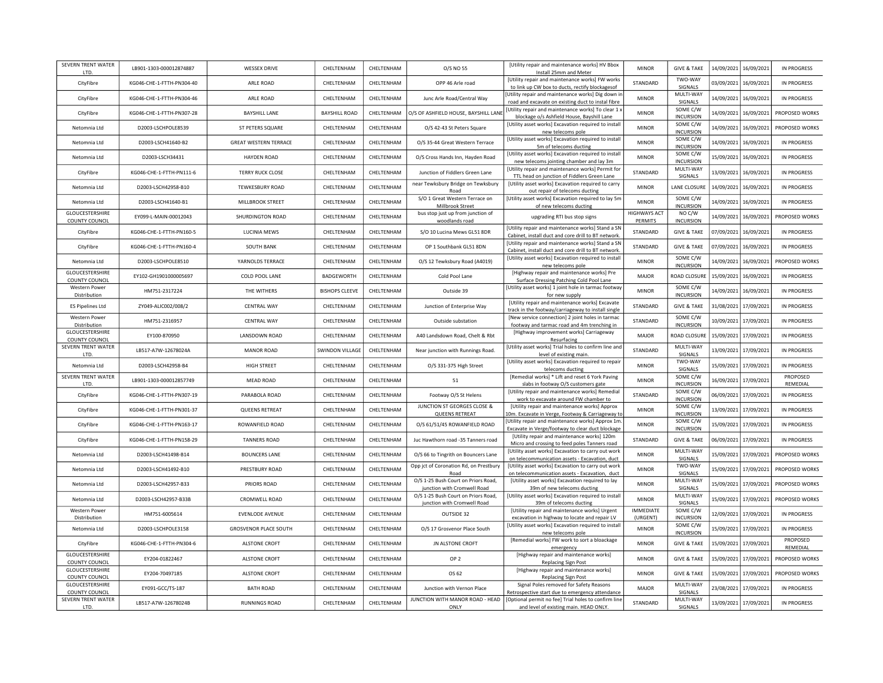| SEVERN TRENT WATER LTD. | LB901-1303-000012874887 | WESSEX DRIVE | CHELTENHAM | CHELTENHAM | O/S NO 55 | [Utility repair and maintenance works] HV Bbox Install 25mm and Meter | MINOR | GIVE & TAKE | 14/09/2021 | 16/09/2021 | IN PROGRESS |
|---|---|---|---|---|---|---|---|---|---|---|---|
| CityFibre | KG046-CHE-1-FTTH-PN304-40 | ARLE ROAD | CHELTENHAM | CHELTENHAM | OPP 46 Arle road | [Utility repair and maintenance works] FW works to link up CW box to ducts, rectify blockagesof | STANDARD | TWO-WAY SIGNALS | 03/09/2021 | 16/09/2021 | IN PROGRESS |
| CityFibre | KG046-CHE-1-FTTH-PN304-46 | ARLE ROAD | CHELTENHAM | CHELTENHAM | Junc Arle Road/Central Way | [Utility repair and maintenance works] Dig down in road and excavate on existing duct to instal fibre | MINOR | MULTI-WAY SIGNALS | 14/09/2021 | 16/09/2021 | IN PROGRESS |
| CityFibre | KG046-CHE-1-FTTH-PN307-28 | BAYSHILL LANE | BAYSHILL ROAD | CHELTENHAM | O/S OF ASHFIELD HOUSE, BAYSHILL LANE | [Utility repair and maintenance works] To clear 1 x blockage o/s Ashfield House, Bayshill Lane | MINOR | SOME C/W INCURSION | 14/09/2021 | 16/09/2021 | PROPOSED WORKS |
| Netomnia Ltd | D2003-LSCHPOLE8539 | ST PETERS SQUARE | CHELTENHAM | CHELTENHAM | O/S 42-43 St Peters Square | [Utility asset works] Excavation required to install new telecoms pole | MINOR | SOME C/W INCURSION | 14/09/2021 | 16/09/2021 | PROPOSED WORKS |
| Netomnia Ltd | D2003-LSCH41640-B2 | GREAT WESTERN TERRACE | CHELTENHAM | CHELTENHAM | O/S 35-44 Great Western Terrace | [Utility asset works] Excavation required to install 5m of telecoms ducting | MINOR | SOME C/W INCURSION | 14/09/2021 | 16/09/2021 | IN PROGRESS |
| Netomnia Ltd | D2003-LSCH34431 | HAYDEN ROAD | CHELTENHAM | CHELTENHAM | O/S Cross Hands Inn, Hayden Road | [Utility asset works] Excavation required to install new telecoms jointing chamber and lay 3m | MINOR | SOME C/W INCURSION | 15/09/2021 | 16/09/2021 | IN PROGRESS |
| CityFibre | KG046-CHE-1-FTTH-PN111-6 | TERRY RUCK CLOSE | CHELTENHAM | CHELTENHAM | Junction of Fiddlers Green Lane | [Utility repair and maintenance works] Permit for TTL head on junction of Fiddlers Green Lane | STANDARD | MULTI-WAY SIGNALS | 13/09/2021 | 16/09/2021 | IN PROGRESS |
| Netomnia Ltd | D2003-LSCH42958-B10 | TEWKESBURY ROAD | CHELTENHAM | CHELTENHAM | near Tewksbury Bridge on Tewksbury Road | [Utility asset works] Excavation required to carry out repair of telecoms ducting | MINOR | LANE CLOSURE | 14/09/2021 | 16/09/2021 | IN PROGRESS |
| Netomnia Ltd | D2003-LSCH41640-B1 | MILLBROOK STREET | CHELTENHAM | CHELTENHAM | S/O 1 Great Western Terrace on Millbrook Street | [Utility asset works] Excavation required to lay 5m of new telecoms ducting | MINOR | SOME C/W INCURSION | 14/09/2021 | 16/09/2021 | IN PROGRESS |
| GLOUCESTERSHIRE COUNTY COUNCIL | EY099-L-MAIN-00012043 | SHURDINGTON ROAD | CHELTENHAM | CHELTENHAM | bus stop just up from junction of woodlands road | upgrading RTI bus stop signs | HIGHWAYS ACT PERMITS | NO C/W INCURSION | 14/09/2021 | 16/09/2021 | PROPOSED WORKS |
| CityFibre | KG046-CHE-1-FTTH-PN160-5 | LUCINIA MEWS | CHELTENHAM | CHELTENHAM | S/O 10 Lucina Mews GL51 8DR | [Utility repair and maintenance works] Stand a SN Cabinet, install duct and core drill to BT network. | STANDARD | GIVE & TAKE | 07/09/2021 | 16/09/2021 | IN PROGRESS |
| CityFibre | KG046-CHE-1-FTTH-PN160-4 | SOUTH BANK | CHELTENHAM | CHELTENHAM | OP 1 Southbank GL51 8DN | [Utility repair and maintenance works] Stand a SN Cabinet, install duct and core drill to BT network. | STANDARD | GIVE & TAKE | 07/09/2021 | 16/09/2021 | IN PROGRESS |
| Netomnia Ltd | D2003-LSCHPOLE8510 | YARNOLDS TERRACE | CHELTENHAM | CHELTENHAM | O/S 12 Tewksbury Road (A4019) | [Utility asset works] Excavation required to install new telecoms pole | MINOR | SOME C/W INCURSION | 14/09/2021 | 16/09/2021 | PROPOSED WORKS |
| GLOUCESTERSHIRE COUNTY COUNCIL | EY102-GH1901000005697 | COLD POOL LANE | BADGEWORTH | CHELTENHAM | Cold Pool Lane | [Highway repair and maintenance works] Pre Surface Dressing Patching Cold Pool Lane | MAJOR | ROAD CLOSURE | 15/09/2021 | 16/09/2021 | IN PROGRESS |
| Western Power Distribution | HM751-2317224 | THE WITHERS | BISHOPS CLEEVE | CHELTENHAM | Outside 39 | [Utility asset works] 1 joint hole in tarmac footway for new supply | MINOR | SOME C/W INCURSION | 14/09/2021 | 16/09/2021 | IN PROGRESS |
| ES Pipelines Ltd | ZY049-ALIC002/008/2 | CENTRAL WAY | CHELTENHAM | CHELTENHAM | Junction of Enterprise Way | [Utility repair and maintenance works] Excavate track in the footway/carriageway to install single | STANDARD | GIVE & TAKE | 31/08/2021 | 17/09/2021 | IN PROGRESS |
| Western Power Distribution | HM751-2316957 | CENTRAL WAY | CHELTENHAM | CHELTENHAM | Outside substation | [New service connection] 2 joint holes in tarmac footway and tarmac road and 4m trenching in | STANDARD | SOME C/W INCURSION | 10/09/2021 | 17/09/2021 | IN PROGRESS |
| GLOUCESTERSHIRE COUNTY COUNCIL | EY100-870950 | LANSDOWN ROAD | CHELTENHAM | CHELTENHAM | A40 Landsdown Road, Chelt & Rbt | [Highway improvement works] Carriageway Resurfacing | MAJOR | ROAD CLOSURE | 15/09/2021 | 17/09/2021 | IN PROGRESS |
| SEVERN TRENT WATER LTD. | LB517-A7W-12678024A | MANOR ROAD | SWINDON VILLAGE | CHELTENHAM | Near junction with Runnings Road. | [Utility asset works] Trial holes to confirm line and level of existing main. | STANDARD | MULTI-WAY SIGNALS | 13/09/2021 | 17/09/2021 | IN PROGRESS |
| Netomnia Ltd | D2003-LSCH42958-B4 | HIGH STREET | CHELTENHAM | CHELTENHAM | O/S 331-375 High Street | [Utility asset works] Excavation required to repair telecoms ducting | MINOR | TWO-WAY SIGNALS | 15/09/2021 | 17/09/2021 | IN PROGRESS |
| SEVERN TRENT WATER LTD. | LB901-1303-000012857749 | MEAD ROAD | CHELTENHAM | CHELTENHAM | 51 | [Remedial works] * Lift and reset 6 York Paving slabs in footway O/S customers gate | MINOR | SOME C/W INCURSION | 16/09/2021 | 17/09/2021 | PROPOSED REMEDIAL |
| CityFibre | KG046-CHE-1-FTTH-PN307-19 | PARABOLA ROAD | CHELTENHAM | CHELTENHAM | Footway O/S St Helens | [Utility repair and maintenance works] Remedial work to excavate around FW chamber to | STANDARD | SOME C/W INCURSION | 06/09/2021 | 17/09/2021 | IN PROGRESS |
| CityFibre | KG046-CHE-1-FTTH-PN301-37 | QUEENS RETREAT | CHELTENHAM | CHELTENHAM | JUNCTION ST GEORGES CLOSE & QUEENS RETREAT | [Utility repair and maintenance works] Approx 10m. Excavate in Verge, Footway & Carriageway to | MINOR | SOME C/W INCURSION | 13/09/2021 | 17/09/2021 | IN PROGRESS |
| CityFibre | KG046-CHE-1-FTTH-PN163-17 | ROWANFIELD ROAD | CHELTENHAM | CHELTENHAM | O/S 61/51/45 ROWANFIELD ROAD | [Utility repair and maintenance works] Approx 1m. Excavate in Verge/footway to clear duct blockage | MINOR | SOME C/W INCURSION | 15/09/2021 | 17/09/2021 | IN PROGRESS |
| CityFibre | KG046-CHE-1-FTTH-PN158-29 | TANNERS ROAD | CHELTENHAM | CHELTENHAM | Juc Hawthorn road -35 Tanners road | [Utility repair and maintenance works] 120m Micro and crossing to feed poles Tanners road | STANDARD | GIVE & TAKE | 06/09/2021 | 17/09/2021 | IN PROGRESS |
| Netomnia Ltd | D2003-LSCH41498-B14 | BOUNCERS LANE | CHELTENHAM | CHELTENHAM | O/S 66 to Tingrith on Bouncers Lane | [Utility asset works] Excavation to carry out work on telecommunication assets - Excavation, duct | MINOR | MULTI-WAY SIGNALS | 15/09/2021 | 17/09/2021 | PROPOSED WORKS |
| Netomnia Ltd | D2003-LSCH41492-B10 | PRESTBURY ROAD | CHELTENHAM | CHELTENHAM | Opp jct of Coronation Rd, on Prestbury Road | [Utility asset works] Excavation to carry out work on telecommunication assets - Excavation, duct | MINOR | TWO-WAY SIGNALS | 15/09/2021 | 17/09/2021 | PROPOSED WORKS |
| Netomnia Ltd | D2003-LSCH42957-B33 | PRIORS ROAD | CHELTENHAM | CHELTENHAM | O/S 1-25 Bush Court on Priors Road, junction with Cromwell Road | [Utility asset works] Excavation required to lay 39m of new telecoms ducting | MINOR | MULTI-WAY SIGNALS | 15/09/2021 | 17/09/2021 | PROPOSED WORKS |
| Netomnia Ltd | D2003-LSCH42957-B33B | CROMWELL ROAD | CHELTENHAM | CHELTENHAM | O/S 1-25 Bush Court on Priors Road, junction with Cromwell Road | [Utility asset works] Excavation required to install 39m of telecoms ducting | MINOR | MULTI-WAY SIGNALS | 15/09/2021 | 17/09/2021 | PROPOSED WORKS |
| Western Power Distribution | HM751-6005614 | EVENLODE AVENUE | CHELTENHAM | CHELTENHAM | OUTSIDE 32 | [Utility repair and maintenance works] Urgent excavation in highway to locate and repair LV | IMMEDIATE (URGENT) | SOME C/W INCURSION | 12/09/2021 | 17/09/2021 | IN PROGRESS |
| Netomnia Ltd | D2003-LSCHPOLE3158 | GROSVENOR PLACE SOUTH | CHELTENHAM | CHELTENHAM | O/S 17 Grosvenor Place South | [Utility asset works] Excavation required to install new telecoms pole | MINOR | SOME C/W INCURSION | 15/09/2021 | 17/09/2021 | IN PROGRESS |
| CityFibre | KG046-CHE-1-FTTH-PN304-6 | ALSTONE CROFT | CHELTENHAM | CHELTENHAM | JN ALSTONE CROFT | [Remedial works] FW work to sort a bloackage emergency | MINOR | GIVE & TAKE | 15/09/2021 | 17/09/2021 | PROPOSED REMEDIAL |
| GLOUCESTERSHIRE COUNTY COUNCIL | EY204-01822467 | ALSTONE CROFT | CHELTENHAM | CHELTENHAM | OP 2 | [Highway repair and maintenance works] Replacing Sign Post | MINOR | GIVE & TAKE | 15/09/2021 | 17/09/2021 | PROPOSED WORKS |
| GLOUCESTERSHIRE COUNTY COUNCIL | EY204-70497185 | ALSTONE CROFT | CHELTENHAM | CHELTENHAM | OS 62 | [Highway repair and maintenance works] Replacing Sign Post | MINOR | GIVE & TAKE | 15/09/2021 | 17/09/2021 | PROPOSED WORKS |
| GLOUCESTERSHIRE COUNTY COUNCIL | EY091-GCC/TS-187 | BATH ROAD | CHELTENHAM | CHELTENHAM | Junction with Vernon Place | Signal Poles removed for Safety Reasons Retrospective start due to emergency attendance | MAJOR | MULTI-WAY SIGNALS | 23/08/2021 | 17/09/2021 | IN PROGRESS |
| SEVERN TRENT WATER LTD. | LB517-A7W-12678024B | RUNNINGS ROAD | CHELTENHAM | CHELTENHAM | JUNCTION WITH MANOR ROAD - HEAD ONLY | [Optional permit no fee] Trial holes to confirm line and level of existing main. HEAD ONLY. | STANDARD | MULTI-WAY SIGNALS | 13/09/2021 | 17/09/2021 | IN PROGRESS |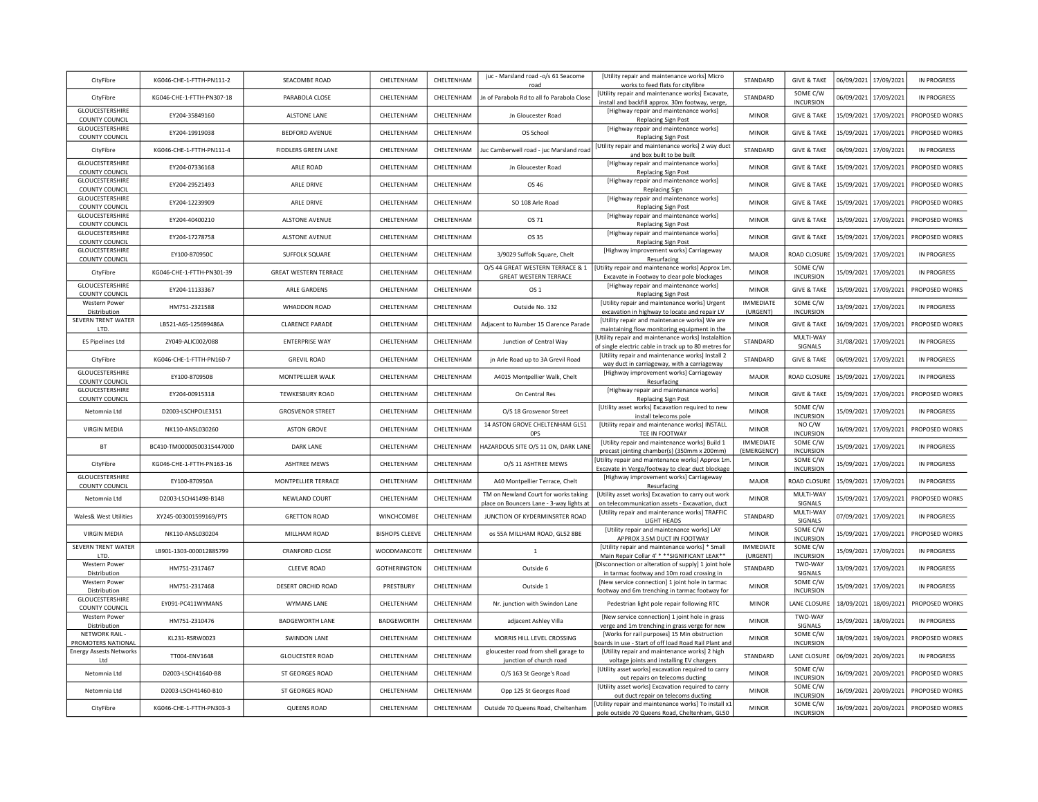| | | | | | | | | | | | |
|---|---|---|---|---|---|---|---|---|---|---|---|
| CityFibre | KG046-CHE-1-FTTH-PN111-2 | SEACOMBE ROAD | CHELTENHAM | CHELTENHAM | juc - Marsland road -o/s 61 Seacome road | [Utility repair and maintenance works] Micro works to feed flats for cityfibre | STANDARD | GIVE & TAKE | 06/09/2021 | 17/09/2021 | IN PROGRESS |
| CityFibre | KG046-CHE-1-FTTH-PN307-18 | PARABOLA CLOSE | CHELTENHAM | CHELTENHAM | Jn of Parabola Rd to all fo Parabola Close | [Utility repair and maintenance works] Excavate, install and backfill approx. 30m footway, verge, | STANDARD | SOME C/W INCURSION | 06/09/2021 | 17/09/2021 | IN PROGRESS |
| GLOUCESTERSHIRE COUNTY COUNCIL | EY204-35849160 | ALSTONE LANE | CHELTENHAM | CHELTENHAM | Jn Gloucester Road | [Highway repair and maintenance works] Replacing Sign Post | MINOR | GIVE & TAKE | 15/09/2021 | 17/09/2021 | PROPOSED WORKS |
| GLOUCESTERSHIRE COUNTY COUNCIL | EY204-19919038 | BEDFORD AVENUE | CHELTENHAM | CHELTENHAM | OS School | [Highway repair and maintenance works] Replacing Sign Post | MINOR | GIVE & TAKE | 15/09/2021 | 17/09/2021 | PROPOSED WORKS |
| CityFibre | KG046-CHE-1-FTTH-PN111-4 | FIDDLERS GREEN LANE | CHELTENHAM | CHELTENHAM | Juc Camberwell road - juc Marsland road | [Utility repair and maintenance works] 2 way duct and box built to be built | STANDARD | GIVE & TAKE | 06/09/2021 | 17/09/2021 | IN PROGRESS |
| GLOUCESTERSHIRE COUNTY COUNCIL | EY204-07336168 | ARLE ROAD | CHELTENHAM | CHELTENHAM | Jn Gloucester Road | [Highway repair and maintenance works] Replacing Sign Post | MINOR | GIVE & TAKE | 15/09/2021 | 17/09/2021 | PROPOSED WORKS |
| GLOUCESTERSHIRE COUNTY COUNCIL | EY204-29521493 | ARLE DRIVE | CHELTENHAM | CHELTENHAM | OS 46 | [Highway repair and maintenance works] Replacing Sign | MINOR | GIVE & TAKE | 15/09/2021 | 17/09/2021 | PROPOSED WORKS |
| GLOUCESTERSHIRE COUNTY COUNCIL | EY204-12239909 | ARLE DRIVE | CHELTENHAM | CHELTENHAM | SO 108 Arle Road | [Highway repair and maintenance works] Replacing Sign Post | MINOR | GIVE & TAKE | 15/09/2021 | 17/09/2021 | PROPOSED WORKS |
| GLOUCESTERSHIRE COUNTY COUNCIL | EY204-40400210 | ALSTONE AVENUE | CHELTENHAM | CHELTENHAM | OS 71 | [Highway repair and maintenance works] Replacing Sign Post | MINOR | GIVE & TAKE | 15/09/2021 | 17/09/2021 | PROPOSED WORKS |
| GLOUCESTERSHIRE COUNTY COUNCIL | EY204-17278758 | ALSTONE AVENUE | CHELTENHAM | CHELTENHAM | OS 35 | [Highway repair and maintenance works] Replacing Sign Post | MINOR | GIVE & TAKE | 15/09/2021 | 17/09/2021 | PROPOSED WORKS |
| GLOUCESTERSHIRE COUNTY COUNCIL | EY100-870950C | SUFFOLK SQUARE | CHELTENHAM | CHELTENHAM | 3/9029 Suffolk Square, Chelt | [Highway improvement works] Carriageway Resurfacing | MAJOR | ROAD CLOSURE | 15/09/2021 | 17/09/2021 | IN PROGRESS |
| CityFibre | KG046-CHE-1-FTTH-PN301-39 | GREAT WESTERN TERRACE | CHELTENHAM | CHELTENHAM | O/S 44 GREAT WESTERN TERRACE & 1 GREAT WESTERN TERRACE | [Utility repair and maintenance works] Approx 1m. Excavate in Footway to clear pole blockages | MINOR | SOME C/W INCURSION | 15/09/2021 | 17/09/2021 | IN PROGRESS |
| GLOUCESTERSHIRE COUNTY COUNCIL | EY204-11133367 | ARLE GARDENS | CHELTENHAM | CHELTENHAM | OS 1 | [Highway repair and maintenance works] Replacing Sign Post | MINOR | GIVE & TAKE | 15/09/2021 | 17/09/2021 | PROPOSED WORKS |
| Western Power Distribution | HM751-2321588 | WHADDON ROAD | CHELTENHAM | CHELTENHAM | Outside No. 132 | [Utility repair and maintenance works] Urgent excavation in highway to locate and repair LV | IMMEDIATE (URGENT) | SOME C/W INCURSION | 13/09/2021 | 17/09/2021 | IN PROGRESS |
| SEVERN TRENT WATER LTD. | LB521-A6S-125699486A | CLARENCE PARADE | CHELTENHAM | CHELTENHAM | Adjacent to Number 15 Clarence Parade | [Utility repair and maintenance works] We are maintaining flow monitoring equipment in the | MINOR | GIVE & TAKE | 16/09/2021 | 17/09/2021 | PROPOSED WORKS |
| ES Pipelines Ltd | ZY049-ALIC002/088 | ENTERPRISE WAY | CHELTENHAM | CHELTENHAM | Junction of Central Way | [Utility repair and maintenance works] Instalaltion of single electric cable in track up to 80 metres for | STANDARD | MULTI-WAY SIGNALS | 31/08/2021 | 17/09/2021 | IN PROGRESS |
| CityFibre | KG046-CHE-1-FTTH-PN160-7 | GREVIL ROAD | CHELTENHAM | CHELTENHAM | jn Arle Road up to 3A Grevil Road | [Utility repair and maintenance works] Install 2 way duct in carriageway, with a carriageway | STANDARD | GIVE & TAKE | 06/09/2021 | 17/09/2021 | IN PROGRESS |
| GLOUCESTERSHIRE COUNTY COUNCIL | EY100-870950B | MONTPELLIER WALK | CHELTENHAM | CHELTENHAM | A4015 Montpellier Walk, Chelt | [Highway improvement works] Carriageway Resurfacing | MAJOR | ROAD CLOSURE | 15/09/2021 | 17/09/2021 | IN PROGRESS |
| GLOUCESTERSHIRE COUNTY COUNCIL | EY204-00915318 | TEWKESBURY ROAD | CHELTENHAM | CHELTENHAM | On Central Res | [Highway repair and maintenance works] Replacing Sign Post | MINOR | GIVE & TAKE | 15/09/2021 | 17/09/2021 | PROPOSED WORKS |
| Netomnia Ltd | D2003-LSCHPOLE3151 | GROSVENOR STREET | CHELTENHAM | CHELTENHAM | O/S 18 Grosvenor Street | [Utility asset works] Excavation required to new install telecoms pole | MINOR | SOME C/W INCURSION | 15/09/2021 | 17/09/2021 | IN PROGRESS |
| VIRGIN MEDIA | NK110-ANSL030260 | ASTON GROVE | CHELTENHAM | CHELTENHAM | 14 ASTON GROVE CHELTENHAM GL51 0PS | [Utility repair and maintenance works] INSTALL TEE IN FOOTWAY | MINOR | NO C/W INCURSION | 16/09/2021 | 17/09/2021 | PROPOSED WORKS |
| BT | BC410-TM00000500315447000 | DARK LANE | CHELTENHAM | CHELTENHAM | HAZARDOUS SITE O/S 11 ON, DARK LANE | [Utility repair and maintenance works] Build 1 precast jointing chamber(s) (350mm x 200mm) | IMMEDIATE (EMERGENCY) | SOME C/W INCURSION | 15/09/2021 | 17/09/2021 | IN PROGRESS |
| CityFibre | KG046-CHE-1-FTTH-PN163-16 | ASHTREE MEWS | CHELTENHAM | CHELTENHAM | O/S 11 ASHTREE MEWS | [Utility repair and maintenance works] Approx 1m. Excavate in Verge/footway to clear duct blockage | MINOR | SOME C/W INCURSION | 15/09/2021 | 17/09/2021 | IN PROGRESS |
| GLOUCESTERSHIRE COUNTY COUNCIL | EY100-870950A | MONTPELLIER TERRACE | CHELTENHAM | CHELTENHAM | A40 Montpellier Terrace, Chelt | [Highway improvement works] Carriageway Resurfacing | MAJOR | ROAD CLOSURE | 15/09/2021 | 17/09/2021 | IN PROGRESS |
| Netomnia Ltd | D2003-LSCH41498-B14B | NEWLAND COURT | CHELTENHAM | CHELTENHAM | TM on Newland Court for works taking place on Bouncers Lane - 3-way lights at | [Utility asset works] Excavation to carry out work on telecommunication assets - Excavation, duct | MINOR | MULTI-WAY SIGNALS | 15/09/2021 | 17/09/2021 | PROPOSED WORKS |
| Wales& West Utilities | XY245-003001599169/PTS | GRETTON ROAD | WINCHCOMBE | CHELTENHAM | JUNCTION OF KYDERMINSRTER ROAD | [Utility repair and maintenance works] TRAFFIC LIGHT HEADS | STANDARD | MULTI-WAY SIGNALS | 07/09/2021 | 17/09/2021 | IN PROGRESS |
| VIRGIN MEDIA | NK110-ANSL030204 | MILLHAM ROAD | BISHOPS CLEEVE | CHELTENHAM | os 55A MILLHAM ROAD, GL52 8BE | [Utility repair and maintenance works] LAY APPROX 3.5M DUCT IN FOOTWAY | MINOR | SOME C/W INCURSION | 15/09/2021 | 17/09/2021 | PROPOSED WORKS |
| SEVERN TRENT WATER LTD. | LB901-1303-000012885799 | CRANFORD CLOSE | WOODMANCOTE | CHELTENHAM | 1 | [Utility repair and maintenance works] * Small Main Repair Collar 4' * **SIGNIFICANT LEAK** | IMMEDIATE (URGENT) | SOME C/W INCURSION | 15/09/2021 | 17/09/2021 | IN PROGRESS |
| Western Power Distribution | HM751-2317467 | CLEEVE ROAD | GOTHERINGTON | CHELTENHAM | Outside 6 | [Disconnection or alteration of supply] 1 joint hole in tarmac footway and 10m road crossing in | STANDARD | TWO-WAY SIGNALS | 13/09/2021 | 17/09/2021 | IN PROGRESS |
| Western Power Distribution | HM751-2317468 | DESERT ORCHID ROAD | PRESTBURY | CHELTENHAM | Outside 1 | [New service connection] 1 joint hole in tarmac footway and 6m trenching in tarmac footway for | MINOR | SOME C/W INCURSION | 15/09/2021 | 17/09/2021 | IN PROGRESS |
| GLOUCESTERSHIRE COUNTY COUNCIL | EY091-PC411WYMANS | WYMANS LANE | CHELTENHAM | CHELTENHAM | Nr. junction with Swindon Lane | Pedestrian light pole repair following RTC | MINOR | LANE CLOSURE | 18/09/2021 | 18/09/2021 | PROPOSED WORKS |
| Western Power Distribution | HM751-2310476 | BADGEWORTH LANE | BADGEWORTH | CHELTENHAM | adjacent Ashley Villa | [New service connection] 1 joint hole in grass verge and 1m trenching in grass verge for new | MINOR | TWO-WAY SIGNALS | 15/09/2021 | 18/09/2021 | IN PROGRESS |
| NETWORK RAIL - PROMOTERS NATIONAL | KL231-RSRW0023 | SWINDON LANE | CHELTENHAM | CHELTENHAM | MORRIS HILL LEVEL CROSSING | [Works for rail purposes] 15 Min obstruction boards in use - Start of off load Road Rail Plant and | MINOR | SOME C/W INCURSION | 18/09/2021 | 19/09/2021 | PROPOSED WORKS |
| Energy Assests Networks Ltd | TT004-ENV1648 | GLOUCESTER ROAD | CHELTENHAM | CHELTENHAM | gloucester road from shell garage to junction of church road | [Utility repair and maintenance works] 2 high voltage joints and installing EV chargers | STANDARD | LANE CLOSURE | 06/09/2021 | 20/09/2021 | IN PROGRESS |
| Netomnia Ltd | D2003-LSCH41640-B8 | ST GEORGES ROAD | CHELTENHAM | CHELTENHAM | O/S 163 St George's Road | [Utility asset works] excavation required to carry out repairs on telecoms ducting | MINOR | SOME C/W INCURSION | 16/09/2021 | 20/09/2021 | PROPOSED WORKS |
| Netomnia Ltd | D2003-LSCH41460-B10 | ST GEORGES ROAD | CHELTENHAM | CHELTENHAM | Opp 125 St Georges Road | [Utility asset works] Excavation required to carry out duct repair on telecoms ducting | MINOR | SOME C/W INCURSION | 16/09/2021 | 20/09/2021 | PROPOSED WORKS |
| CityFibre | KG046-CHE-1-FTTH-PN303-3 | QUEENS ROAD | CHELTENHAM | CHELTENHAM | Outside 70 Queens Road, Cheltenham | [Utility repair and maintenance works] To install x1 pole outside 70 Queens Road, Cheltenham, GL50 | MINOR | SOME C/W INCURSION | 16/09/2021 | 20/09/2021 | PROPOSED WORKS |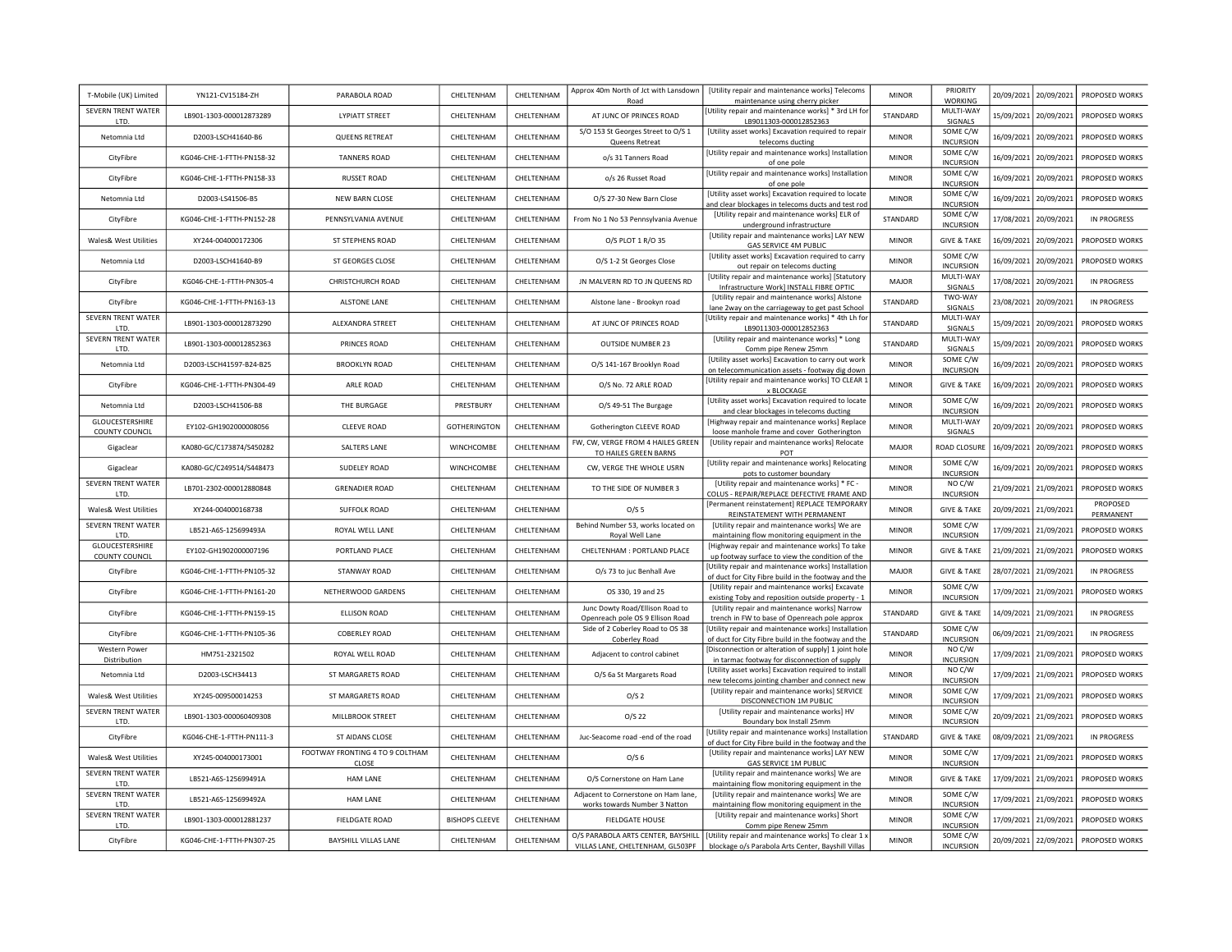| T-Mobile (UK) Limited | YN121-CV15184-ZH | PARABOLA ROAD | CHELTENHAM | CHELTENHAM | Approx 40m North of Jct with Lansdown Road | [Utility repair and maintenance works] Telecoms maintenance using cherry picker | MINOR | PRIORITY WORKING | 20/09/2021 | 20/09/2021 | PROPOSED WORKS |
|---|---|---|---|---|---|---|---|---|---|---|---|
| SEVERN TRENT WATER LTD. | LB901-1303-000012873289 | LYPIATT STREET | CHELTENHAM | CHELTENHAM | AT JUNC OF PRINCES ROAD | [Utility repair and maintenance works] * 3rd LH for LB9011303-000012852363 | STANDARD | MULTI-WAY SIGNALS | 15/09/2021 | 20/09/2021 | PROPOSED WORKS |
| Netomnia Ltd | D2003-LSCH41640-B6 | QUEENS RETREAT | CHELTENHAM | CHELTENHAM | S/O 153 St Georges Street to O/S 1 Queens Retreat | [Utility asset works] Excavation required to repair telecoms ducting | MINOR | SOME C/W INCURSION | 16/09/2021 | 20/09/2021 | PROPOSED WORKS |
| CityFibre | KG046-CHE-1-FTTH-PN158-32 | TANNERS ROAD | CHELTENHAM | CHELTENHAM | o/s 31 Tanners Road | [Utility repair and maintenance works] Installation of one pole | MINOR | SOME C/W INCURSION | 16/09/2021 | 20/09/2021 | PROPOSED WORKS |
| CityFibre | KG046-CHE-1-FTTH-PN158-33 | RUSSET ROAD | CHELTENHAM | CHELTENHAM | o/s 26 Russet Road | [Utility repair and maintenance works] Installation of one pole | MINOR | SOME C/W INCURSION | 16/09/2021 | 20/09/2021 | PROPOSED WORKS |
| Netomnia Ltd | D2003-LS41506-B5 | NEW BARN CLOSE | CHELTENHAM | CHELTENHAM | O/S 27-30 New Barn Close | [Utility asset works] Excavation required to locate and clear blockages in telecoms ducts and test rod | MINOR | SOME C/W INCURSION | 16/09/2021 | 20/09/2021 | PROPOSED WORKS |
| CityFibre | KG046-CHE-1-FTTH-PN152-28 | PENNSYLVANIA AVENUE | CHELTENHAM | CHELTENHAM | From No 1 No 53 Pennsylvania Avenue | [Utility repair and maintenance works] ELR of underground infrastructure | STANDARD | SOME C/W INCURSION | 17/08/2021 | 20/09/2021 | IN PROGRESS |
| Wales& West Utilities | XY244-004000172306 | ST STEPHENS ROAD | CHELTENHAM | CHELTENHAM | O/S PLOT 1 R/O 35 | [Utility repair and maintenance works] LAY NEW GAS SERVICE 4M PUBLIC | MINOR | GIVE & TAKE | 16/09/2021 | 20/09/2021 | PROPOSED WORKS |
| Netomnia Ltd | D2003-LSCH41640-B9 | ST GEORGES CLOSE | CHELTENHAM | CHELTENHAM | O/S 1-2 St Georges Close | [Utility asset works] Excavation required to carry out repair on telecoms ducting | MINOR | SOME C/W INCURSION | 16/09/2021 | 20/09/2021 | PROPOSED WORKS |
| CityFibre | KG046-CHE-1-FTTH-PN305-4 | CHRISTCHURCH ROAD | CHELTENHAM | CHELTENHAM | JN MALVERN RD TO JN QUEENS RD | [Utility repair and maintenance works] [Statutory Infrastructure Work] INSTALL FIBRE OPTIC | MAJOR | MULTI-WAY SIGNALS | 17/08/2021 | 20/09/2021 | IN PROGRESS |
| CityFibre | KG046-CHE-1-FTTH-PN163-13 | ALSTONE LANE | CHELTENHAM | CHELTENHAM | Alstone lane - Brookyn road | [Utility repair and maintenance works] Alstone lane 2way on the carriageway to get past School | STANDARD | TWO-WAY SIGNALS | 23/08/2021 | 20/09/2021 | IN PROGRESS |
| SEVERN TRENT WATER LTD. | LB901-1303-000012873290 | ALEXANDRA STREET | CHELTENHAM | CHELTENHAM | AT JUNC OF PRINCES ROAD | [Utility repair and maintenance works] * 4th Lh for LB9011303-000012852363 | STANDARD | MULTI-WAY SIGNALS | 15/09/2021 | 20/09/2021 | PROPOSED WORKS |
| SEVERN TRENT WATER LTD. | LB901-1303-000012852363 | PRINCES ROAD | CHELTENHAM | CHELTENHAM | OUTSIDE NUMBER 23 | [Utility repair and maintenance works] * Long Comm pipe Renew 25mm | STANDARD | MULTI-WAY SIGNALS | 15/09/2021 | 20/09/2021 | PROPOSED WORKS |
| Netomnia Ltd | D2003-LSCH41597-B24-B25 | BROOKLYN ROAD | CHELTENHAM | CHELTENHAM | O/S 141-167 Brooklyn Road | [Utility asset works] Excavation to carry out work on telecommunication assets - footway dig down | MINOR | SOME C/W INCURSION | 16/09/2021 | 20/09/2021 | PROPOSED WORKS |
| CityFibre | KG046-CHE-1-FTTH-PN304-49 | ARLE ROAD | CHELTENHAM | CHELTENHAM | O/S No. 72 ARLE ROAD | [Utility repair and maintenance works] TO CLEAR 1 x BLOCKAGE | MINOR | GIVE & TAKE | 16/09/2021 | 20/09/2021 | PROPOSED WORKS |
| Netomnia Ltd | D2003-LSCH41506-B8 | THE BURGAGE | PRESTBURY | CHELTENHAM | O/S 49-51 The Burgage | [Utility asset works] Excavation required to locate and clear blockages in telecoms ducting | MINOR | SOME C/W INCURSION | 16/09/2021 | 20/09/2021 | PROPOSED WORKS |
| GLOUCESTERSHIRE COUNTY COUNCIL | EY102-GH1902000008056 | CLEEVE ROAD | GOTHERINGTON | CHELTENHAM | Gotherington CLEEVE ROAD | [Highway repair and maintenance works] Replace loose manhole frame and cover Gotherington | MINOR | MULTI-WAY SIGNALS | 20/09/2021 | 20/09/2021 | PROPOSED WORKS |
| Gigaclear | KA080-GC/C173874/S450282 | SALTERS LANE | WINCHCOMBE | CHELTENHAM | FW, CW, VERGE FROM 4 HAILES GREEN TO HAILES GREEN BARNS | [Utility repair and maintenance works] Relocate POT | MAJOR | ROAD CLOSURE | 16/09/2021 | 20/09/2021 | PROPOSED WORKS |
| Gigaclear | KA080-GC/C249514/S448473 | SUDELEY ROAD | WINCHCOMBE | CHELTENHAM | CW, VERGE THE WHOLE USRN | [Utility repair and maintenance works] Relocating pots to customer boundary | MINOR | SOME C/W INCURSION | 16/09/2021 | 20/09/2021 | PROPOSED WORKS |
| SEVERN TRENT WATER LTD. | LB701-2302-000012880848 | GRENADIER ROAD | CHELTENHAM | CHELTENHAM | TO THE SIDE OF NUMBER 3 | [Utility repair and maintenance works] * FC - COLUS - REPAIR/REPLACE DEFECTIVE FRAME AND | MINOR | NO C/W INCURSION | 21/09/2021 | 21/09/2021 | PROPOSED WORKS |
| Wales& West Utilities | XY244-004000168738 | SUFFOLK ROAD | CHELTENHAM | CHELTENHAM | O/S 5 | [Permanent reinstatement] REPLACE TEMPORARY REINSTATEMENT WITH PERMANENT | MINOR | GIVE & TAKE | 20/09/2021 | 21/09/2021 | PROPOSED PERMANENT |
| SEVERN TRENT WATER LTD. | LB521-A6S-125699493A | ROYAL WELL LANE | CHELTENHAM | CHELTENHAM | Behind Number 53, works located on Royal Well Lane | [Utility repair and maintenance works] We are maintaining flow monitoring equipment in the | MINOR | SOME C/W INCURSION | 17/09/2021 | 21/09/2021 | PROPOSED WORKS |
| GLOUCESTERSHIRE COUNTY COUNCIL | EY102-GH1902000007196 | PORTLAND PLACE | CHELTENHAM | CHELTENHAM | CHELTENHAM : PORTLAND PLACE | [Highway repair and maintenance works] To take up footway surface to view the condition of the | MINOR | GIVE & TAKE | 21/09/2021 | 21/09/2021 | PROPOSED WORKS |
| CityFibre | KG046-CHE-1-FTTH-PN105-32 | STANWAY ROAD | CHELTENHAM | CHELTENHAM | O/s 73 to juc Benhall Ave | [Utility repair and maintenance works] Installation of duct for City Fibre build in the footway and the | MAJOR | GIVE & TAKE | 28/07/2021 | 21/09/2021 | IN PROGRESS |
| CityFibre | KG046-CHE-1-FTTH-PN161-20 | NETHERWOOD GARDENS | CHELTENHAM | CHELTENHAM | OS 330, 19 and 25 | [Utility repair and maintenance works] Excavate existing Toby and reposition outside property - 1 | MINOR | SOME C/W INCURSION | 17/09/2021 | 21/09/2021 | PROPOSED WORKS |
| CityFibre | KG046-CHE-1-FTTH-PN159-15 | ELLISON ROAD | CHELTENHAM | CHELTENHAM | Junc Dowty Road/Ellison Road to Openreach pole OS 9 Ellison Road | [Utility repair and maintenance works] Narrow trench in FW to base of Openreach pole approx | STANDARD | GIVE & TAKE | 14/09/2021 | 21/09/2021 | IN PROGRESS |
| CityFibre | KG046-CHE-1-FTTH-PN105-36 | COBERLEY ROAD | CHELTENHAM | CHELTENHAM | Side of 2 Coberley Road to OS 38 Coberley Road | [Utility repair and maintenance works] Installation of duct for City Fibre build in the footway and the | STANDARD | SOME C/W INCURSION | 06/09/2021 | 21/09/2021 | IN PROGRESS |
| Western Power Distribution | HM751-2321502 | ROYAL WELL ROAD | CHELTENHAM | CHELTENHAM | Adjacent to control cabinet | [Disconnection or alteration of supply] 1 joint hole in tarmac footway for disconnection of supply | MINOR | NO C/W INCURSION | 17/09/2021 | 21/09/2021 | PROPOSED WORKS |
| Netomnia Ltd | D2003-LSCH34413 | ST MARGARETS ROAD | CHELTENHAM | CHELTENHAM | O/S 6a St Margarets Road | [Utility asset works] Excavation required to install new telecoms jointing chamber and connect new | MINOR | NO C/W INCURSION | 17/09/2021 | 21/09/2021 | PROPOSED WORKS |
| Wales& West Utilities | XY245-009500014253 | ST MARGARETS ROAD | CHELTENHAM | CHELTENHAM | O/S 2 | [Utility repair and maintenance works] SERVICE DISCONNECTION 1M PUBLIC | MINOR | SOME C/W INCURSION | 17/09/2021 | 21/09/2021 | PROPOSED WORKS |
| SEVERN TRENT WATER LTD. | LB901-1303-000060409308 | MILLBROOK STREET | CHELTENHAM | CHELTENHAM | O/S 22 | [Utility repair and maintenance works] HV Boundary box Install 25mm | MINOR | SOME C/W INCURSION | 20/09/2021 | 21/09/2021 | PROPOSED WORKS |
| CityFibre | KG046-CHE-1-FTTH-PN111-3 | ST AIDANS CLOSE | CHELTENHAM | CHELTENHAM | Juc-Seacome road -end of the road | [Utility repair and maintenance works] Installation of duct for City Fibre build in the footway and the | STANDARD | GIVE & TAKE | 08/09/2021 | 21/09/2021 | IN PROGRESS |
| Wales& West Utilities | XY245-004000173001 | FOOTWAY FRONTING 4 TO 9 COLTHAM CLOSE | CHELTENHAM | CHELTENHAM | O/S 6 | [Utility repair and maintenance works] LAY NEW GAS SERVICE 1M PUBLIC | MINOR | SOME C/W INCURSION | 17/09/2021 | 21/09/2021 | PROPOSED WORKS |
| SEVERN TRENT WATER LTD. | LB521-A6S-125699491A | HAM LANE | CHELTENHAM | CHELTENHAM | O/S Cornerstone on Ham Lane | [Utility repair and maintenance works] We are maintaining flow monitoring equipment in the | MINOR | GIVE & TAKE | 17/09/2021 | 21/09/2021 | PROPOSED WORKS |
| SEVERN TRENT WATER LTD. | LB521-A6S-125699492A | HAM LANE | CHELTENHAM | CHELTENHAM | Adjacent to Cornerstone on Ham lane, works towards Number 3 Natton | [Utility repair and maintenance works] We are maintaining flow monitoring equipment in the | MINOR | SOME C/W INCURSION | 17/09/2021 | 21/09/2021 | PROPOSED WORKS |
| SEVERN TRENT WATER LTD. | LB901-1303-000012881237 | FIELDGATE ROAD | BISHOPS CLEEVE | CHELTENHAM | FIELDGATE HOUSE | [Utility repair and maintenance works] Short Comm pipe Renew 25mm | MINOR | SOME C/W INCURSION | 17/09/2021 | 21/09/2021 | PROPOSED WORKS |
| CityFibre | KG046-CHE-1-FTTH-PN307-25 | BAYSHILL VILLAS LANE | CHELTENHAM | CHELTENHAM | O/S PARABOLA ARTS CENTER, BAYSHILL VILLAS LANE, CHELTENHAM, GL503PF | [Utility repair and maintenance works] To clear 1 x blockage o/s Parabola Arts Center, Bayshill Villas | MINOR | SOME C/W INCURSION | 20/09/2021 | 22/09/2021 | PROPOSED WORKS |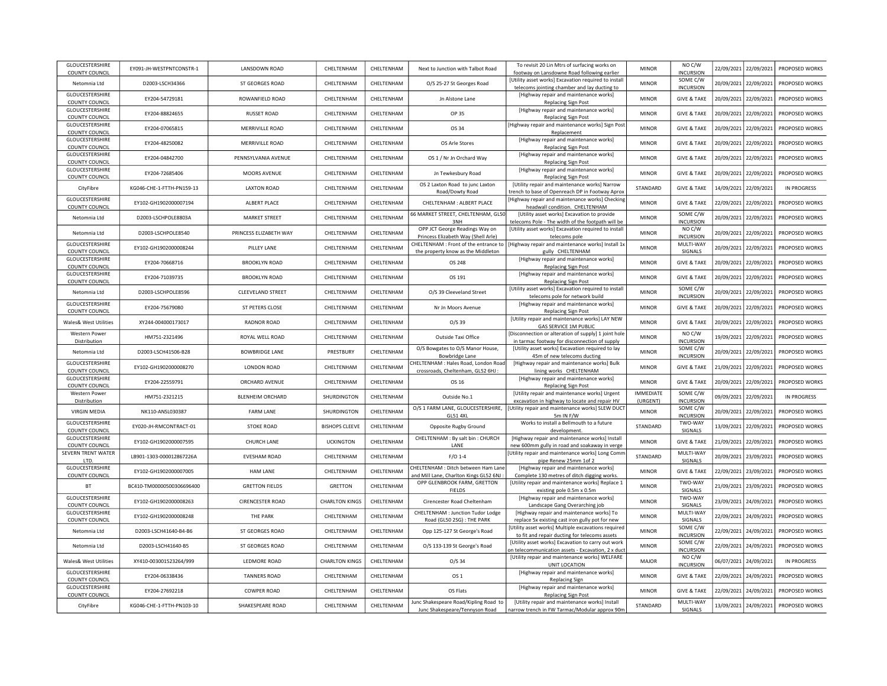| | | | | | | | | | | | |
|---|---|---|---|---|---|---|---|---|---|---|---|
| GLOUCESTERSHIRE COUNTY COUNCIL | EY091-JH-WESTPNTCONSTR-1 | LANSDOWN ROAD | CHELTENHAM | CHELTENHAM | Next to Junction with Talbot Road | To revisit 20 Lin Mtrs of surfacing works on footway on Lansdowne Road following earlier | MINOR | NO C/W INCURSION | 22/09/2021 | 22/09/2021 | PROPOSED WORKS |
| Netomnia Ltd | D2003-LSCH34366 | ST GEORGES ROAD | CHELTENHAM | CHELTENHAM | O/S 25-27 St Georges Road | [Utility asset works] Excavation required to install telecoms jointing chamber and lay ducting to | MINOR | SOME C/W INCURSION | 20/09/2021 | 22/09/2021 | PROPOSED WORKS |
| GLOUCESTERSHIRE COUNTY COUNCIL | EY204-54729181 | ROWANFIELD ROAD | CHELTENHAM | CHELTENHAM | Jn Alstone Lane | [Highway repair and maintenance works] Replacing Sign Post | MINOR | GIVE & TAKE | 20/09/2021 | 22/09/2021 | PROPOSED WORKS |
| GLOUCESTERSHIRE COUNTY COUNCIL | EY204-88824655 | RUSSET ROAD | CHELTENHAM | CHELTENHAM | OP 35 | [Highway repair and maintenance works] Replacing Sign Post | MINOR | GIVE & TAKE | 20/09/2021 | 22/09/2021 | PROPOSED WORKS |
| GLOUCESTERSHIRE COUNTY COUNCIL | EY204-07065815 | MERRIVILLE ROAD | CHELTENHAM | CHELTENHAM | OS 34 | [Highway repair and maintenance works] Sign Post Replacement | MINOR | GIVE & TAKE | 20/09/2021 | 22/09/2021 | PROPOSED WORKS |
| GLOUCESTERSHIRE COUNTY COUNCIL | EY204-48250082 | MERRIVILLE ROAD | CHELTENHAM | CHELTENHAM | OS Arle Stores | [Highway repair and maintenance works] Replacing Sign Post | MINOR | GIVE & TAKE | 20/09/2021 | 22/09/2021 | PROPOSED WORKS |
| GLOUCESTERSHIRE COUNTY COUNCIL | EY204-04842700 | PENNSYLVANIA AVENUE | CHELTENHAM | CHELTENHAM | OS 1 / Nr Jn Orchard Way | [Highway repair and maintenance works] Replacing Sign Post | MINOR | GIVE & TAKE | 20/09/2021 | 22/09/2021 | PROPOSED WORKS |
| GLOUCESTERSHIRE COUNTY COUNCIL | EY204-72685406 | MOORS AVENUE | CHELTENHAM | CHELTENHAM | Jn Tewkesbury Road | [Highway repair and maintenance works] Replacing Sign Post | MINOR | GIVE & TAKE | 20/09/2021 | 22/09/2021 | PROPOSED WORKS |
| CityFibre | KG046-CHE-1-FTTH-PN159-13 | LAXTON ROAD | CHELTENHAM | CHELTENHAM | OS 2 Laxton Road to junc Laxton Road/Dowty Road | [Utility repair and maintenance works] Narrow trench to base of Openreach DP in Footway Aprox | STANDARD | GIVE & TAKE | 14/09/2021 | 22/09/2021 | IN PROGRESS |
| GLOUCESTERSHIRE COUNTY COUNCIL | EY102-GH1902000007194 | ALBERT PLACE | CHELTENHAM | CHELTENHAM | CHELTENHAM : ALBERT PLACE | [Highway repair and maintenance works] Checking headwall condition. CHELTENHAM | MINOR | GIVE & TAKE | 22/09/2021 | 22/09/2021 | PROPOSED WORKS |
| Netomnia Ltd | D2003-LSCHPOLE8803A | MARKET STREET | CHELTENHAM | CHELTENHAM | 66 MARKET STREET, CHELTENHAM, GL50 3NH | [Utility asset works] Excavation to provide telecoms Pole - The width of the footpath will be | MINOR | SOME C/W INCURSION | 20/09/2021 | 22/09/2021 | PROPOSED WORKS |
| Netomnia Ltd | D2003-LSCHPOLE8540 | PRINCESS ELIZABETH WAY | CHELTENHAM | CHELTENHAM | OPP JCT George Readings Way on Princess Elizabeth Way (Shell Arle) | [Utility asset works] Excavation required to install telecoms pole | MINOR | NO C/W INCURSION | 20/09/2021 | 22/09/2021 | PROPOSED WORKS |
| GLOUCESTERSHIRE COUNTY COUNCIL | EY102-GH1902000008244 | PILLEY LANE | CHELTENHAM | CHELTENHAM | CHELTENHAM : Front of the entrance to the property know as the Middleton | [Highway repair and maintenance works] Install 1x gully CHELTENHAM | MINOR | MULTI-WAY SIGNALS | 20/09/2021 | 22/09/2021 | PROPOSED WORKS |
| GLOUCESTERSHIRE COUNTY COUNCIL | EY204-70668716 | BROOKLYN ROAD | CHELTENHAM | CHELTENHAM | OS 248 | [Highway repair and maintenance works] Replacing Sign Post | MINOR | GIVE & TAKE | 20/09/2021 | 22/09/2021 | PROPOSED WORKS |
| GLOUCESTERSHIRE COUNTY COUNCIL | EY204-71039735 | BROOKLYN ROAD | CHELTENHAM | CHELTENHAM | OS 191 | [Highway repair and maintenance works] Replacing Sign Post | MINOR | GIVE & TAKE | 20/09/2021 | 22/09/2021 | PROPOSED WORKS |
| Netomnia Ltd | D2003-LSCHPOLE8596 | CLEEVELAND STREET | CHELTENHAM | CHELTENHAM | O/S 39 Cleeveland Street | [Utility asset works] Excavation required to install telecoms pole for network build | MINOR | SOME C/W INCURSION | 20/09/2021 | 22/09/2021 | PROPOSED WORKS |
| GLOUCESTERSHIRE COUNTY COUNCIL | EY204-75679080 | ST PETERS CLOSE | CHELTENHAM | CHELTENHAM | Nr Jn Moors Avenue | [Highway repair and maintenance works] Replacing Sign Post | MINOR | GIVE & TAKE | 20/09/2021 | 22/09/2021 | PROPOSED WORKS |
| Wales& West Utilities | XY244-004000173017 | RADNOR ROAD | CHELTENHAM | CHELTENHAM | O/S 39 | [Utility repair and maintenance works] LAY NEW GAS SERVICE 1M PUBLIC | MINOR | GIVE & TAKE | 20/09/2021 | 22/09/2021 | PROPOSED WORKS |
| Western Power Distribution | HM751-2321496 | ROYAL WELL ROAD | CHELTENHAM | CHELTENHAM | Outside Taxi Office | [Disconnection or alteration of supply] 1 joint hole in tarmac footway for disconnection of supply | MINOR | NO C/W INCURSION | 19/09/2021 | 22/09/2021 | PROPOSED WORKS |
| Netomnia Ltd | D2003-LSCH41506-B28 | BOWBRIDGE LANE | PRESTBURY | CHELTENHAM | O/S Bowgates to O/S Manor House, Bowbridge Lane | [Utility asset works] Excavation required to lay 45m of new telecoms ducting | MINOR | SOME C/W INCURSION | 20/09/2021 | 22/09/2021 | PROPOSED WORKS |
| GLOUCESTERSHIRE COUNTY COUNCIL | EY102-GH1902000008270 | LONDON ROAD | CHELTENHAM | CHELTENHAM | CHELTENHAM : Hales Road, London Road crossroads, Cheltenham, GL52 6HJ : | [Highway repair and maintenance works] Bulk lining works CHELTENHAM | MINOR | GIVE & TAKE | 21/09/2021 | 22/09/2021 | PROPOSED WORKS |
| GLOUCESTERSHIRE COUNTY COUNCIL | EY204-22559791 | ORCHARD AVENUE | CHELTENHAM | CHELTENHAM | OS 16 | [Highway repair and maintenance works] Replacing Sign Post | MINOR | GIVE & TAKE | 20/09/2021 | 22/09/2021 | PROPOSED WORKS |
| Western Power Distribution | HM751-2321215 | BLENHEIM ORCHARD | SHURDINGTON | CHELTENHAM | Outside No.1 | [Utility repair and maintenance works] Urgent excavation in highway to locate and repair HV | IMMEDIATE (URGENT) | SOME C/W INCURSION | 09/09/2021 | 22/09/2021 | IN PROGRESS |
| VIRGIN MEDIA | NK110-ANSL030387 | FARM LANE | SHURDINGTON | CHELTENHAM | O/S 1 FARM LANE, GLOUCESTERSHIRE, GL51 4XL | [Utility repair and maintenance works] SLEW DUCT 5m IN F/W | MINOR | SOME C/W INCURSION | 20/09/2021 | 22/09/2021 | PROPOSED WORKS |
| GLOUCESTERSHIRE COUNTY COUNCIL | EY020-JH-RMCONTRACT-01 | STOKE ROAD | BISHOPS CLEEVE | CHELTENHAM | Opposite Rugby Ground | Works to install a Bellmouth to a future development. | STANDARD | TWO-WAY SIGNALS | 13/09/2021 | 22/09/2021 | PROPOSED WORKS |
| GLOUCESTERSHIRE COUNTY COUNCIL | EY102-GH1902000007595 | CHURCH LANE | UCKINGTON | CHELTENHAM | CHELTENHAM : By salt bin : CHURCH LANE | [Highway repair and maintenance works] Install new 600mm gully in road and soakaway in verge | MINOR | GIVE & TAKE | 21/09/2021 | 22/09/2021 | PROPOSED WORKS |
| SEVERN TRENT WATER LTD. | LB901-1303-000012867226A | EVESHAM ROAD | CHELTENHAM | CHELTENHAM | F/O 1-4 | [Utility repair and maintenance works] Long Comm pipe Renew 25mm 1of 2 | STANDARD | MULTI-WAY SIGNALS | 20/09/2021 | 23/09/2021 | PROPOSED WORKS |
| GLOUCESTERSHIRE COUNTY COUNCIL | EY102-GH1902000007005 | HAM LANE | CHELTENHAM | CHELTENHAM | CHELTENHAM : Ditch between Ham Lane and Mill Lane, Charlton Kings GL52 6NJ : | [Highway repair and maintenance works] Complete 130 metres of ditch digging works. | MINOR | GIVE & TAKE | 22/09/2021 | 23/09/2021 | PROPOSED WORKS |
| BT | BC410-TM00000500306696400 | GRETTON FIELDS | GRETTON | CHELTENHAM | OPP GLENBROOK FARM, GRETTON FIELDS | [Utility repair and maintenance works] Replace 1 existing pole 0.5m x 0.5m | MINOR | TWO-WAY SIGNALS | 21/09/2021 | 23/09/2021 | PROPOSED WORKS |
| GLOUCESTERSHIRE COUNTY COUNCIL | EY102-GH1902000008263 | CIRENCESTER ROAD | CHARLTON KINGS | CHELTENHAM | Cirencester Road Cheltenham | [Highway repair and maintenance works] Landscape Gang Overarching job | MINOR | TWO-WAY SIGNALS | 23/09/2021 | 24/09/2021 | PROPOSED WORKS |
| GLOUCESTERSHIRE COUNTY COUNCIL | EY102-GH1902000008248 | THE PARK | CHELTENHAM | CHELTENHAM | CHELTENHAM : Junction Tudor Lodge Road (GL50 2SG) : THE PARK | [Highway repair and maintenance works] To replace 5x existing cast iron gully pot for new | MINOR | MULTI-WAY SIGNALS | 22/09/2021 | 24/09/2021 | PROPOSED WORKS |
| Netomnia Ltd | D2003-LSCH41640-B4-B6 | ST GEORGES ROAD | CHELTENHAM | CHELTENHAM | Opp 125-127 St George's Road | [Utility asset works] Multiple excavations required to fit and repair ducting for telecoms assets | MINOR | SOME C/W INCURSION | 22/09/2021 | 24/09/2021 | PROPOSED WORKS |
| Netomnia Ltd | D2003-LSCH41640-B5 | ST GEORGES ROAD | CHELTENHAM | CHELTENHAM | O/S 133-139 St George's Road | [Utility asset works] Excavation to carry out work on telecommunication assets - Excavation, 2 x duct | MINOR | SOME C/W INCURSION | 22/09/2021 | 24/09/2021 | PROPOSED WORKS |
| Wales& West Utilities | XY410-003001523264/999 | LEDMORE ROAD | CHARLTON KINGS | CHELTENHAM | O/S 34 | [Utility repair and maintenance works] WELFARE UNIT LOCATION | MAJOR | NO C/W INCURSION | 06/07/2021 | 24/09/2021 | IN PROGRESS |
| GLOUCESTERSHIRE COUNTY COUNCIL | EY204-06338436 | TANNERS ROAD | CHELTENHAM | CHELTENHAM | OS 1 | [Highway repair and maintenance works] Replacing Sign | MINOR | GIVE & TAKE | 22/09/2021 | 24/09/2021 | PROPOSED WORKS |
| GLOUCESTERSHIRE COUNTY COUNCIL | EY204-27692218 | COWPER ROAD | CHELTENHAM | CHELTENHAM | OS Flats | [Highway repair and maintenance works] Replacing Sign Post | MINOR | GIVE & TAKE | 22/09/2021 | 24/09/2021 | PROPOSED WORKS |
| CityFibre | KG046-CHE-1-FTTH-PN103-10 | SHAKESPEARE ROAD | CHELTENHAM | CHELTENHAM | Junc Shakespeare Road/Kipling Road to Junc Shakespeare/Tennyson Road | [Utility repair and maintenance works] Install narrow trench in FW Tarmac/Modular approx 90m | STANDARD | MULTI-WAY SIGNALS | 13/09/2021 | 24/09/2021 | PROPOSED WORKS |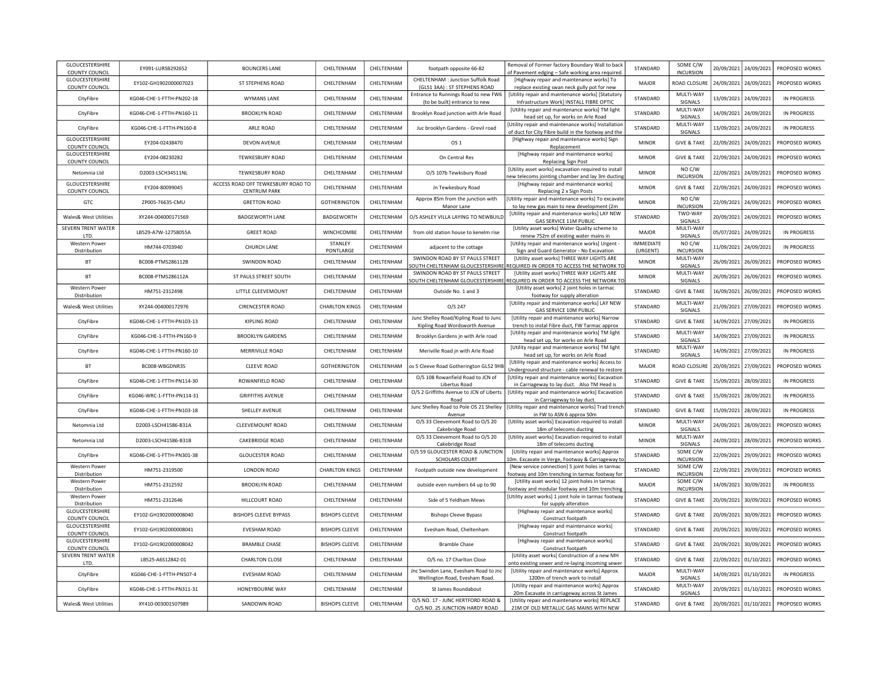| GLOUCESTERSHIRE COUNTY COUNCIL | EY091-LURSB292652 | BOUNCERS LANE | CHELTENHAM | CHELTENHAM | footpath opposite 66-82 | Removal of Former factory Boundary Wall to back of Pavement edging – Safe working area required. | STANDARD | SOME C/W INCURSION | 20/09/2021 | 24/09/2021 | PROPOSED WORKS |
|---|---|---|---|---|---|---|---|---|---|---|---|
| GLOUCESTERSHIRE COUNTY COUNCIL | EY102-GH1902000007023 | ST STEPHENS ROAD | CHELTENHAM | CHELTENHAM | CHELTENHAM : Junction Suffolk Road (GL51 3AA) : ST STEPHENS ROAD | [Highway repair and maintenance works] To replace existing swan neck gully pot for new | MAJOR | ROAD CLOSURE | 24/09/2021 | 24/09/2021 | PROPOSED WORKS |
| CityFibre | KG046-CHE-1-FTTH-PN202-18 | WYMANS LANE | CHELTENHAM | CHELTENHAM | Entrance to Runnings Road to new FW6 (to be built) entrance to new | [Utility repair and maintenance works] [Statutory Infrastructure Work] INSTALL FIBRE OPTIC | STANDARD | MULTI-WAY SIGNALS | 13/09/2021 | 24/09/2021 | IN PROGRESS |
| CityFibre | KG046-CHE-1-FTTH-PN160-11 | BROOKLYN ROAD | CHELTENHAM | CHELTENHAM | Brooklyn Road junction with Arle Road | [Utility repair and maintenance works] TM light head set up, for works on Arle Road | STANDARD | MULTI-WAY SIGNALS | 14/09/2021 | 24/09/2021 | IN PROGRESS |
| CityFibre | KG046-CHE-1-FTTH-PN160-8 | ARLE ROAD | CHELTENHAM | CHELTENHAM | Juc brooklyn Gardens - Grevil road | [Utility repair and maintenance works] Installation of duct for City Fibre build in the footway and the | STANDARD | MULTI-WAY SIGNALS | 13/09/2021 | 24/09/2021 | IN PROGRESS |
| GLOUCESTERSHIRE COUNTY COUNCIL | EY204-02438470 | DEVON AVENUE | CHELTENHAM | CHELTENHAM | OS 1 | [Highway repair and maintenance works] Sign Replacement | MINOR | GIVE & TAKE | 22/09/2021 | 24/09/2021 | PROPOSED WORKS |
| GLOUCESTERSHIRE COUNTY COUNCIL | EY204-08230282 | TEWKESBURY ROAD | CHELTENHAM | CHELTENHAM | On Central Res | [Highway repair and maintenance works] Replacing Sign Post | MINOR | GIVE & TAKE | 22/09/2021 | 24/09/2021 | PROPOSED WORKS |
| Netomnia Ltd | D2003-LSCH34511NL | TEWKESBURY ROAD | CHELTENHAM | CHELTENHAM | O/S 107b Tewksbury Road | [Utility asset works] excavation required to install new telecoms jointing chamber and lay 3m ducting | MINOR | NO C/W INCURSION | 22/09/2021 | 24/09/2021 | PROPOSED WORKS |
| GLOUCESTERSHIRE COUNTY COUNCIL | EY204-80099045 | ACCESS ROAD OFF TEWKESBURY ROAD TO CENTRUM PARK | CHELTENHAM | CHELTENHAM | Jn Tewkesbury Road | [Highway repair and maintenance works] Replacing 2 x Sign Posts | MINOR | GIVE & TAKE | 22/09/2021 | 24/09/2021 | PROPOSED WORKS |
| GTC | ZP005-76635-CMU | GRETTON ROAD | GOTHERINGTON | CHELTENHAM | Approx 85m from the junction with Manor Lane | [Utility repair and maintenance works] To excavate to lay new gas main to new development (2m | MINOR | NO C/W INCURSION | 22/09/2021 | 24/09/2021 | PROPOSED WORKS |
| Wales& West Utilities | XY244-004000171569 | BADGEWORTH LANE | BADGEWORTH | CHELTENHAM | O/S ASHLEY VILLA LAYING TO NEWBUILD | [Utility repair and maintenance works] LAY NEW GAS SERVICE 11M PUBLIC | STANDARD | TWO-WAY SIGNALS | 20/09/2021 | 24/09/2021 | PROPOSED WORKS |
| SEVERN TRENT WATER LTD. | LB529-A7W-12758055A | GREET ROAD | WINCHCOMBE | CHELTENHAM | from old station house to kenelm rise | [Utility asset works] Water Quality scheme to renew 752m of existing water mains in | MAJOR | MULTI-WAY SIGNALS | 05/07/2021 | 24/09/2021 | IN PROGRESS |
| Western Power Distribution | HM744-0703940 | CHURCH LANE | STANLEY PONTLARGE | CHELTENHAM | adjacent to the cottage | [Utility repair and maintenance works] Urgent - Sign and Guard Generator - No Excavation | IMMEDIATE (URGENT) | NO C/W INCURSION | 11/09/2021 | 24/09/2021 | IN PROGRESS |
| BT | BC008-PTMS286112B | SWINDON ROAD | CHELTENHAM | CHELTENHAM | SWINDON ROAD BY ST PAULS STREET SOUTH CHELTENHAM GLOUCESTERSHIRE | [Utility asset works] THREE WAY LIGHTS ARE REQUIRED IN ORDER TO ACCESS THE NETWORK TO | MINOR | MULTI-WAY SIGNALS | 26/09/2021 | 26/09/2021 | PROPOSED WORKS |
| BT | BC008-PTMS286112A | ST PAULS STREET SOUTH | CHELTENHAM | CHELTENHAM | SWINDON ROAD BY ST PAULS STREET SOUTH CHELTENHAM GLOUCESTERSHIRE | [Utility asset works] THREE WAY LIGHTS ARE REQUIRED IN ORDER TO ACCESS THE NETWORK TO | MINOR | MULTI-WAY SIGNALS | 26/09/2021 | 26/09/2021 | PROPOSED WORKS |
| Western Power Distribution | HM751-2312498 | LITTLE CLEEVEMOUNT | CHELTENHAM | CHELTENHAM | Outside No. 1 and 3 | [Utility asset works] 2 joint holes in tarmac footway for supply alteration | STANDARD | GIVE & TAKE | 16/09/2021 | 26/09/2021 | PROPOSED WORKS |
| Wales& West Utilities | XY244-004000172976 | CIRENCESTER ROAD | CHARLTON KINGS | CHELTENHAM | O/S 247 | [Utility repair and maintenance works] LAY NEW GAS SERVICE 10M PUBLIC | STANDARD | MULTI-WAY SIGNALS | 21/09/2021 | 27/09/2021 | PROPOSED WORKS |
| CityFibre | KG046-CHE-1-FTTH-PN103-13 | KIPLING ROAD | CHELTENHAM | CHELTENHAM | Junc Shelley Road/Kipling Road to Junc Kipling Road Wordsworth Avenue | [Utility repair and maintenance works] Narrow trench to instal Fibre duct, FW Tarmac approx | STANDARD | GIVE & TAKE | 14/09/2021 | 27/09/2021 | IN PROGRESS |
| CityFibre | KG046-CHE-1-FTTH-PN160-9 | BROOKLYN GARDENS | CHELTENHAM | CHELTENHAM | Brooklyn Gardens jn with Arle road | [Utility repair and maintenance works] TM light head set up, for works on Arle Road | STANDARD | MULTI-WAY SIGNALS | 14/09/2021 | 27/09/2021 | IN PROGRESS |
| CityFibre | KG046-CHE-1-FTTH-PN160-10 | MERRIVILLE ROAD | CHELTENHAM | CHELTENHAM | Meriville Road jn with Arle Road | [Utility repair and maintenance works] TM light head set up, for works on Arle Road | STANDARD | MULTI-WAY SIGNALS | 14/09/2021 | 27/09/2021 | IN PROGRESS |
| BT | BC008-WBGDNR3S | CLEEVE ROAD | GOTHERINGTON | CHELTENHAM | os 5 Cleeve Road Gotherington GL52 9HB | [Utility repair and maintenance works] Access to Underground structure - cable renewal to restore | MAJOR | ROAD CLOSURE | 20/09/2021 | 27/09/2021 | PROPOSED WORKS |
| CityFibre | KG046-CHE-1-FTTH-PN114-30 | ROWANFIELD ROAD | CHELTENHAM | CHELTENHAM | O/S 108 Rowanfield Road to JCN of Libertus Road | [Utility repair and maintenance works] Excavation in Carriageway to lay duct. Also TM Head is | STANDARD | GIVE & TAKE | 15/09/2021 | 28/09/2021 | IN PROGRESS |
| CityFibre | KG046-WRC-1-FTTH-PN114-31 | GRIFFITHS AVENUE | CHELTENHAM | CHELTENHAM | O/S 2 Griffiths Avenue to JCN of Liberts Road | [Utility repair and maintenance works] Excavation in Carriageway to lay duct. | STANDARD | GIVE & TAKE | 15/09/2021 | 28/09/2021 | IN PROGRESS |
| CityFibre | KG046-CHE-1-FTTH-PN103-18 | SHELLEY AVENUE | CHELTENHAM | CHELTENHAM | Junc Shelley Road to Pole OS 21 Shelley Avenue | [Utility repair and maintenance works] Trad trench in FW to ASN 6 approx 50m | STANDARD | GIVE & TAKE | 15/09/2021 | 28/09/2021 | IN PROGRESS |
| Netomnia Ltd | D2003-LSCH41586-B31A | CLEEVEMOUNT ROAD | CHELTENHAM | CHELTENHAM | O/S 33 Cleevemont Road to O/S 20 Cakebridge Road | [Utility asset works] Excavation required to install 18m of telecoms ducting | MINOR | MULTI-WAY SIGNALS | 24/09/2021 | 28/09/2021 | PROPOSED WORKS |
| Netomnia Ltd | D2003-LSCH41586-B31B | CAKEBRIDGE ROAD | CHELTENHAM | CHELTENHAM | O/S 33 Cleevemont Road to O/S 20 Cakebridge Road | [Utility asset works] Excavation required to install 18m of telecoms ducting | MINOR | MULTI-WAY SIGNALS | 24/09/2021 | 28/09/2021 | PROPOSED WORKS |
| CityFibre | KG046-CHE-1-FTTH-PN301-38 | GLOUCESTER ROAD | CHELTENHAM | CHELTENHAM | O/S 59 GLOUCESTER ROAD & JUNCTION SCHOLARS COURT | [Utility repair and maintenance works] Approx 10m. Excavate in Verge, Footway & Carriageway to | STANDARD | SOME C/W INCURSION | 22/09/2021 | 29/09/2021 | PROPOSED WORKS |
| Western Power Distribution | HM751-2319500 | LONDON ROAD | CHARLTON KINGS | CHELTENHAM | Footpath outside new development | [New service connection] 5 joint holes in tarmac footway and 10m trenching in tarmac footway for | STANDARD | SOME C/W INCURSION | 22/09/2021 | 29/09/2021 | PROPOSED WORKS |
| Western Power Distribution | HM751-2312592 | BROOKLYN ROAD | CHELTENHAM | CHELTENHAM | outside even numbers 64 up to 90 | [Utility asset works] 12 joint holes in tarmac footway and modular footway and 10m trenching | MAJOR | SOME C/W INCURSION | 14/09/2021 | 30/09/2021 | IN PROGRESS |
| Western Power Distribution | HM751-2312646 | HILLCOURT ROAD | CHELTENHAM | CHELTENHAM | Side of 5 Yeldham Mews | [Utility asset works] 1 joint hole in tarmac footway for supply alteration | STANDARD | GIVE & TAKE | 20/09/2021 | 30/09/2021 | PROPOSED WORKS |
| GLOUCESTERSHIRE COUNTY COUNCIL | EY102-GH1902000008040 | BISHOPS CLEEVE BYPASS | BISHOPS CLEEVE | CHELTENHAM | Bishops Cleeve Bypass | [Highway repair and maintenance works] Construct footpath | STANDARD | GIVE & TAKE | 20/09/2021 | 30/09/2021 | PROPOSED WORKS |
| GLOUCESTERSHIRE COUNTY COUNCIL | EY102-GH1902000008041 | EVESHAM ROAD | BISHOPS CLEEVE | CHELTENHAM | Evesham Road, Cheltenham | [Highway repair and maintenance works] Construct footpath | STANDARD | GIVE & TAKE | 20/09/2021 | 30/09/2021 | PROPOSED WORKS |
| GLOUCESTERSHIRE COUNTY COUNCIL | EY102-GH1902000008042 | BRAMBLE CHASE | BISHOPS CLEEVE | CHELTENHAM | Bramble Chase | [Highway repair and maintenance works] Construct footpath | STANDARD | GIVE & TAKE | 20/09/2021 | 30/09/2021 | PROPOSED WORKS |
| SEVERN TRENT WATER LTD. | LB525-A6S12842-01 | CHARLTON CLOSE | CHELTENHAM | CHELTENHAM | O/S no. 17 Charlton Close | [Utility asset works] Construction of a new MH onto existing sewer and re-laying incoming sewer | STANDARD | GIVE & TAKE | 22/09/2021 | 01/10/2021 | PROPOSED WORKS |
| CityFibre | KG046-CHE-1-FTTH-PN507-4 | EVESHAM ROAD | CHELTENHAM | CHELTENHAM | Jnc Swindon Lane, Evesham Road to Jnc Wellington Road, Evesham Road. | [Utility repair and maintenance works] Approx. 1200m of trench work to install | MAJOR | MULTI-WAY SIGNALS | 14/09/2021 | 01/10/2021 | IN PROGRESS |
| CityFibre | KG046-CHE-1-FTTH-PN311-31 | HONEYBOURNE WAY | CHELTENHAM | CHELTENHAM | St James Roundabout | [Utility repair and maintenance works] Approx 20m Excavate in carriageway across St James | STANDARD | MULTI-WAY SIGNALS | 20/09/2021 | 01/10/2021 | PROPOSED WORKS |
| Wales& West Utilities | XY410-003001507989 | SANDOWN ROAD | BISHOPS CLEEVE | CHELTENHAM | O/S NO. 17 - JUNC HERTFORD ROAD & O/S NO. 25 JUNCTION HARDY ROAD | [Utility repair and maintenance works] REPLACE 21M OF OLD METALLIC GAS MAINS WITH NEW | STANDARD | GIVE & TAKE | 20/09/2021 | 01/10/2021 | PROPOSED WORKS |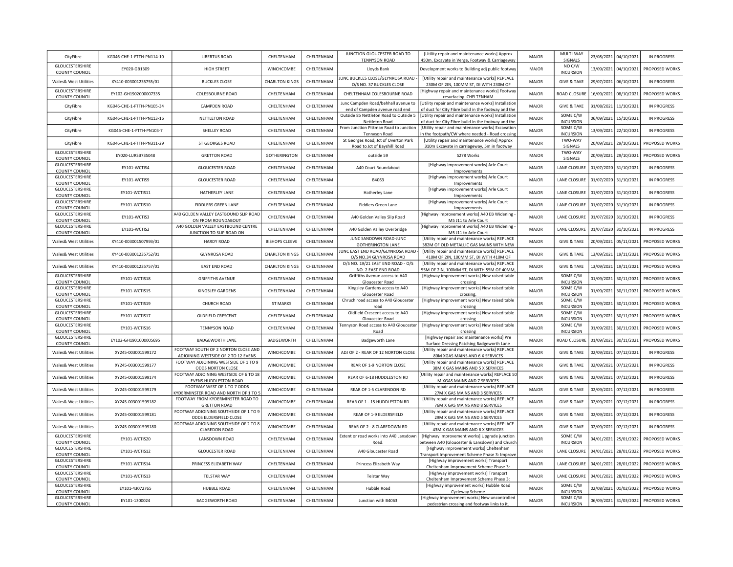| CityFibre | KG046-CHE-1-FTTH-PN114-10 | LIBERTUS ROAD | CHELTENHAM | CHELTENHAM | JUNCTION GLOUCESTER ROAD TO TENNYSON ROAD | [Utility repair and maintenance works] Approx 450m. Excavate in Verge, Footway & Carriageway | MAJOR | MULTI-WAY SIGNALS | 23/08/2021 | 04/10/2021 | IN PROGRESS |
|---|---|---|---|---|---|---|---|---|---|---|---|
| GLOUCESTERSHIRE COUNTY COUNCIL | EY020-GB1309 | HIGH STREET | WINCHCOMBE | CHELTENHAM | Lloyds Bank | Development works to Building adj public footway | MAJOR | NO C/W INCURSION | 13/09/2021 | 04/10/2021 | PROPOSED WORKS |
| Wales& West Utilities | XY410-003001235755/01 | BUCKLES CLOSE | CHARLTON KINGS | CHELTENHAM | JUNC BUCKLES CLOSE/GLYNROSA ROAD - O/S NO. 37 BUCKLES CLOSE | [Utility repair and maintenance works] REPLACE 230M OF 2IN, 100MM ST, DI WITH 230M OF | MAJOR | GIVE & TAKE | 29/07/2021 | 06/10/2021 | IN PROGRESS |
| GLOUCESTERSHIRE COUNTY COUNCIL | EY102-GH1902000007335 | COLESBOURNE ROAD | CHELTENHAM | CHELTENHAM | CHELTENHAM COLESBOURNE ROAD | [Highway repair and maintenance works] Footway resurfacing CHELTENHAM | MAJOR | ROAD CLOSURE | 16/09/2021 | 08/10/2021 | PROPOSED WORKS |
| CityFibre | KG046-CHE-1-FTTH-PN105-34 | CAMPDEN ROAD | CHELTENHAM | CHELTENHAM | Junc Campden Road/behhall avenue to end of Campden avenue road end | [Utility repair and maintenance works] Installation of duct for City Fibre build in the footway and the | MAJOR | GIVE & TAKE | 31/08/2021 | 11/10/2021 | IN PROGRESS |
| CityFibre | KG046-CHE-1-FTTH-PN113-16 | NETTLETON ROAD | CHELTENHAM | CHELTENHAM | Outside 85 Nettleton Road to Outside 5 Nettleton Road | [Utility repair and maintenance works] Installation of duct for City Fibre build in the footway and the | MAJOR | SOME C/W INCURSION | 06/09/2021 | 15/10/2021 | IN PROGRESS |
| CityFibre | KG046-CHE-1-FTTH-PN103-7 | SHELLEY ROAD | CHELTENHAM | CHELTENHAM | From Junction Pittman Road to Junction Tennyson Road | [Utility repair and maintenance works] Excavation in the footpath/CW where needed - Road crossing | MAJOR | SOME C/W INCURSION | 13/09/2021 | 22/10/2021 | IN PROGRESS |
| CityFibre | KG046-CHE-1-FTTH-PN311-29 | ST GEORGES ROAD | CHELTENHAM | CHELTENHAM | St Georges Road, Jct of Overton Park Road to Jct of Bayshill Road | [Utility repair and maintenance works] Approx 310m Excavate in carriageway, 5m in footway | MAJOR | TWO-WAY SIGNALS | 20/09/2021 | 29/10/2021 | PROPOSED WORKS |
| GLOUCESTERSHIRE COUNTY COUNCIL | EY020-LURSB735048 | GRETTON ROAD | GOTHERINGTON | CHELTENHAM | outside 59 | S278 Works | MAJOR | TWO-WAY SIGNALS | 20/09/2021 | 29/10/2021 | PROPOSED WORKS |
| GLOUCESTERSHIRE COUNTY COUNCIL | EY101-WCTIS4 | GLOUCESTER ROAD | CHELTENHAM | CHELTENHAM | A40 Court Roundabout | [Highway improvement works] Arle Court Improvements | MAJOR | LANE CLOSURE | 01/07/2020 | 31/10/2021 | IN PROGRESS |
| GLOUCESTERSHIRE COUNTY COUNCIL | EY101-WCTIS9 | GLOUCESTER ROAD | CHELTENHAM | CHELTENHAM | B4063 | [Highway improvement works] Arle Court Improvements | MAJOR | LANE CLOSURE | 01/07/2020 | 31/10/2021 | IN PROGRESS |
| GLOUCESTERSHIRE COUNTY COUNCIL | EY101-WCTIS11 | HATHERLEY LANE | CHELTENHAM | CHELTENHAM | Hatherley Lane | [Highway improvement works] Arle Court Improvements | MAJOR | LANE CLOSURE | 01/07/2020 | 31/10/2021 | IN PROGRESS |
| GLOUCESTERSHIRE COUNTY COUNCIL | EY101-WCTIS10 | FIDDLERS GREEN LANE | CHELTENHAM | CHELTENHAM | Fiddlers Green Lane | [Highway improvement works] Arle Court Improvements | MAJOR | LANE CLOSURE | 01/07/2020 | 31/10/2021 | IN PROGRESS |
| GLOUCESTERSHIRE COUNTY COUNCIL | EY101-WCTIS3 | A40 GOLDEN VALLEY EASTBOUND SLIP ROAD ON FROM ROUNDABOUT | CHELTENHAM | CHELTENHAM | A40 Golden Valley Slip Road | [Highway improvement works] A40 EB Widening - M5 J11 to Arle Court | MAJOR | LANE CLOSURE | 01/07/2020 | 31/10/2021 | IN PROGRESS |
| GLOUCESTERSHIRE COUNTY COUNCIL | EY101-WCTIS2 | A40 GOLDEN VALLEY EASTBOUND CENTRE JUNCTION TO SLIP ROAD ON | CHELTENHAM | CHELTENHAM | A40 Golden Valley Overbridge | [Highway improvement works] A40 EB Widening - M5 J11 to Arle Court | MAJOR | LANE CLOSURE | 01/07/2020 | 31/10/2021 | IN PROGRESS |
| Wales& West Utilities | XY410-003001507993/01 | HARDY ROAD | BISHOPS CLEEVE | CHELTENHAM | JUNC SANDOWN ROAD-JUNC GOTHERINGTON LANE | [Utility repair and maintenance works] REPLACE 382M OF OLD METALLIC GAS MAINS WITH NEW | MAJOR | GIVE & TAKE | 20/09/2021 | 05/11/2021 | PROPOSED WORKS |
| Wales& West Utilities | XY410-003001235752/01 | GLYNROSA ROAD | CHARLTON KINGS | CHELTENHAM | JUNC EAST END ROAD/GLYNROSA ROAD - O/S NO.34 GLYNROSA ROAD | [Utility repair and maintenance works] REPLACE 410M OF 2IN, 100MM ST, DI WITH 410M OF | MAJOR | GIVE & TAKE | 13/09/2021 | 19/11/2021 | PROPOSED WORKS |
| Wales& West Utilities | XY410-003001235757/01 | EAST END ROAD | CHARLTON KINGS | CHELTENHAM | O/S NO. 19/21 EAST END ROAD - O/S NO. 2 EAST END ROAD | [Utility repair and maintenance works] REPLACE 55M OF 2IN, 100MM ST, DI WITH 55M OF 40MM, | MAJOR | GIVE & TAKE | 13/09/2021 | 19/11/2021 | PROPOSED WORKS |
| GLOUCESTERSHIRE COUNTY COUNCIL | EY101-WCTIS18 | GRIFFITHS AVENUE | CHELTENHAM | CHELTENHAM | Griffiths Avenue access to A40 Gloucester Road | [Highway improvement works] New raised table crossing | MAJOR | SOME C/W INCURSION | 01/09/2021 | 30/11/2021 | PROPOSED WORKS |
| GLOUCESTERSHIRE COUNTY COUNCIL | EY101-WCTIS15 | KINGSLEY GARDENS | CHELTENHAM | CHELTENHAM | Kingsley Gardens access to A40 Gloucester Road | [Highway improvement works] New raised table crossing, | MAJOR | SOME C/W INCURSION | 01/09/2021 | 30/11/2021 | PROPOSED WORKS |
| GLOUCESTERSHIRE COUNTY COUNCIL | EY101-WCTIS19 | CHURCH ROAD | ST MARKS | CHELTENHAM | Chruch road access to A40 Gloucester road | [Highway improvement works] New raised table crossing | MAJOR | SOME C/W INCURSION | 01/09/2021 | 30/11/2021 | PROPOSED WORKS |
| GLOUCESTERSHIRE COUNTY COUNCIL | EY101-WCTIS17 | OLDFIELD CRESCENT | CHELTENHAM | CHELTENHAM | Oldfield Crescent access to A40 Gloucester Road | [Highway improvement works] New raised table crossing | MAJOR | SOME C/W INCURSION | 01/09/2021 | 30/11/2021 | PROPOSED WORKS |
| GLOUCESTERSHIRE COUNTY COUNCIL | EY101-WCTIS16 | TENNYSON ROAD | CHELTENHAM | CHELTENHAM | Tennyson Road access to A40 Gloucester Road | [Highway improvement works] New raised table crossing | MAJOR | SOME C/W INCURSION | 01/09/2021 | 30/11/2021 | PROPOSED WORKS |
| GLOUCESTERSHIRE COUNTY COUNCIL | EY102-GH1901000005695 | BADGEWORTH LANE | BADGEWORTH | CHELTENHAM | Badgeworth Lane | [Highway repair and maintenance works] Pre Surface Dressing Patching Badgeworth Lane | MAJOR | ROAD CLOSURE | 01/09/2021 | 30/11/2021 | PROPOSED WORKS |
| Wales& West Utilities | XY245-003001599172 | FOOTWAY SOUTH OF 2 NORTON CLOSE AND ADJOINING WESTSIDE OF 2 TO 12 EVENS | WINCHCOMBE | CHELTENHAM | ADJ OF 2 - REAR OF 12 NORTON CLOSE | [Utility repair and maintenance works] REPLACE 80M XGAS MAINS AND 6 X SERVICES | MAJOR | GIVE & TAKE | 02/09/2021 | 07/12/2021 | IN PROGRESS |
| Wales& West Utilities | XY245-003001599177 | FOOTWAY ADJOINING WESTSIDE OF 1 TO 9 ODDS NORTON CLOSE | WINCHCOMBE | CHELTENHAM | REAR OF 1-9 NORTON CLOSE | [Utility repair and maintenance works] REPLACE 38M X GAS MAINS AND 5 X SERVICES | MAJOR | GIVE & TAKE | 02/09/2021 | 07/12/2021 | IN PROGRESS |
| Wales& West Utilities | XY245-003001599174 | FOOTWAY ADJOINING WESTSIDE OF 6 TO 18 EVENS HUDDLESTON ROAD | WINCHCOMBE | CHELTENHAM | REAR OF 6-18 HUDDLESTON RD | [Utility repair and maintenance works] REPLACE 50 M XGAS MAINS AND 7 SERVICES | MAJOR | GIVE & TAKE | 02/09/2021 | 07/12/2021 | IN PROGRESS |
| Wales& West Utilities | XY245-003001599179 | FOOTWAY WEST OF 1 TO 7 ODDS KYDERMINSTER ROAD AND NORTH OF 1 TO 5 | WINCHCOMBE | CHELTENHAM | REAR OF 1-5 CLARENDON RD | [Utility repair and maintenance works] REPLACE 27M X GAS MAINS AND 3 SERVICES | MAJOR | GIVE & TAKE | 02/09/2021 | 07/12/2021 | IN PROGRESS |
| Wales& West Utilities | XY245-003001599182 | FOOTWAY FROM KYDERMINSTER ROAD TO GRETTON ROAD | WINCHCOMBE | CHELTENHAM | REAR OF 1 - 15 HUDDLESTON RD | [Utility repair and maintenance works] REPLACE 76M X GAS MAINS AND 8 SERVICES | MAJOR | GIVE & TAKE | 02/09/2021 | 07/12/2021 | IN PROGRESS |
| Wales& West Utilities | XY245-003001599181 | FOOTWAY ADJOINING SOUTHSIDE OF 1 TO 9 ODDS ELDERSFIELD CLOSE | WINCHCOMBE | CHELTENHAM | REAR OF 1-9 ELDERSFIELD | [Utility repair and maintenance works] REPLACE 29M X GAS MAINS AND 5 SERVICES | MAJOR | GIVE & TAKE | 02/09/2021 | 07/12/2021 | IN PROGRESS |
| Wales& West Utilities | XY245-003001599180 | FOOTWAY ADJOINING SOUTHSIDE OF 2 TO 8 CLAREDON ROAD | WINCHCOMBE | CHELTENHAM | REAR OF 2 - 8 CLAREDOWN RD | [Utility repair and maintenance works] REPLACE 43M X GAS MAINS AND 6 X SERVICES | MAJOR | GIVE & TAKE | 02/09/2021 | 07/12/2021 | IN PROGRESS |
| GLOUCESTERSHIRE COUNTY COUNCIL | EY101-WCTIS20 | LANSDOWN ROAD | CHELTENHAM | CHELTENHAM | Extent or road works into A40 Lansdown Road. | [Highway improvement works] Upgrade junction between A40 (Gloucester & Lansdown) and Church | MAJOR | SOME C/W INCURSION | 04/01/2021 | 25/01/2022 | PROPOSED WORKS |
| GLOUCESTERSHIRE COUNTY COUNCIL | EY101-WCTIS12 | GLOUCESTER ROAD | CHELTENHAM | CHELTENHAM | A40 Gloucester Road | [Highway improvement works] Cheltenham Transport Improvement Scheme Phase 3: Improve | MAJOR | LANE CLOSURE | 04/01/2021 | 28/01/2022 | PROPOSED WORKS |
| GLOUCESTERSHIRE COUNTY COUNCIL | EY101-WCTIS14 | PRINCESS ELIZABETH WAY | CHELTENHAM | CHELTENHAM | Princess Elizabeth Way | [Highway improvement works] Transport Cheltenham Improvement Scheme Phase 3: | MAJOR | LANE CLOSURE | 04/01/2021 | 28/01/2022 | PROPOSED WORKS |
| GLOUCESTERSHIRE COUNTY COUNCIL | EY101-WCTIS13 | TELSTAR WAY | CHELTENHAM | CHELTENHAM | Telstar Way | [Highway improvement works] Transport Cheltenham Improvement Scheme Phase 3: | MAJOR | LANE CLOSURE | 04/01/2021 | 28/01/2022 | PROPOSED WORKS |
| GLOUCESTERSHIRE COUNTY COUNCIL | EY101-43072765 | HUBBLE ROAD | CHELTENHAM | CHELTENHAM | Hubble Road | [Highway improvement works] Hubble Road Cycleway Scheme | MAJOR | SOME C/W INCURSION | 02/08/2021 | 01/02/2022 | PROPOSED WORKS |
| GLOUCESTERSHIRE COUNTY COUNCIL | EY101-1300024 | BADGEWORTH ROAD | CHELTENHAM | CHELTENHAM | Junction with B4063 | [Highway improvement works] New uncontrolled pedestrian crossing and footway links to it. | MAJOR | SOME C/W INCURSION | 06/09/2021 | 31/03/2022 | PROPOSED WORKS |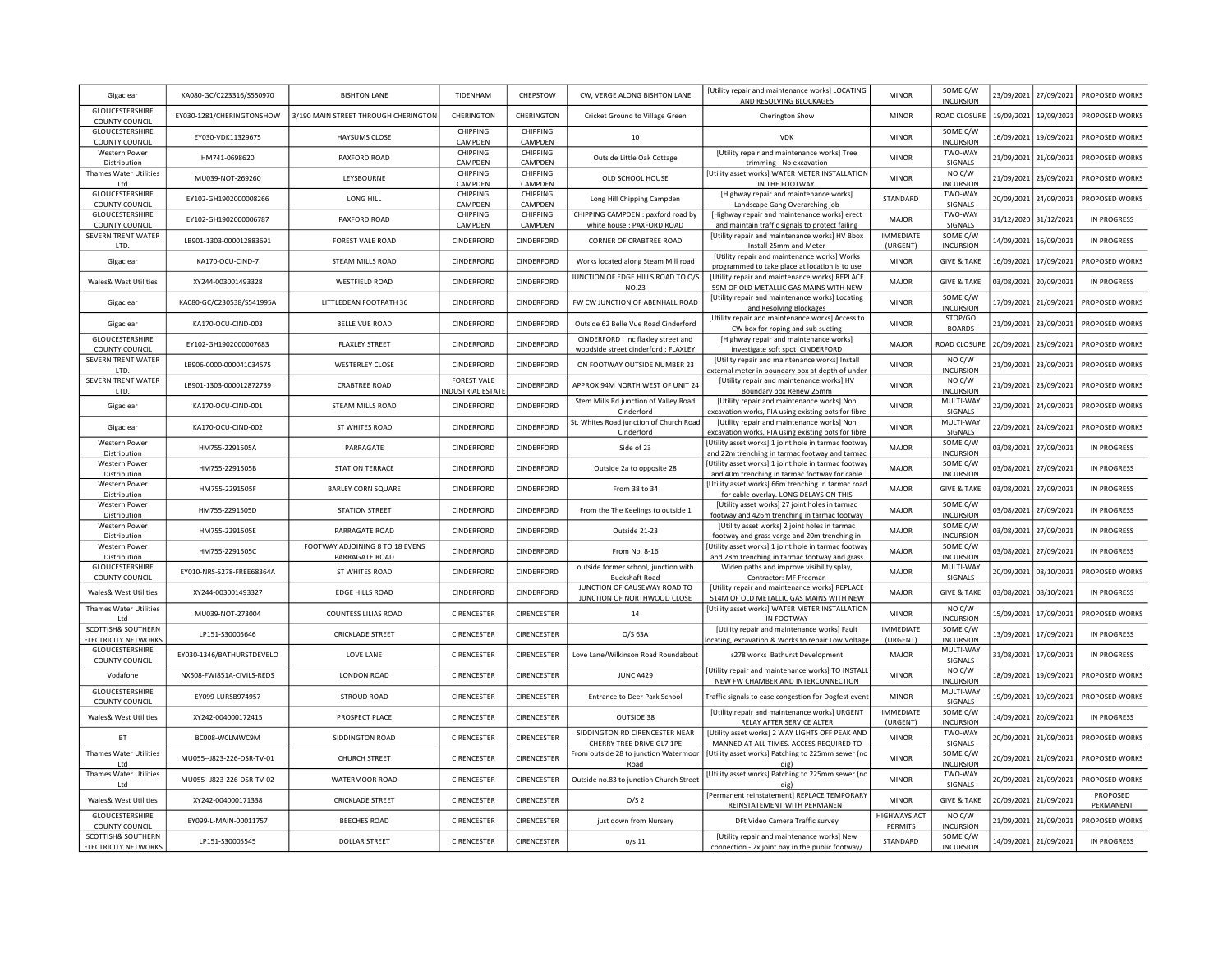| Gigaclear | KA080-GC/C223316/S550970 | BISHTON LANE | TIDENHAM | CHEPSTOW | CW, VERGE ALONG BISHTON LANE | [Utility repair and maintenance works] LOCATING AND RESOLVING BLOCKAGES | MINOR | SOME C/W INCURSION | 23/09/2021 | 27/09/2021 | PROPOSED WORKS |
|---|---|---|---|---|---|---|---|---|---|---|---|
| GLOUCESTERSHIRE COUNTY COUNCIL | EY030-1281/CHERINGTONSHOW | 3/190 MAIN STREET THROUGH CHERINGTON | CHERINGTON | CHERINGTON | Cricket Ground to Village Green | Cherington Show | MINOR | ROAD CLOSURE | 19/09/2021 | 19/09/2021 | PROPOSED WORKS |
| GLOUCESTERSHIRE COUNTY COUNCIL | EY030-VDK11329675 | HAYSUMS CLOSE | CHIPPING CAMPDEN | CHIPPING CAMPDEN | 10 | VDK | MINOR | SOME C/W INCURSION | 16/09/2021 | 19/09/2021 | PROPOSED WORKS |
| Western Power Distribution | HM741-0698620 | PAXFORD ROAD | CHIPPING CAMPDEN | CHIPPING CAMPDEN | Outside Little Oak Cottage | [Utility repair and maintenance works] Tree trimming - No excavation | MINOR | TWO-WAY SIGNALS | 21/09/2021 | 21/09/2021 | PROPOSED WORKS |
| Thames Water Utilities Ltd | MU039-NOT-269260 | LEYSBOURNE | CHIPPING CAMPDEN | CHIPPING CAMPDEN | OLD SCHOOL HOUSE | [Utility asset works] WATER METER INSTALLATION IN THE FOOTWAY. | MINOR | NO C/W INCURSION | 21/09/2021 | 23/09/2021 | PROPOSED WORKS |
| GLOUCESTERSHIRE COUNTY COUNCIL | EY102-GH1902000008266 | LONG HILL | CHIPPING CAMPDEN | CHIPPING CAMPDEN | Long Hill Chipping Campden | [Highway repair and maintenance works] Landscape Gang Overarching job | STANDARD | TWO-WAY SIGNALS | 20/09/2021 | 24/09/2021 | PROPOSED WORKS |
| GLOUCESTERSHIRE COUNTY COUNCIL | EY102-GH1902000006787 | PAXFORD ROAD | CHIPPING CAMPDEN | CHIPPING CAMPDEN | CHIPPING CAMPDEN : paxford road by white house : PAXFORD ROAD | [Highway repair and maintenance works] erect and maintain traffic signals to protect failing | MAJOR | TWO-WAY SIGNALS | 31/12/2020 | 31/12/2021 | IN PROGRESS |
| SEVERN TRENT WATER LTD. | LB901-1303-000012883691 | FOREST VALE ROAD | CINDERFORD | CINDERFORD | CORNER OF CRABTREE ROAD | [Utility repair and maintenance works] HV Bbox Install 25mm and Meter | IMMEDIATE (URGENT) | SOME C/W INCURSION | 14/09/2021 | 16/09/2021 | IN PROGRESS |
| Gigaclear | KA170-OCU-CIND-7 | STEAM MILLS ROAD | CINDERFORD | CINDERFORD | Works located along Steam Mill road | [Utility repair and maintenance works] Works programmed to take place at location is to use | MINOR | GIVE & TAKE | 16/09/2021 | 17/09/2021 | PROPOSED WORKS |
| Wales& West Utilities | XY244-003001493328 | WESTFIELD ROAD | CINDERFORD | CINDERFORD | JUNCTION OF EDGE HILLS ROAD TO O/S NO.23 | [Utility repair and maintenance works] REPLACE 59M OF OLD METALLIC GAS MAINS WITH NEW | MAJOR | GIVE & TAKE | 03/08/2021 | 20/09/2021 | IN PROGRESS |
| Gigaclear | KA080-GC/C230538/S541995A | LITTLEDEAN FOOTPATH 36 | CINDERFORD | CINDERFORD | FW CW JUNCTION OF ABENHALL ROAD | [Utility repair and maintenance works] Locating and Resolving Blockages | MINOR | SOME C/W INCURSION | 17/09/2021 | 21/09/2021 | PROPOSED WORKS |
| Gigaclear | KA170-OCU-CIND-003 | BELLE VUE ROAD | CINDERFORD | CINDERFORD | Outside 62 Belle Vue Road Cinderford | [Utility repair and maintenance works] Access to CW box for roping and sub sucting | MINOR | STOP/GO BOARDS | 21/09/2021 | 23/09/2021 | PROPOSED WORKS |
| GLOUCESTERSHIRE COUNTY COUNCIL | EY102-GH1902000007683 | FLAXLEY STREET | CINDERFORD | CINDERFORD | CINDERFORD : jnc flaxley street and woodside street cinderford : FLAXLEY | [Highway repair and maintenance works] investigate soft spot CINDERFORD | MAJOR | ROAD CLOSURE | 20/09/2021 | 23/09/2021 | PROPOSED WORKS |
| SEVERN TRENT WATER LTD. | LB906-0000-000041034575 | WESTERLEY CLOSE | CINDERFORD | CINDERFORD | ON FOOTWAY OUTSIDE NUMBER 23 | [Utility repair and maintenance works] Install external meter in boundary box at depth of under | MINOR | NO C/W INCURSION | 21/09/2021 | 23/09/2021 | PROPOSED WORKS |
| SEVERN TRENT WATER LTD. | LB901-1303-000012872739 | CRABTREE ROAD | FOREST VALE INDUSTRIAL ESTATE | CINDERFORD | APPROX 94M NORTH WEST OF UNIT 24 | [Utility repair and maintenance works] HV Boundary box Renew 25mm | MINOR | NO C/W INCURSION | 21/09/2021 | 23/09/2021 | PROPOSED WORKS |
| Gigaclear | KA170-OCU-CIND-001 | STEAM MILLS ROAD | CINDERFORD | CINDERFORD | Stem Mills Rd junction of Valley Road Cinderford | [Utility repair and maintenance works] Non excavation works, PIA using existing pots for fibre | MINOR | MULTI-WAY SIGNALS | 22/09/2021 | 24/09/2021 | PROPOSED WORKS |
| Gigaclear | KA170-OCU-CIND-002 | ST WHITES ROAD | CINDERFORD | CINDERFORD | St. Whites Road junction of Church Road Cinderford | [Utility repair and maintenance works] Non excavation works, PIA using existing pots for fibre | MINOR | MULTI-WAY SIGNALS | 22/09/2021 | 24/09/2021 | PROPOSED WORKS |
| Western Power Distribution | HM755-2291505A | PARRAGATE | CINDERFORD | CINDERFORD | Side of 23 | [Utility asset works] 1 joint hole in tarmac footway and 22m trenching in tarmac footway and tarmac | MAJOR | SOME C/W INCURSION | 03/08/2021 | 27/09/2021 | IN PROGRESS |
| Western Power Distribution | HM755-2291505B | STATION TERRACE | CINDERFORD | CINDERFORD | Outside 2a to opposite 28 | [Utility asset works] 1 joint hole in tarmac footway and 40m trenching in tarmac footway for cable | MAJOR | SOME C/W INCURSION | 03/08/2021 | 27/09/2021 | IN PROGRESS |
| Western Power Distribution | HM755-2291505F | BARLEY CORN SQUARE | CINDERFORD | CINDERFORD | From 38 to 34 | [Utility asset works] 66m trenching in tarmac road for cable overlay. LONG DELAYS ON THIS | MAJOR | GIVE & TAKE | 03/08/2021 | 27/09/2021 | IN PROGRESS |
| Western Power Distribution | HM755-2291505D | STATION STREET | CINDERFORD | CINDERFORD | From the The Keelings to outside 1 | [Utility asset works] 27 joint holes in tarmac footway and 426m trenching in tarmac footway | MAJOR | SOME C/W INCURSION | 03/08/2021 | 27/09/2021 | IN PROGRESS |
| Western Power Distribution | HM755-2291505E | PARRAGATE ROAD | CINDERFORD | CINDERFORD | Outside 21-23 | [Utility asset works] 2 joint holes in tarmac footway and grass verge and 20m trenching in | MAJOR | SOME C/W INCURSION | 03/08/2021 | 27/09/2021 | IN PROGRESS |
| Western Power Distribution | HM755-2291505C | FOOTWAY ADJOINING 8 TO 18 EVENS PARRAGATE ROAD | CINDERFORD | CINDERFORD | From No. 8-16 | [Utility asset works] 1 joint hole in tarmac footway and 28m trenching in tarmac footway and grass | MAJOR | SOME C/W INCURSION | 03/08/2021 | 27/09/2021 | IN PROGRESS |
| GLOUCESTERSHIRE COUNTY COUNCIL | EY010-NRS-S278-FREE68364A | ST WHITES ROAD | CINDERFORD | CINDERFORD | outside former school, junction with Buckshaft Road | Widen paths and improve visibility splay, Contractor: MF Freeman | MAJOR | MULTI-WAY SIGNALS | 20/09/2021 | 08/10/2021 | PROPOSED WORKS |
| Wales& West Utilities | XY244-003001493327 | EDGE HILLS ROAD | CINDERFORD | CINDERFORD | JUNCTION OF CAUSEWAY ROAD TO JUNCTION OF NORTHWOOD CLOSE | [Utility repair and maintenance works] REPLACE 514M OF OLD METALLIC GAS MAINS WITH NEW | MAJOR | GIVE & TAKE | 03/08/2021 | 08/10/2021 | IN PROGRESS |
| Thames Water Utilities Ltd | MU039-NOT-273004 | COUNTESS LILIAS ROAD | CIRENCESTER | CIRENCESTER | 14 | [Utility asset works] WATER METER INSTALLATION IN FOOTWAY | MINOR | NO C/W INCURSION | 15/09/2021 | 17/09/2021 | PROPOSED WORKS |
| SCOTTISH& SOUTHERN ELECTRICITY NETWORKS | LP151-S30005646 | CRICKLADE STREET | CIRENCESTER | CIRENCESTER | O/S 63A | [Utility repair and maintenance works] Fault locating, excavation & Works to repair Low Voltage | IMMEDIATE (URGENT) | SOME C/W INCURSION | 13/09/2021 | 17/09/2021 | IN PROGRESS |
| GLOUCESTERSHIRE COUNTY COUNCIL | EY030-1346/BATHURSTDEVELO | LOVE LANE | CIRENCESTER | CIRENCESTER | Love Lane/Wilkinson Road Roundabout | s278 works Bathurst Development | MAJOR | MULTI-WAY SIGNALS | 31/08/2021 | 17/09/2021 | IN PROGRESS |
| Vodafone | NX508-FWI851A-CIVILS-REDS | LONDON ROAD | CIRENCESTER | CIRENCESTER | JUNC A429 | [Utility repair and maintenance works] TO INSTALL NEW FW CHAMBER AND INTERCONNECTION | MINOR | NO C/W INCURSION | 18/09/2021 | 19/09/2021 | PROPOSED WORKS |
| GLOUCESTERSHIRE COUNTY COUNCIL | EY099-LURSB974957 | STROUD ROAD | CIRENCESTER | CIRENCESTER | Entrance to Deer Park School | Traffic signals to ease congestion for Dogfest event | MINOR | MULTI-WAY SIGNALS | 19/09/2021 | 19/09/2021 | PROPOSED WORKS |
| Wales& West Utilities | XY242-004000172415 | PROSPECT PLACE | CIRENCESTER | CIRENCESTER | OUTSIDE 38 | [Utility repair and maintenance works] URGENT RELAY AFTER SERVICE ALTER | IMMEDIATE (URGENT) | SOME C/W INCURSION | 14/09/2021 | 20/09/2021 | IN PROGRESS |
| BT | BC008-WCLMWC9M | SIDDINGTON ROAD | CIRENCESTER | CIRENCESTER | SIDDINGTON RD CIRENCESTER NEAR CHERRY TREE DRIVE GL7 1PE | [Utility asset works] 2 WAY LIGHTS OFF PEAK AND MANNED AT ALL TIMES. ACCESS REQUIRED TO | MINOR | TWO-WAY SIGNALS | 20/09/2021 | 21/09/2021 | PROPOSED WORKS |
| Thames Water Utilities Ltd | MU055--J823-226-DSR-TV-01 | CHURCH STREET | CIRENCESTER | CIRENCESTER | From outside 28 to junction Watermoor Road | [Utility asset works] Patching to 225mm sewer (no dig) | MINOR | SOME C/W INCURSION | 20/09/2021 | 21/09/2021 | PROPOSED WORKS |
| Thames Water Utilities Ltd | MU055--J823-226-DSR-TV-02 | WATERMOOR ROAD | CIRENCESTER | CIRENCESTER | Outside no.83 to junction Church Street | [Utility asset works] Patching to 225mm sewer (no dig) | MINOR | TWO-WAY SIGNALS | 20/09/2021 | 21/09/2021 | PROPOSED WORKS |
| Wales& West Utilities | XY242-004000171338 | CRICKLADE STREET | CIRENCESTER | CIRENCESTER | O/S 2 | [Permanent reinstatement] REPLACE TEMPORARY REINSTATEMENT WITH PERMANENT | MINOR | GIVE & TAKE | 20/09/2021 | 21/09/2021 | PROPOSED PERMANENT |
| GLOUCESTERSHIRE COUNTY COUNCIL | EY099-L-MAIN-00011757 | BEECHES ROAD | CIRENCESTER | CIRENCESTER | just down from Nursery | DFt Video Camera Traffic survey | HIGHWAYS ACT PERMITS | NO C/W INCURSION | 21/09/2021 | 21/09/2021 | PROPOSED WORKS |
| SCOTTISH& SOUTHERN ELECTRICITY NETWORKS | LP151-S30005545 | DOLLAR STREET | CIRENCESTER | CIRENCESTER | o/s 11 | [Utility repair and maintenance works] New connection - 2x joint bay in the public footway/ | STANDARD | SOME C/W INCURSION | 14/09/2021 | 21/09/2021 | IN PROGRESS |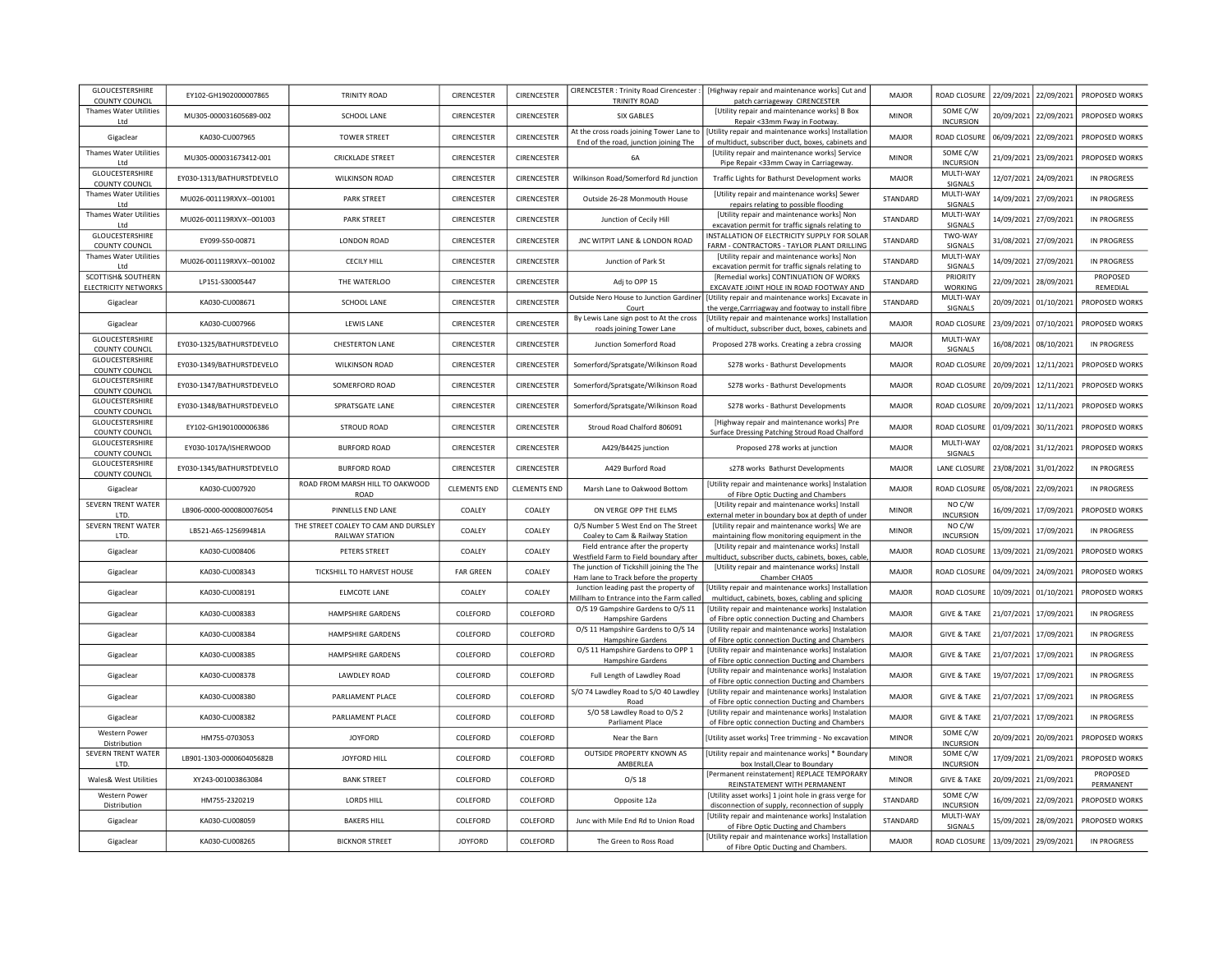| | | | | | | | | | | | |
|---|---|---|---|---|---|---|---|---|---|---|---|
| GLOUCESTERSHIRE COUNTY COUNCIL | EY102-GH1902000007865 | TRINITY ROAD | CIRENCESTER | CIRENCESTER | CIRENCESTER : Trinity Road Cirencester : TRINITY ROAD | [Highway repair and maintenance works] Cut and patch carriageway CIRENCESTER | MAJOR | ROAD CLOSURE | 22/09/2021 | 22/09/2021 | PROPOSED WORKS |
| Thames Water Utilities Ltd | MU305-000031605689-002 | SCHOOL LANE | CIRENCESTER | CIRENCESTER | SIX GABLES | [Utility repair and maintenance works] B Box Repair <33mm Fway in Footway. | MINOR | SOME C/W INCURSION | 20/09/2021 | 22/09/2021 | PROPOSED WORKS |
| Gigaclear | KA030-CU007965 | TOWER STREET | CIRENCESTER | CIRENCESTER | At the cross roads joining Tower Lane to End of the road, junction joining The | [Utility repair and maintenance works] Installation of multiduct, subscriber duct, boxes, cabinets and | MAJOR | ROAD CLOSURE | 06/09/2021 | 22/09/2021 | PROPOSED WORKS |
| Thames Water Utilities Ltd | MU305-000031673412-001 | CRICKLADE STREET | CIRENCESTER | CIRENCESTER | 6A | [Utility repair and maintenance works] Service Pipe Repair <33mm Cway in Carriageway. | MINOR | SOME C/W INCURSION | 21/09/2021 | 23/09/2021 | PROPOSED WORKS |
| GLOUCESTERSHIRE COUNTY COUNCIL | EY030-1313/BATHURSTDEVELO | WILKINSON ROAD | CIRENCESTER | CIRENCESTER | Wilkinson Road/Somerford Rd junction | Traffic Lights for Bathurst Development works | MAJOR | MULTI-WAY SIGNALS | 12/07/2021 | 24/09/2021 | IN PROGRESS |
| Thames Water Utilities Ltd | MU026-001119RXVX--001001 | PARK STREET | CIRENCESTER | CIRENCESTER | Outside 26-28 Monmouth House | [Utility repair and maintenance works] Sewer repairs relating to possible flooding | STANDARD | MULTI-WAY SIGNALS | 14/09/2021 | 27/09/2021 | IN PROGRESS |
| Thames Water Utilities Ltd | MU026-001119RXVX--001003 | PARK STREET | CIRENCESTER | CIRENCESTER | Junction of Cecily Hill | [Utility repair and maintenance works] Non excavation permit for traffic signals relating to | STANDARD | MULTI-WAY SIGNALS | 14/09/2021 | 27/09/2021 | IN PROGRESS |
| GLOUCESTERSHIRE COUNTY COUNCIL | EY099-S50-00871 | LONDON ROAD | CIRENCESTER | CIRENCESTER | JNC WITPIT LANE & LONDON ROAD | INSTALLATION OF ELECTRICITY SUPPLY FOR SOLAR FARM - CONTRACTORS - TAYLOR PLANT DRILLING | STANDARD | TWO-WAY SIGNALS | 31/08/2021 | 27/09/2021 | IN PROGRESS |
| Thames Water Utilities Ltd | MU026-001119RXVX--001002 | CECILY HILL | CIRENCESTER | CIRENCESTER | Junction of Park St | [Utility repair and maintenance works] Non excavation permit for traffic signals relating to | STANDARD | MULTI-WAY SIGNALS | 14/09/2021 | 27/09/2021 | IN PROGRESS |
| SCOTTISH& SOUTHERN ELECTRICITY NETWORKS | LP151-S30005447 | THE WATERLOO | CIRENCESTER | CIRENCESTER | Adj to OPP 15 | [Remedial works] CONTINUATION OF WORKS EXCAVATE JOINT HOLE IN ROAD FOOTWAY AND | STANDARD | PRIORITY WORKING | 22/09/2021 | 28/09/2021 | PROPOSED REMEDIAL |
| Gigaclear | KA030-CU008671 | SCHOOL LANE | CIRENCESTER | CIRENCESTER | Outside Nero House to Junction Gardiner Court | [Utility repair and maintenance works] Excavate in the verge,Carrriagway and footway to install fibre | STANDARD | MULTI-WAY SIGNALS | 20/09/2021 | 01/10/2021 | PROPOSED WORKS |
| Gigaclear | KA030-CU007966 | LEWIS LANE | CIRENCESTER | CIRENCESTER | By Lewis Lane sign post to At the cross roads joining Tower Lane | [Utility repair and maintenance works] Installation of multiduct, subscriber duct, boxes, cabinets and | MAJOR | ROAD CLOSURE | 23/09/2021 | 07/10/2021 | PROPOSED WORKS |
| GLOUCESTERSHIRE COUNTY COUNCIL | EY030-1325/BATHURSTDEVELO | CHESTERTON LANE | CIRENCESTER | CIRENCESTER | Junction Somerford Road | Proposed 278 works. Creating a zebra crossing | MAJOR | MULTI-WAY SIGNALS | 16/08/2021 | 08/10/2021 | IN PROGRESS |
| GLOUCESTERSHIRE COUNTY COUNCIL | EY030-1349/BATHURSTDEVELO | WILKINSON ROAD | CIRENCESTER | CIRENCESTER | Somerford/Spratsgate/Wilkinson Road | S278 works - Bathurst Developments | MAJOR | ROAD CLOSURE | 20/09/2021 | 12/11/2021 | PROPOSED WORKS |
| GLOUCESTERSHIRE COUNTY COUNCIL | EY030-1347/BATHURSTDEVELO | SOMERFORD ROAD | CIRENCESTER | CIRENCESTER | Somerford/Spratsgate/Wilkinson Road | S278 works - Bathurst Developments | MAJOR | ROAD CLOSURE | 20/09/2021 | 12/11/2021 | PROPOSED WORKS |
| GLOUCESTERSHIRE COUNTY COUNCIL | EY030-1348/BATHURSTDEVELO | SPRATSGATE LANE | CIRENCESTER | CIRENCESTER | Somerford/Spratsgate/Wilkinson Road | S278 works - Bathurst Developments | MAJOR | ROAD CLOSURE | 20/09/2021 | 12/11/2021 | PROPOSED WORKS |
| GLOUCESTERSHIRE COUNTY COUNCIL | EY102-GH1901000006386 | STROUD ROAD | CIRENCESTER | CIRENCESTER | Stroud Road Chalford 806091 | [Highway repair and maintenance works] Pre Surface Dressing Patching Stroud Road Chalford | MAJOR | ROAD CLOSURE | 01/09/2021 | 30/11/2021 | PROPOSED WORKS |
| GLOUCESTERSHIRE COUNTY COUNCIL | EY030-1017A/ISHERWOOD | BURFORD ROAD | CIRENCESTER | CIRENCESTER | A429/B4425 junction | Proposed 278 works at junction | MAJOR | MULTI-WAY SIGNALS | 02/08/2021 | 31/12/2021 | PROPOSED WORKS |
| GLOUCESTERSHIRE COUNTY COUNCIL | EY030-1345/BATHURSTDEVELO | BURFORD ROAD | CIRENCESTER | CIRENCESTER | A429 Burford Road | s278 works Bathurst Developments | MAJOR | LANE CLOSURE | 23/08/2021 | 31/01/2022 | IN PROGRESS |
| Gigaclear | KA030-CU007920 | ROAD FROM MARSH HILL TO OAKWOOD ROAD | CLEMENTS END | CLEMENTS END | Marsh Lane to Oakwood Bottom | [Utility repair and maintenance works] Instalation of Fibre Optic Ducting and Chambers | MAJOR | ROAD CLOSURE | 05/08/2021 | 22/09/2021 | IN PROGRESS |
| SEVERN TRENT WATER LTD. | LB906-0000-0000800076054 | PINNELLS END LANE | COALEY | COALEY | ON VERGE OPP THE ELMS | [Utility repair and maintenance works] Install external meter in boundary box at depth of under | MINOR | NO C/W INCURSION | 16/09/2021 | 17/09/2021 | PROPOSED WORKS |
| SEVERN TRENT WATER LTD. | LB521-A6S-125699481A | THE STREET COALEY TO CAM AND DURSLEY RAILWAY STATION | COALEY | COALEY | O/S Number 5 West End on The Street Coaley to Cam & Railway Station | [Utility repair and maintenance works] We are maintaining flow monitoring equipment in the | MINOR | NO C/W INCURSION | 15/09/2021 | 17/09/2021 | IN PROGRESS |
| Gigaclear | KA030-CU008406 | PETERS STREET | COALEY | COALEY | Field entrance after the property Westfield Farm to Field boundary after | [Utility repair and maintenance works] Install multiduct, subscriber ducts, cabinets, boxes, cable, | MAJOR | ROAD CLOSURE | 13/09/2021 | 21/09/2021 | PROPOSED WORKS |
| Gigaclear | KA030-CU008343 | TICKSHILL TO HARVEST HOUSE | FAR GREEN | COALEY | The junction of Tickshill joining the The Ham lane to Track before the property | [Utility repair and maintenance works] Install Chamber CHA05 | MAJOR | ROAD CLOSURE | 04/09/2021 | 24/09/2021 | PROPOSED WORKS |
| Gigaclear | KA030-CU008191 | ELMCOTE LANE | COALEY | COALEY | Junction leading past the property of Millham to Entrance into the Farm called | [Utility repair and maintenance works] Installation multiduct, cabinets, boxes, cabling and splicing | MAJOR | ROAD CLOSURE | 10/09/2021 | 01/10/2021 | PROPOSED WORKS |
| Gigaclear | KA030-CU008383 | HAMPSHIRE GARDENS | COLEFORD | COLEFORD | O/S 19 Gampshire Gardens to O/S 11 Hampshire Gardens | [Utility repair and maintenance works] Instalation of Fibre optic connection Ducting and Chambers | MAJOR | GIVE & TAKE | 21/07/2021 | 17/09/2021 | IN PROGRESS |
| Gigaclear | KA030-CU008384 | HAMPSHIRE GARDENS | COLEFORD | COLEFORD | O/S 11 Hampshire Gardens to O/S 14 Hampshire Gardens | [Utility repair and maintenance works] Instalation of Fibre optic connection Ducting and Chambers | MAJOR | GIVE & TAKE | 21/07/2021 | 17/09/2021 | IN PROGRESS |
| Gigaclear | KA030-CU008385 | HAMPSHIRE GARDENS | COLEFORD | COLEFORD | O/S 11 Hampshire Gardens to OPP 1 Hampshire Gardens | [Utility repair and maintenance works] Instalation of Fibre optic connection Ducting and Chambers | MAJOR | GIVE & TAKE | 21/07/2021 | 17/09/2021 | IN PROGRESS |
| Gigaclear | KA030-CU008378 | LAWDLEY ROAD | COLEFORD | COLEFORD | Full Length of Lawdley Road | [Utility repair and maintenance works] Instalation of Fibre optic connection Ducting and Chambers | MAJOR | GIVE & TAKE | 19/07/2021 | 17/09/2021 | IN PROGRESS |
| Gigaclear | KA030-CU008380 | PARLIAMENT PLACE | COLEFORD | COLEFORD | S/O 74 Lawdley Road to S/O 40 Lawdley Road | [Utility repair and maintenance works] Instalation of Fibre optic connection Ducting and Chambers | MAJOR | GIVE & TAKE | 21/07/2021 | 17/09/2021 | IN PROGRESS |
| Gigaclear | KA030-CU008382 | PARLIAMENT PLACE | COLEFORD | COLEFORD | S/O 58 Lawdley Road to O/S 2 Parliament Place | [Utility repair and maintenance works] Instalation of Fibre optic connection Ducting and Chambers | MAJOR | GIVE & TAKE | 21/07/2021 | 17/09/2021 | IN PROGRESS |
| Western Power Distribution | HM755-0703053 | JOYFORD | COLEFORD | COLEFORD | Near the Barn | [Utility asset works] Tree trimming - No excavation | MINOR | SOME C/W INCURSION | 20/09/2021 | 20/09/2021 | PROPOSED WORKS |
| SEVERN TRENT WATER LTD. | LB901-1303-000060405682B | JOYFORD HILL | COLEFORD | COLEFORD | OUTSIDE PROPERTY KNOWN AS AMBERLEA | [Utility repair and maintenance works] * Boundary box Install,Clear to Boundary | MINOR | SOME C/W INCURSION | 17/09/2021 | 21/09/2021 | PROPOSED WORKS |
| Wales& West Utilities | XY243-001003863084 | BANK STREET | COLEFORD | COLEFORD | O/S 18 | [Permanent reinstatement] REPLACE TEMPORARY REINSTATEMENT WITH PERMANENT | MINOR | GIVE & TAKE | 20/09/2021 | 21/09/2021 | PROPOSED PERMANENT |
| Western Power Distribution | HM755-2320219 | LORDS HILL | COLEFORD | COLEFORD | Opposite 12a | [Utility asset works] 1 joint hole in grass verge for disconnection of supply, reconnection of supply | STANDARD | SOME C/W INCURSION | 16/09/2021 | 22/09/2021 | PROPOSED WORKS |
| Gigaclear | KA030-CU008059 | BAKERS HILL | COLEFORD | COLEFORD | Junc with Mile End Rd to Union Road | [Utility repair and maintenance works] Instalation of Fibre Optic Ducting and Chambers | STANDARD | MULTI-WAY SIGNALS | 15/09/2021 | 28/09/2021 | PROPOSED WORKS |
| Gigaclear | KA030-CU008265 | BICKNOR STREET | JOYFORD | COLEFORD | The Green to Ross Road | [Utility repair and maintenance works] Installation of Fibre Optic Ducting and Chambers. | MAJOR | ROAD CLOSURE | 13/09/2021 | 29/09/2021 | IN PROGRESS |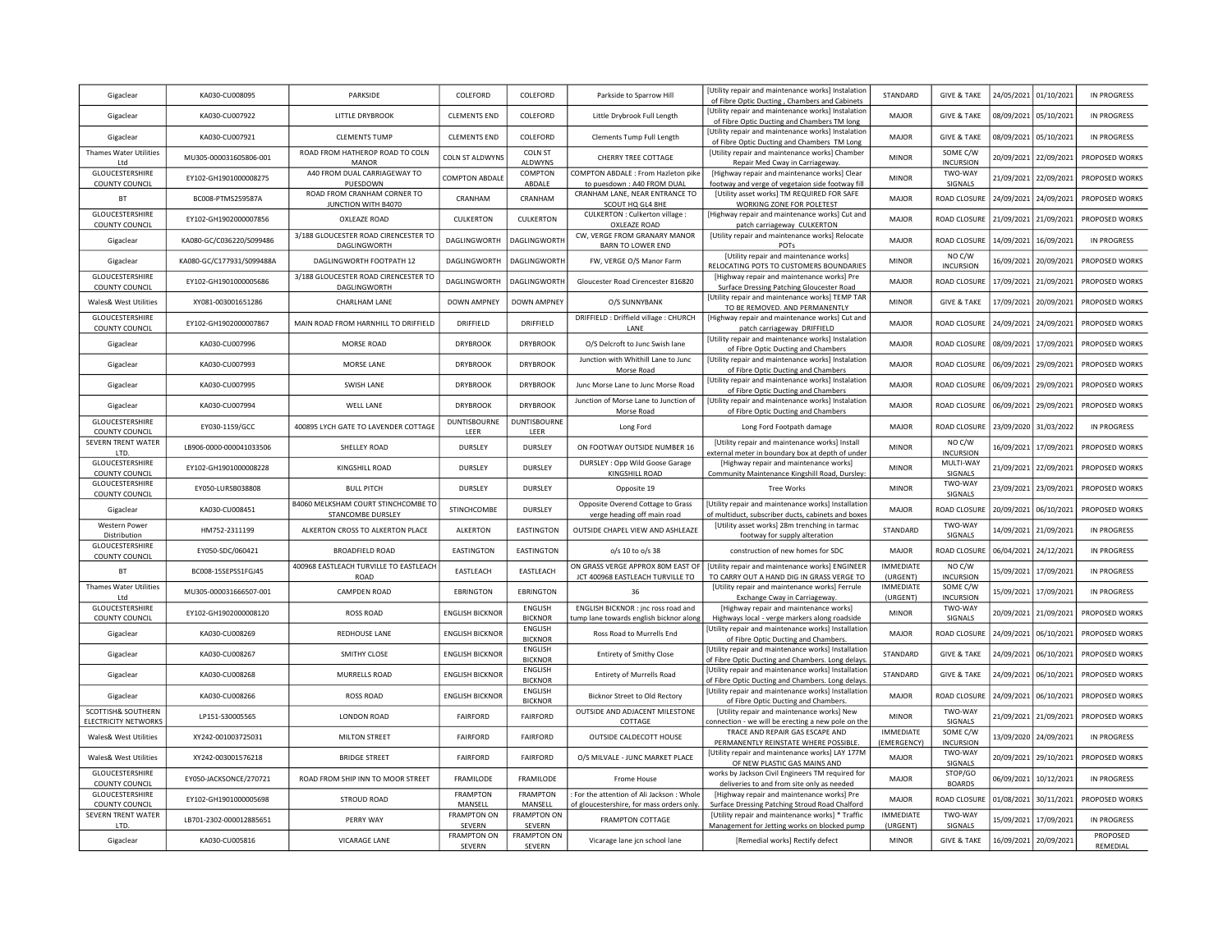| Gigaclear | KA030-CU008095 | PARKSIDE | COLEFORD | COLEFORD | Parkside to Sparrow Hill | [Utility repair and maintenance works] Instalation of Fibre Optic Ducting , Chambers and Cabinets | STANDARD | GIVE & TAKE | 24/05/2021 | 01/10/2021 | IN PROGRESS |
|---|---|---|---|---|---|---|---|---|---|---|---|
| Gigaclear | KA030-CU007922 | LITTLE DRYBROOK | CLEMENTS END | COLEFORD | Little Drybrook Full Length | [Utility repair and maintenance works] Instalation of Fibre Optic Ducting and Chambers TM long | MAJOR | GIVE & TAKE | 08/09/2021 | 05/10/2021 | IN PROGRESS |
| Gigaclear | KA030-CU007921 | CLEMENTS TUMP | CLEMENTS END | COLEFORD | Clements Tump Full Length | [Utility repair and maintenance works] Instalation of Fibre Optic Ducting and Chambers TM Long | MAJOR | GIVE & TAKE | 08/09/2021 | 05/10/2021 | IN PROGRESS |
| Thames Water Utilities Ltd | MU305-000031605806-001 | ROAD FROM HATHEROP ROAD TO COLN MANOR | COLN ST ALDWYNS | COLN ST ALDWYNS | CHERRY TREE COTTAGE | [Utility repair and maintenance works] Chamber Repair Med Cway in Carriageway. | MINOR | SOME C/W INCURSION | 20/09/2021 | 22/09/2021 | PROPOSED WORKS |
| GLOUCESTERSHIRE COUNTY COUNCIL | EY102-GH1901000008275 | A40 FROM DUAL CARRIAGEWAY TO PUESDOWN | COMPTON ABDALE | COMPTON ABDALE | COMPTON ABDALE : From Hazleton pike to puesdown : A40 FROM DUAL | [Highway repair and maintenance works] Clear footway and verge of vegetaion side footway fill | MINOR | TWO-WAY SIGNALS | 21/09/2021 | 22/09/2021 | PROPOSED WORKS |
| BT | BC008-PTMS259587A | ROAD FROM CRANHAM CORNER TO JUNCTION WITH B4070 | CRANHAM | CRANHAM | CRANHAM LANE, NEAR ENTRANCE TO SCOUT HQ GL4 8HE | [Utility asset works] TM REQUIRED FOR SAFE WORKING ZONE FOR POLETEST | MAJOR | ROAD CLOSURE | 24/09/2021 | 24/09/2021 | PROPOSED WORKS |
| GLOUCESTERSHIRE COUNTY COUNCIL | EY102-GH1902000007856 | OXLEAZE ROAD | CULKERTON | CULKERTON | CULKERTON : Culkerton village : OXLEAZE ROAD | [Highway repair and maintenance works] Cut and patch carriageway CULKERTON | MAJOR | ROAD CLOSURE | 21/09/2021 | 21/09/2021 | PROPOSED WORKS |
| Gigaclear | KA080-GC/C036220/S099486 | 3/188 GLOUCESTER ROAD CIRENCESTER TO DAGLINGWORTH | DAGLINGWORTH | DAGLINGWORTH | CW, VERGE FROM GRANARY MANOR BARN TO LOWER END | [Utility repair and maintenance works] Relocate POTs | MAJOR | ROAD CLOSURE | 14/09/2021 | 16/09/2021 | IN PROGRESS |
| Gigaclear | KA080-GC/C177931/S099488A | DAGLINGWORTH FOOTPATH 12 | DAGLINGWORTH | DAGLINGWORTH | FW, VERGE O/S Manor Farm | [Utility repair and maintenance works] RELOCATING POTS TO CUSTOMERS BOUNDARIES | MINOR | NO C/W INCURSION | 16/09/2021 | 20/09/2021 | PROPOSED WORKS |
| GLOUCESTERSHIRE COUNTY COUNCIL | EY102-GH1901000005686 | 3/188 GLOUCESTER ROAD CIRENCESTER TO DAGLINGWORTH | DAGLINGWORTH | DAGLINGWORTH | Gloucester Road Cirencester 816820 | [Highway repair and maintenance works] Pre Surface Dressing Patching Gloucester Road | MAJOR | ROAD CLOSURE | 17/09/2021 | 21/09/2021 | PROPOSED WORKS |
| Wales& West Utilities | XY081-003001651286 | CHARLHAM LANE | DOWN AMPNEY | DOWN AMPNEY | O/S SUNNYBANK | [Utility repair and maintenance works] TEMP TAR TO BE REMOVED. AND PERMANENTLY | MINOR | GIVE & TAKE | 17/09/2021 | 20/09/2021 | PROPOSED WORKS |
| GLOUCESTERSHIRE COUNTY COUNCIL | EY102-GH1902000007867 | MAIN ROAD FROM HARNHILL TO DRIFFIELD | DRIFFIELD | DRIFFIELD | DRIFFIELD : Driffield village : CHURCH LANE | [Highway repair and maintenance works] Cut and patch carriageway DRIFFIELD | MAJOR | ROAD CLOSURE | 24/09/2021 | 24/09/2021 | PROPOSED WORKS |
| Gigaclear | KA030-CU007996 | MORSE ROAD | DRYBROOK | DRYBROOK | O/S Delcroft to Junc Swish lane | [Utility repair and maintenance works] Instalation of Fibre Optic Ducting and Chambers | MAJOR | ROAD CLOSURE | 08/09/2021 | 17/09/2021 | PROPOSED WORKS |
| Gigaclear | KA030-CU007993 | MORSE LANE | DRYBROOK | DRYBROOK | Junction with Whithill Lane to Junc Morse Road | [Utility repair and maintenance works] Instalation of Fibre Optic Ducting and Chambers | MAJOR | ROAD CLOSURE | 06/09/2021 | 29/09/2021 | PROPOSED WORKS |
| Gigaclear | KA030-CU007995 | SWISH LANE | DRYBROOK | DRYBROOK | Junc Morse Lane to Junc Morse Road | [Utility repair and maintenance works] Instalation of Fibre Optic Ducting and Chambers | MAJOR | ROAD CLOSURE | 06/09/2021 | 29/09/2021 | PROPOSED WORKS |
| Gigaclear | KA030-CU007994 | WELL LANE | DRYBROOK | DRYBROOK | Junction of Morse Lane to Junction of Morse Road | [Utility repair and maintenance works] Instalation of Fibre Optic Ducting and Chambers | MAJOR | ROAD CLOSURE | 06/09/2021 | 29/09/2021 | PROPOSED WORKS |
| GLOUCESTERSHIRE COUNTY COUNCIL | EY030-1159/GCC | 400895 LYCH GATE TO LAVENDER COTTAGE | DUNTISBOURNE LEER | DUNTISBOURNE LEER | Long Ford | Long Ford Footpath damage | MAJOR | ROAD CLOSURE | 23/09/2020 | 31/03/2022 | IN PROGRESS |
| SEVERN TRENT WATER LTD. | LB906-0000-000041033506 | SHELLEY ROAD | DURSLEY | DURSLEY | ON FOOTWAY OUTSIDE NUMBER 16 | [Utility repair and maintenance works] Install external meter in boundary box at depth of under | MINOR | NO C/W INCURSION | 16/09/2021 | 17/09/2021 | PROPOSED WORKS |
| GLOUCESTERSHIRE COUNTY COUNCIL | EY102-GH1901000008228 | KINGSHILL ROAD | DURSLEY | DURSLEY | DURSLEY : Opp Wild Goose Garage KINGSHILL ROAD | [Highway repair and maintenance works] Community Maintenance Kingshill Road, Dursley: | MINOR | MULTI-WAY SIGNALS | 21/09/2021 | 22/09/2021 | PROPOSED WORKS |
| GLOUCESTERSHIRE COUNTY COUNCIL | EY050-LURSB038808 | BULL PITCH | DURSLEY | DURSLEY | Opposite 19 | Tree Works | MINOR | TWO-WAY SIGNALS | 23/09/2021 | 23/09/2021 | PROPOSED WORKS |
| Gigaclear | KA030-CU008451 | B4060 MELKSHAM COURT STINCHCOMBE TO STANCOMBE DURSLEY | STINCHCOMBE | DURSLEY | Opposite Overend Cottage to Grass verge heading off main road | [Utility repair and maintenance works] Installation of multiduct, subscriber ducts, cabinets and boxes | MAJOR | ROAD CLOSURE | 20/09/2021 | 06/10/2021 | PROPOSED WORKS |
| Western Power Distribution | HM752-2311199 | ALKERTON CROSS TO ALKERTON PLACE | ALKERTON | EASTINGTON | OUTSIDE CHAPEL VIEW AND ASHLEAZE | [Utility asset works] 28m trenching in tarmac footway for supply alteration | STANDARD | TWO-WAY SIGNALS | 14/09/2021 | 21/09/2021 | IN PROGRESS |
| GLOUCESTERSHIRE COUNTY COUNCIL | EY050-SDC/060421 | BROADFIELD ROAD | EASTINGTON | EASTINGTON | o/s 10 to o/s 38 | construction of new homes for SDC | MAJOR | ROAD CLOSURE | 06/04/2021 | 24/12/2021 | IN PROGRESS |
| BT | BC008-15SEPSS1FGJ45 | 400968 EASTLEACH TURVILLE TO EASTLEACH ROAD | EASTLEACH | EASTLEACH | ON GRASS VERGE APPROX 80M EAST OF JCT 400968 EASTLEACH TURVILLE TO | [Utility repair and maintenance works] ENGINEER TO CARRY OUT A HAND DIG IN GRASS VERGE TO | IMMEDIATE (URGENT) | NO C/W INCURSION | 15/09/2021 | 17/09/2021 | IN PROGRESS |
| Thames Water Utilities Ltd | MU305-000031666507-001 | CAMPDEN ROAD | EBRINGTON | EBRINGTON | 36 | [Utility repair and maintenance works] Ferrule Exchange Cway in Carriageway. | IMMEDIATE (URGENT) | SOME C/W INCURSION | 15/09/2021 | 17/09/2021 | IN PROGRESS |
| GLOUCESTERSHIRE COUNTY COUNCIL | EY102-GH1902000008120 | ROSS ROAD | ENGLISH BICKNOR | ENGLISH BICKNOR | ENGLISH BICKNOR : jnc ross road and tump lane towards english bicknor along | [Highway repair and maintenance works] Highways local - verge markers along roadside | MINOR | TWO-WAY SIGNALS | 20/09/2021 | 21/09/2021 | PROPOSED WORKS |
| Gigaclear | KA030-CU008269 | REDHOUSE LANE | ENGLISH BICKNOR | ENGLISH BICKNOR | Ross Road to Murrells End | [Utility repair and maintenance works] Installation of Fibre Optic Ducting and Chambers. | MAJOR | ROAD CLOSURE | 24/09/2021 | 06/10/2021 | PROPOSED WORKS |
| Gigaclear | KA030-CU008267 | SMITHY CLOSE | ENGLISH BICKNOR | ENGLISH BICKNOR | Entirety of Smithy Close | [Utility repair and maintenance works] Installation of Fibre Optic Ducting and Chambers. Long delays. | STANDARD | GIVE & TAKE | 24/09/2021 | 06/10/2021 | PROPOSED WORKS |
| Gigaclear | KA030-CU008268 | MURRELLS ROAD | ENGLISH BICKNOR | ENGLISH BICKNOR | Entirety of Murrells Road | [Utility repair and maintenance works] Installation of Fibre Optic Ducting and Chambers. Long delays. | STANDARD | GIVE & TAKE | 24/09/2021 | 06/10/2021 | PROPOSED WORKS |
| Gigaclear | KA030-CU008266 | ROSS ROAD | ENGLISH BICKNOR | ENGLISH BICKNOR | Bicknor Street to Old Rectory | [Utility repair and maintenance works] Installation of Fibre Optic Ducting and Chambers. | MAJOR | ROAD CLOSURE | 24/09/2021 | 06/10/2021 | PROPOSED WORKS |
| SCOTTISH& SOUTHERN ELECTRICITY NETWORKS | LP151-S30005565 | LONDON ROAD | FAIRFORD | FAIRFORD | OUTSIDE AND ADJACENT MILESTONE COTTAGE | [Utility repair and maintenance works] New connection - we will be erecting a new pole on the | MINOR | TWO-WAY SIGNALS | 21/09/2021 | 21/09/2021 | PROPOSED WORKS |
| Wales& West Utilities | XY242-001003725031 | MILTON STREET | FAIRFORD | FAIRFORD | OUTSIDE CALDECOTT HOUSE | TRACE AND REPAIR GAS ESCAPE AND PERMANENTLY REINSTATE WHERE POSSIBLE. | IMMEDIATE (EMERGENCY) | SOME C/W INCURSION | 13/09/2020 | 24/09/2021 | IN PROGRESS |
| Wales& West Utilities | XY242-003001576218 | BRIDGE STREET | FAIRFORD | FAIRFORD | O/S MILVALE - JUNC MARKET PLACE | [Utility repair and maintenance works] LAY 177M OF NEW PLASTIC GAS MAINS AND | MAJOR | TWO-WAY SIGNALS | 20/09/2021 | 29/10/2021 | PROPOSED WORKS |
| GLOUCESTERSHIRE COUNTY COUNCIL | EY050-JACKSONCE/270721 | ROAD FROM SHIP INN TO MOOR STREET | FRAMILODE | FRAMILODE | Frome House | works by Jackson Civil Engineers TM required for deliveries to and from site only as needed | MAJOR | STOP/GO BOARDS | 06/09/2021 | 10/12/2021 | IN PROGRESS |
| GLOUCESTERSHIRE COUNTY COUNCIL | EY102-GH1901000005698 | STROUD ROAD | FRAMPTON MANSELL | FRAMPTON MANSELL | : For the attention of Ali Jackson : Whole of gloucestershire, for mass orders only. | [Highway repair and maintenance works] Pre Surface Dressing Patching Stroud Road Chalford | MAJOR | ROAD CLOSURE | 01/08/2021 | 30/11/2021 | PROPOSED WORKS |
| SEVERN TRENT WATER LTD. | LB701-2302-000012885651 | PERRY WAY | FRAMPTON ON SEVERN | FRAMPTON ON SEVERN | FRAMPTON COTTAGE | [Utility repair and maintenance works] * Traffic Management for Jetting works on blocked pump | IMMEDIATE (URGENT) | TWO-WAY SIGNALS | 15/09/2021 | 17/09/2021 | IN PROGRESS |
| Gigaclear | KA030-CU005816 | VICARAGE LANE | FRAMPTON ON SEVERN | FRAMPTON ON SEVERN | Vicarage lane jcn school lane | [Remedial works] Rectify defect | MINOR | GIVE & TAKE | 16/09/2021 | 20/09/2021 | PROPOSED REMEDIAL |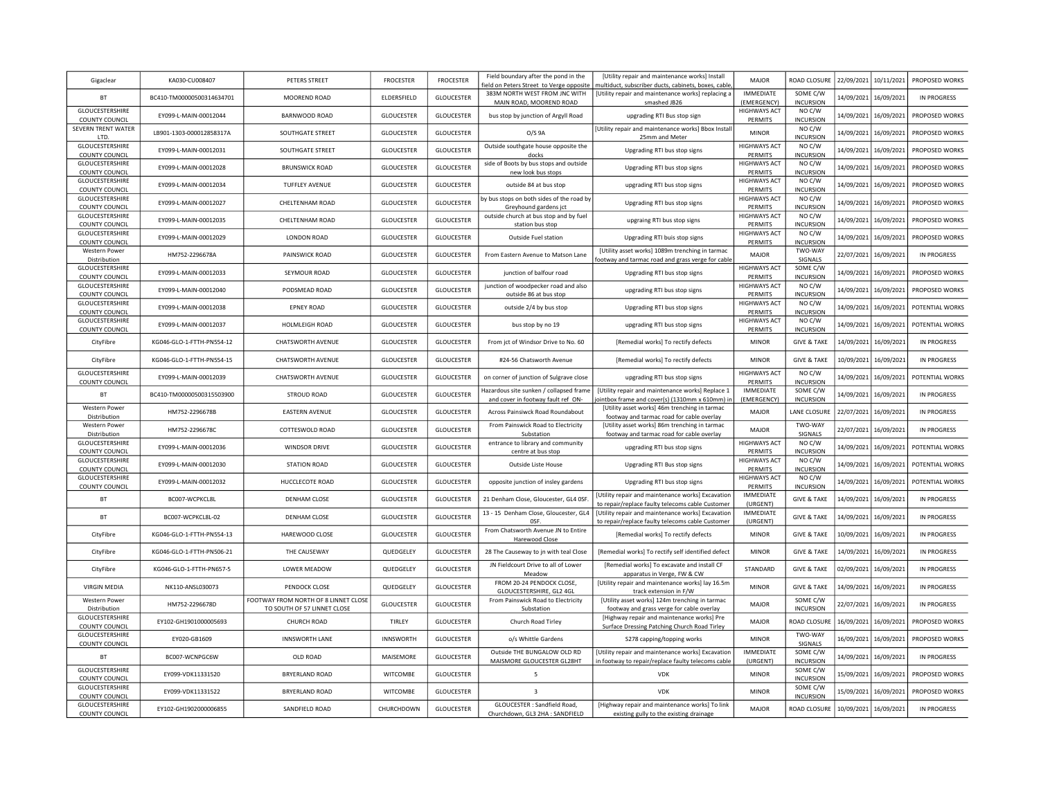| Gigaclear | KA030-CU008407 | PETERS STREET | FROCESTER | FROCESTER | Field boundary after the pond in the field on Peters Street to Verge opposite | [Utility repair and maintenance works] Install multiduct, subscriber ducts, cabinets, boxes, cable, | MAJOR | ROAD CLOSURE | 22/09/2021 | 10/11/2021 | PROPOSED WORKS |
|---|---|---|---|---|---|---|---|---|---|---|---|
| BT | BC410-TM00000500314634701 | MOOREND ROAD | ELDERSFIELD | GLOUCESTER | 383M NORTH WEST FROM JNC WITH MAIN ROAD, MOOREND ROAD | [Utility repair and maintenance works] replacing a smashed JB26 | IMMEDIATE (EMERGENCY) | SOME C/W INCURSION | 14/09/2021 | 16/09/2021 | IN PROGRESS |
| GLOUCESTERSHIRE COUNTY COUNCIL | EY099-L-MAIN-00012044 | BARNWOOD ROAD | GLOUCESTER | GLOUCESTER | bus stop by junction of Argyll Road | upgrading RTI Bus stop sign | HIGHWAYS ACT PERMITS | NO C/W INCURSION | 14/09/2021 | 16/09/2021 | PROPOSED WORKS |
| SEVERN TRENT WATER LTD. | LB901-1303-000012858317A | SOUTHGATE STREET | GLOUCESTER | GLOUCESTER | O/S 9A | [Utility repair and maintenance works] Bbox Install 25mm and Meter | MINOR | NO C/W INCURSION | 14/09/2021 | 16/09/2021 | PROPOSED WORKS |
| GLOUCESTERSHIRE COUNTY COUNCIL | EY099-L-MAIN-00012031 | SOUTHGATE STREET | GLOUCESTER | GLOUCESTER | Outside southgate house opposite the docks | Upgrading RTI bus stop signs | HIGHWAYS ACT PERMITS | NO C/W INCURSION | 14/09/2021 | 16/09/2021 | PROPOSED WORKS |
| GLOUCESTERSHIRE COUNTY COUNCIL | EY099-L-MAIN-00012028 | BRUNSWICK ROAD | GLOUCESTER | GLOUCESTER | side of Boots by bus stops and outside new look bus stops | Upgrading RTI bus stop signs | HIGHWAYS ACT PERMITS | NO C/W INCURSION | 14/09/2021 | 16/09/2021 | PROPOSED WORKS |
| GLOUCESTERSHIRE COUNTY COUNCIL | EY099-L-MAIN-00012034 | TUFFLEY AVENUE | GLOUCESTER | GLOUCESTER | outside 84 at bus stop | upgrading RTI bus stop signs | HIGHWAYS ACT PERMITS | NO C/W INCURSION | 14/09/2021 | 16/09/2021 | PROPOSED WORKS |
| GLOUCESTERSHIRE COUNTY COUNCIL | EY099-L-MAIN-00012027 | CHELTENHAM ROAD | GLOUCESTER | GLOUCESTER | by bus stops on both sides of the road by Greyhound gardens jct | Upgrading RTI bus stop signs | HIGHWAYS ACT PERMITS | NO C/W INCURSION | 14/09/2021 | 16/09/2021 | PROPOSED WORKS |
| GLOUCESTERSHIRE COUNTY COUNCIL | EY099-L-MAIN-00012035 | CHELTENHAM ROAD | GLOUCESTER | GLOUCESTER | outside church at bus stop and by fuel station bus stop | upgraing RTI bus stop signs | HIGHWAYS ACT PERMITS | NO C/W INCURSION | 14/09/2021 | 16/09/2021 | PROPOSED WORKS |
| GLOUCESTERSHIRE COUNTY COUNCIL | EY099-L-MAIN-00012029 | LONDON ROAD | GLOUCESTER | GLOUCESTER | Outside Fuel station | Upgrading RTI bus stop signs | HIGHWAYS ACT PERMITS | NO C/W INCURSION | 14/09/2021 | 16/09/2021 | PROPOSED WORKS |
| Western Power Distribution | HM752-2296678A | PAINSWICK ROAD | GLOUCESTER | GLOUCESTER | From Eastern Avenue to Matson Lane | [Utility asset works] 1089m trenching in tarmac footway and tarmac road and grass verge for cable | MAJOR | TWO-WAY SIGNALS | 22/07/2021 | 16/09/2021 | IN PROGRESS |
| GLOUCESTERSHIRE COUNTY COUNCIL | EY099-L-MAIN-00012033 | SEYMOUR ROAD | GLOUCESTER | GLOUCESTER | junction of balfour road | Upgrading RTI bus stop signs | HIGHWAYS ACT PERMITS | SOME C/W INCURSION | 14/09/2021 | 16/09/2021 | PROPOSED WORKS |
| GLOUCESTERSHIRE COUNTY COUNCIL | EY099-L-MAIN-00012040 | PODSMEAD ROAD | GLOUCESTER | GLOUCESTER | junction of woodpecker road and also outside 86 at bus stop | Upgrading RTI bus stop signs | HIGHWAYS ACT PERMITS | NO C/W INCURSION | 14/09/2021 | 16/09/2021 | PROPOSED WORKS |
| GLOUCESTERSHIRE COUNTY COUNCIL | EY099-L-MAIN-00012038 | EPNEY ROAD | GLOUCESTER | GLOUCESTER | outside 2/4 by bus stop | Upgrading RTI bus stop signs | HIGHWAYS ACT PERMITS | NO C/W INCURSION | 14/09/2021 | 16/09/2021 | POTENTIAL WORKS |
| GLOUCESTERSHIRE COUNTY COUNCIL | EY099-L-MAIN-00012037 | HOLMLEIGH ROAD | GLOUCESTER | GLOUCESTER | bus stop by no 19 | upgrading RTI bus stop signs | HIGHWAYS ACT PERMITS | NO C/W INCURSION | 14/09/2021 | 16/09/2021 | POTENTIAL WORKS |
| CityFibre | KG046-GLO-1-FTTH-PN554-12 | CHATSWORTH AVENUE | GLOUCESTER | GLOUCESTER | From jct of Windsor Drive to No. 60 | [Remedial works] To rectify defects | MINOR | GIVE & TAKE | 14/09/2021 | 16/09/2021 | IN PROGRESS |
| CityFibre | KG046-GLO-1-FTTH-PN554-15 | CHATSWORTH AVENUE | GLOUCESTER | GLOUCESTER | #24-56 Chatsworth Avenue | [Remedial works] To rectify defects | MINOR | GIVE & TAKE | 10/09/2021 | 16/09/2021 | IN PROGRESS |
| GLOUCESTERSHIRE COUNTY COUNCIL | EY099-L-MAIN-00012039 | CHATSWORTH AVENUE | GLOUCESTER | GLOUCESTER | on corner of junction of Sulgrave close | upgrading RTI bus stop signs | HIGHWAYS ACT PERMITS | NO C/W INCURSION | 14/09/2021 | 16/09/2021 | POTENTIAL WORKS |
| BT | BC410-TM00000500315503900 | STROUD ROAD | GLOUCESTER | GLOUCESTER | Hazardous site sunken / collapsed frame and cover in footway fault ref ON- | [Utility repair and maintenance works] Replace 1 jointbox frame and cover(s) (1310mm x 610mm) in | IMMEDIATE (EMERGENCY) | SOME C/W INCURSION | 14/09/2021 | 16/09/2021 | IN PROGRESS |
| Western Power Distribution | HM752-2296678B | EASTERN AVENUE | GLOUCESTER | GLOUCESTER | Across Painswick Road Roundabout | [Utility asset works] 46m trenching in tarmac footway and tarmac road for cable overlay | MAJOR | LANE CLOSURE | 22/07/2021 | 16/09/2021 | IN PROGRESS |
| Western Power Distribution | HM752-2296678C | COTTESWOLD ROAD | GLOUCESTER | GLOUCESTER | From Painswick Road to Electricity Substation | [Utility asset works] 86m trenching in tarmac footway and tarmac road for cable overlay | MAJOR | TWO-WAY SIGNALS | 22/07/2021 | 16/09/2021 | IN PROGRESS |
| GLOUCESTERSHIRE COUNTY COUNCIL | EY099-L-MAIN-00012036 | WINDSOR DRIVE | GLOUCESTER | GLOUCESTER | entrance to library and community centre at bus stop | upgrading RTI bus stop signs | HIGHWAYS ACT PERMITS | NO C/W INCURSION | 14/09/2021 | 16/09/2021 | POTENTIAL WORKS |
| GLOUCESTERSHIRE COUNTY COUNCIL | EY099-L-MAIN-00012030 | STATION ROAD | GLOUCESTER | GLOUCESTER | Outside Liste House | Upgrading RTI Bus stop signs | HIGHWAYS ACT PERMITS | NO C/W INCURSION | 14/09/2021 | 16/09/2021 | POTENTIAL WORKS |
| GLOUCESTERSHIRE COUNTY COUNCIL | EY099-L-MAIN-00012032 | HUCCLECOTE ROAD | GLOUCESTER | GLOUCESTER | opposite junction of insley gardens | Upgrading RTI bus stop signs | HIGHWAYS ACT PERMITS | NO C/W INCURSION | 14/09/2021 | 16/09/2021 | POTENTIAL WORKS |
| BT | BC007-WCPKCL8L | DENHAM CLOSE | GLOUCESTER | GLOUCESTER | 21 Denham Close, Gloucester, GL4 0SF. | [Utility repair and maintenance works] Excavation to repair/replace faulty telecoms cable Customer | IMMEDIATE (URGENT) | GIVE & TAKE | 14/09/2021 | 16/09/2021 | IN PROGRESS |
| BT | BC007-WCPKCL8L-02 | DENHAM CLOSE | GLOUCESTER | GLOUCESTER | 13 - 15 Denham Close, Gloucester, GL4 0SF. | [Utility repair and maintenance works] Excavation to repair/replace faulty telecoms cable Customer | IMMEDIATE (URGENT) | GIVE & TAKE | 14/09/2021 | 16/09/2021 | IN PROGRESS |
| CityFibre | KG046-GLO-1-FTTH-PN554-13 | HAREWOOD CLOSE | GLOUCESTER | GLOUCESTER | From Chatsworth Avenue JN to Entire Harewood Close | [Remedial works] To rectify defects | MINOR | GIVE & TAKE | 10/09/2021 | 16/09/2021 | IN PROGRESS |
| CityFibre | KG046-GLO-1-FTTH-PN506-21 | THE CAUSEWAY | QUEDGELEY | GLOUCESTER | 28 The Causeway to jn with teal Close | [Remedial works] To rectify self identified defect | MINOR | GIVE & TAKE | 14/09/2021 | 16/09/2021 | IN PROGRESS |
| CityFibre | KG046-GLO-1-FTTH-PN657-5 | LOWER MEADOW | QUEDGELEY | GLOUCESTER | JN Fieldcourt Drive to all of Lower Meadow | [Remedial works] To excavate and install CF apparatus in Verge, FW & CW | STANDARD | GIVE & TAKE | 02/09/2021 | 16/09/2021 | IN PROGRESS |
| VIRGIN MEDIA | NK110-ANSL030073 | PENDOCK CLOSE | QUEDGELEY | GLOUCESTER | FROM 20-24 PENDOCK CLOSE, GLOUCESTERSHIRE, GL2 4GL | [Utility repair and maintenance works] lay 16.5m track extension in F/W | MINOR | GIVE & TAKE | 14/09/2021 | 16/09/2021 | IN PROGRESS |
| Western Power Distribution | HM752-2296678D | FOOTWAY FROM NORTH OF 8 LINNET CLOSE TO SOUTH OF 57 LINNET CLOSE | GLOUCESTER | GLOUCESTER | From Painswick Road to Electricity Substation | [Utility asset works] 124m trenching in tarmac footway and grass verge for cable overlay | MAJOR | SOME C/W INCURSION | 22/07/2021 | 16/09/2021 | IN PROGRESS |
| GLOUCESTERSHIRE COUNTY COUNCIL | EY102-GH1901000005693 | CHURCH ROAD | TIRLEY | GLOUCESTER | Church Road Tirley | [Highway repair and maintenance works] Pre Surface Dressing Patching Church Road Tirley | MAJOR | ROAD CLOSURE | 16/09/2021 | 16/09/2021 | PROPOSED WORKS |
| GLOUCESTERSHIRE COUNTY COUNCIL | EY020-GB1609 | INNSWORTH LANE | INNSWORTH | GLOUCESTER | o/s Whittle Gardens | S278 capping/topping works | MINOR | TWO-WAY SIGNALS | 16/09/2021 | 16/09/2021 | PROPOSED WORKS |
| BT | BC007-WCNPGC6W | OLD ROAD | MAISEMORE | GLOUCESTER | Outside THE BUNGALOW OLD RD MAISMORE GLOUCESTER GL28HT | [Utility repair and maintenance works] Excavation in footway to repair/replace faulty telecoms cable | IMMEDIATE (URGENT) | SOME C/W INCURSION | 14/09/2021 | 16/09/2021 | IN PROGRESS |
| GLOUCESTERSHIRE COUNTY COUNCIL | EY099-VDK11331520 | BRYERLAND ROAD | WITCOMBE | GLOUCESTER | 5 | VDK | MINOR | SOME C/W INCURSION | 15/09/2021 | 16/09/2021 | PROPOSED WORKS |
| GLOUCESTERSHIRE COUNTY COUNCIL | EY099-VDK11331522 | BRYERLAND ROAD | WITCOMBE | GLOUCESTER | 3 | VDK | MINOR | SOME C/W INCURSION | 15/09/2021 | 16/09/2021 | PROPOSED WORKS |
| GLOUCESTERSHIRE COUNTY COUNCIL | EY102-GH1902000006855 | SANDFIELD ROAD | CHURCHDOWN | GLOUCESTER | GLOUCESTER : Sandfield Road, Churchdown, GL3 2HA : SANDFIELD | [Highway repair and maintenance works] To link existing gully to the existing drainage | MAJOR | ROAD CLOSURE | 10/09/2021 | 16/09/2021 | IN PROGRESS |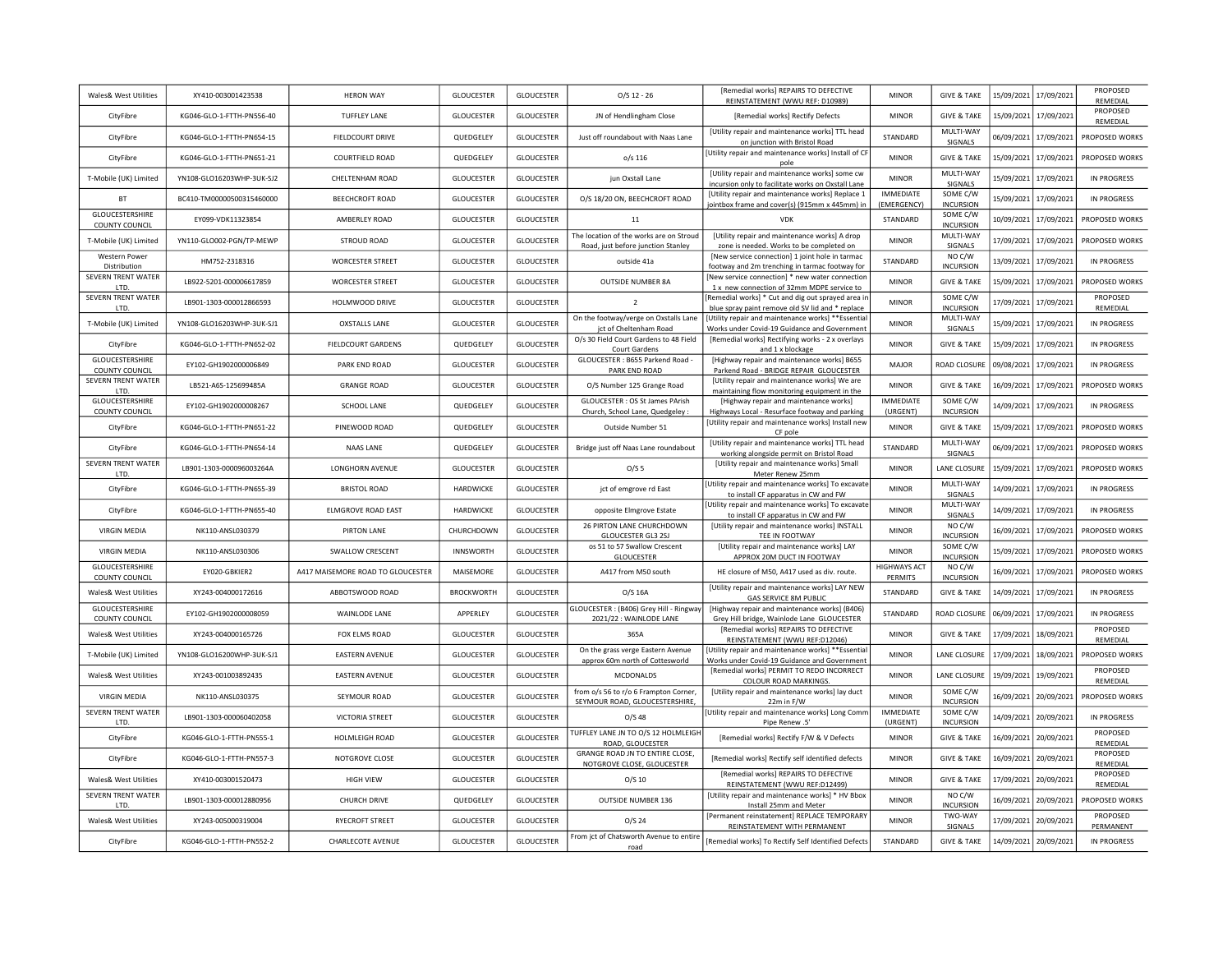| Wales& West Utilities | XY410-003001423538 | HERON WAY | GLOUCESTER | GLOUCESTER | O/S 12 - 26 | [Remedial works] REPAIRS TO DEFECTIVE REINSTATEMENT (WWU REF: D10989) | MINOR | GIVE & TAKE | 15/09/2021 | 17/09/2021 | PROPOSED REMEDIAL |
|---|---|---|---|---|---|---|---|---|---|---|---|
| CityFibre | KG046-GLO-1-FTTH-PN556-40 | TUFFLEY LANE | GLOUCESTER | GLOUCESTER | JN of Hendlingham Close | [Remedial works] Rectify Defects | MINOR | GIVE & TAKE | 15/09/2021 | 17/09/2021 | PROPOSED REMEDIAL |
| CityFibre | KG046-GLO-1-FTTH-PN654-15 | FIELDCOURT DRIVE | QUEDGELEY | GLOUCESTER | Just off roundabout with Naas Lane | [Utility repair and maintenance works] TTL head on junction with Bristol Road | STANDARD | MULTI-WAY SIGNALS | 06/09/2021 | 17/09/2021 | PROPOSED WORKS |
| CityFibre | KG046-GLO-1-FTTH-PN651-21 | COURTFIELD ROAD | QUEDGELEY | GLOUCESTER | o/s 116 | [Utility repair and maintenance works] Install of CF pole | MINOR | GIVE & TAKE | 15/09/2021 | 17/09/2021 | PROPOSED WORKS |
| T-Mobile (UK) Limited | YN108-GLO16203WHP-3UK-SJ2 | CHELTENHAM ROAD | GLOUCESTER | GLOUCESTER | jun Oxstall Lane | [Utility repair and maintenance works] some cw incursion only to facilitate works on Oxstall Lane | MINOR | MULTI-WAY SIGNALS | 15/09/2021 | 17/09/2021 | IN PROGRESS |
| BT | BC410-TM00000500315460000 | BEECHCROFT ROAD | GLOUCESTER | GLOUCESTER | O/S 18/20 ON, BEECHCROFT ROAD | [Utility repair and maintenance works] Replace 1 jointbox frame and cover(s) (915mm x 445mm) in | IMMEDIATE (EMERGENCY) | SOME C/W INCURSION | 15/09/2021 | 17/09/2021 | IN PROGRESS |
| GLOUCESTERSHIRE COUNTY COUNCIL | EY099-VDK11323854 | AMBERLEY ROAD | GLOUCESTER | GLOUCESTER | 11 | VDK | STANDARD | SOME C/W INCURSION | 10/09/2021 | 17/09/2021 | PROPOSED WORKS |
| T-Mobile (UK) Limited | YN110-GLO002-PGN/TP-MEWP | STROUD ROAD | GLOUCESTER | GLOUCESTER | The location of the works are on Stroud Road, just before junction Stanley | [Utility repair and maintenance works] A drop zone is needed. Works to be completed on | MINOR | MULTI-WAY SIGNALS | 17/09/2021 | 17/09/2021 | PROPOSED WORKS |
| Western Power Distribution | HM752-2318316 | WORCESTER STREET | GLOUCESTER | GLOUCESTER | outside 41a | [New service connection] 1 joint hole in tarmac footway and 2m trenching in tarmac footway for | STANDARD | NO C/W INCURSION | 13/09/2021 | 17/09/2021 | IN PROGRESS |
| SEVERN TRENT WATER LTD. | LB922-5201-000006617859 | WORCESTER STREET | GLOUCESTER | GLOUCESTER | OUTSIDE NUMBER 8A | [New service connection] * new water connection 1 x new connection of 32mm MDPE service to | MINOR | GIVE & TAKE | 15/09/2021 | 17/09/2021 | PROPOSED WORKS |
| SEVERN TRENT WATER LTD. | LB901-1303-000012866593 | HOLMWOOD DRIVE | GLOUCESTER | GLOUCESTER | 2 | [Remedial works] * Cut and dig out sprayed area in blue spray paint remove old SV lid and * replace | MINOR | SOME C/W INCURSION | 17/09/2021 | 17/09/2021 | PROPOSED REMEDIAL |
| T-Mobile (UK) Limited | YN108-GLO16203WHP-3UK-SJ1 | OXSTALLS LANE | GLOUCESTER | GLOUCESTER | On the footway/verge on Oxstalls Lane jct of Cheltenham Road | [Utility repair and maintenance works] **Essential Works under Covid-19 Guidance and Government | MINOR | MULTI-WAY SIGNALS | 15/09/2021 | 17/09/2021 | IN PROGRESS |
| CityFibre | KG046-GLO-1-FTTH-PN652-02 | FIELDCOURT GARDENS | QUEDGELEY | GLOUCESTER | O/s 30 Field Court Gardens to 48 Field Court Gardens | [Remedial works] Rectifying works - 2 x overlays and 1 x blockage | MINOR | GIVE & TAKE | 15/09/2021 | 17/09/2021 | IN PROGRESS |
| GLOUCESTERSHIRE COUNTY COUNCIL | EY102-GH1902000006849 | PARK END ROAD | GLOUCESTER | GLOUCESTER | GLOUCESTER : B655 Parkend Road - PARK END ROAD | [Highway repair and maintenance works] B655 Parkend Road - BRIDGE REPAIR GLOUCESTER | MAJOR | ROAD CLOSURE | 09/08/2021 | 17/09/2021 | IN PROGRESS |
| SEVERN TRENT WATER LTD. | LB521-A6S-125699485A | GRANGE ROAD | GLOUCESTER | GLOUCESTER | O/S Number 125 Grange Road | [Utility repair and maintenance works] We are maintaining flow monitoring equipment in the | MINOR | GIVE & TAKE | 16/09/2021 | 17/09/2021 | PROPOSED WORKS |
| GLOUCESTERSHIRE COUNTY COUNCIL | EY102-GH1902000008267 | SCHOOL LANE | QUEDGELEY | GLOUCESTER | GLOUCESTER : OS St James PArish Church, School Lane, Quedgeley : | [Highway repair and maintenance works] Highways Local - Resurface footway and parking | IMMEDIATE (URGENT) | SOME C/W INCURSION | 14/09/2021 | 17/09/2021 | IN PROGRESS |
| CityFibre | KG046-GLO-1-FTTH-PN651-22 | PINEWOOD ROAD | QUEDGELEY | GLOUCESTER | Outside Number 51 | [Utility repair and maintenance works] Install new CF pole | MINOR | GIVE & TAKE | 15/09/2021 | 17/09/2021 | PROPOSED WORKS |
| CityFibre | KG046-GLO-1-FTTH-PN654-14 | NAAS LANE | QUEDGELEY | GLOUCESTER | Bridge just off Naas Lane roundabout | [Utility repair and maintenance works] TTL head working alongside permit on Bristol Road | STANDARD | MULTI-WAY SIGNALS | 06/09/2021 | 17/09/2021 | PROPOSED WORKS |
| SEVERN TRENT WATER LTD. | LB901-1303-000096003264A | LONGHORN AVENUE | GLOUCESTER | GLOUCESTER | O/S 5 | [Utility repair and maintenance works] Small Meter Renew 25mm | MINOR | LANE CLOSURE | 15/09/2021 | 17/09/2021 | PROPOSED WORKS |
| CityFibre | KG046-GLO-1-FTTH-PN655-39 | BRISTOL ROAD | HARDWICKE | GLOUCESTER | jct of emgrove rd East | [Utility repair and maintenance works] To excavate to install CF apparatus in CW and FW | MINOR | MULTI-WAY SIGNALS | 14/09/2021 | 17/09/2021 | IN PROGRESS |
| CityFibre | KG046-GLO-1-FTTH-PN655-40 | ELMGROVE ROAD EAST | HARDWICKE | GLOUCESTER | opposite Elmgrove Estate | [Utility repair and maintenance works] To excavate to install CF apparatus in CW and FW | MINOR | MULTI-WAY SIGNALS | 14/09/2021 | 17/09/2021 | IN PROGRESS |
| VIRGIN MEDIA | NK110-ANSL030379 | PIRTON LANE | CHURCHDOWN | GLOUCESTER | 26 PIRTON LANE CHURCHDOWN GLOUCESTER GL3 2SJ | [Utility repair and maintenance works] INSTALL TEE IN FOOTWAY | MINOR | NO C/W INCURSION | 16/09/2021 | 17/09/2021 | PROPOSED WORKS |
| VIRGIN MEDIA | NK110-ANSL030306 | SWALLOW CRESCENT | INNSWORTH | GLOUCESTER | os 51 to 57 Swallow Crescent GLOUCESTER | [Utility repair and maintenance works] LAY APPROX 20M DUCT IN FOOTWAY | MINOR | SOME C/W INCURSION | 15/09/2021 | 17/09/2021 | PROPOSED WORKS |
| GLOUCESTERSHIRE COUNTY COUNCIL | EY020-GBKIER2 | A417 MAISEMORE ROAD TO GLOUCESTER | MAISEMORE | GLOUCESTER | A417 from M50 south | HE closure of M50, A417 used as div. route. | HIGHWAYS ACT PERMITS | NO C/W INCURSION | 16/09/2021 | 17/09/2021 | PROPOSED WORKS |
| Wales& West Utilities | XY243-004000172616 | ABBOTSWOOD ROAD | BROCKWORTH | GLOUCESTER | O/S 16A | [Utility repair and maintenance works] LAY NEW GAS SERVICE 8M PUBLIC | STANDARD | GIVE & TAKE | 14/09/2021 | 17/09/2021 | IN PROGRESS |
| GLOUCESTERSHIRE COUNTY COUNCIL | EY102-GH1902000008059 | WAINLODE LANE | APPERLEY | GLOUCESTER | GLOUCESTER : (B406) Grey Hill - Ringway 2021/22 : WAINLODE LANE | [Highway repair and maintenance works] (B406) Grey Hill bridge, Wainlode Lane GLOUCESTER | STANDARD | ROAD CLOSURE | 06/09/2021 | 17/09/2021 | IN PROGRESS |
| Wales& West Utilities | XY243-004000165726 | FOX ELMS ROAD | GLOUCESTER | GLOUCESTER | 365A | [Remedial works] REPAIRS TO DEFECTIVE REINSTATEMENT (WWU REF:D12046) | MINOR | GIVE & TAKE | 17/09/2021 | 18/09/2021 | PROPOSED REMEDIAL |
| T-Mobile (UK) Limited | YN108-GLO16200WHP-3UK-SJ1 | EASTERN AVENUE | GLOUCESTER | GLOUCESTER | On the grass verge Eastern Avenue approx 60m north of Cottesworld | [Utility repair and maintenance works] **Essential Works under Covid-19 Guidance and Government | MINOR | LANE CLOSURE | 17/09/2021 | 18/09/2021 | PROPOSED WORKS |
| Wales& West Utilities | XY243-001003892435 | EASTERN AVENUE | GLOUCESTER | GLOUCESTER | MCDONALDS | [Remedial works] PERMIT TO REDO INCORRECT COLOUR ROAD MARKINGS. | MINOR | LANE CLOSURE | 19/09/2021 | 19/09/2021 | PROPOSED REMEDIAL |
| VIRGIN MEDIA | NK110-ANSL030375 | SEYMOUR ROAD | GLOUCESTER | GLOUCESTER | from o/s 56 to r/o 6 Frampton Corner, SEYMOUR ROAD, GLOUCESTERSHIRE, | [Utility repair and maintenance works] lay duct 22m in F/W | MINOR | SOME C/W INCURSION | 16/09/2021 | 20/09/2021 | PROPOSED WORKS |
| SEVERN TRENT WATER LTD. | LB901-1303-000060402058 | VICTORIA STREET | GLOUCESTER | GLOUCESTER | O/S 48 | [Utility repair and maintenance works] Long Comm Pipe Renew .5' | IMMEDIATE (URGENT) | SOME C/W INCURSION | 14/09/2021 | 20/09/2021 | IN PROGRESS |
| CityFibre | KG046-GLO-1-FTTH-PN555-1 | HOLMLEIGH ROAD | GLOUCESTER | GLOUCESTER | TUFFLEY LANE JN TO O/S 12 HOLMLEIGH ROAD, GLOUCESTER | [Remedial works] Rectify F/W & V Defects | MINOR | GIVE & TAKE | 16/09/2021 | 20/09/2021 | PROPOSED REMEDIAL |
| CityFibre | KG046-GLO-1-FTTH-PN557-3 | NOTGROVE CLOSE | GLOUCESTER | GLOUCESTER | GRANGE ROAD JN TO ENTIRE CLOSE, NOTGROVE CLOSE, GLOUCESTER | [Remedial works] Rectify self identified defects | MINOR | GIVE & TAKE | 16/09/2021 | 20/09/2021 | PROPOSED REMEDIAL |
| Wales& West Utilities | XY410-003001520473 | HIGH VIEW | GLOUCESTER | GLOUCESTER | O/S 10 | [Remedial works] REPAIRS TO DEFECTIVE REINSTATEMENT (WWU REF:D12499) | MINOR | GIVE & TAKE | 17/09/2021 | 20/09/2021 | PROPOSED REMEDIAL |
| SEVERN TRENT WATER LTD. | LB901-1303-000012880956 | CHURCH DRIVE | QUEDGELEY | GLOUCESTER | OUTSIDE NUMBER 136 | [Utility repair and maintenance works] * HV Bbox Install 25mm and Meter | MINOR | NO C/W INCURSION | 16/09/2021 | 20/09/2021 | PROPOSED WORKS |
| Wales& West Utilities | XY243-005000319004 | RYECROFT STREET | GLOUCESTER | GLOUCESTER | O/S 24 | [Permanent reinstatement] REPLACE TEMPORARY REINSTATEMENT WITH PERMANENT | MINOR | TWO-WAY SIGNALS | 17/09/2021 | 20/09/2021 | PROPOSED PERMANENT |
| CityFibre | KG046-GLO-1-FTTH-PN552-2 | CHARLECOTE AVENUE | GLOUCESTER | GLOUCESTER | From jct of Chatsworth Avenue to entire road | [Remedial works] To Rectify Self Identified Defects | STANDARD | GIVE & TAKE | 14/09/2021 | 20/09/2021 | IN PROGRESS |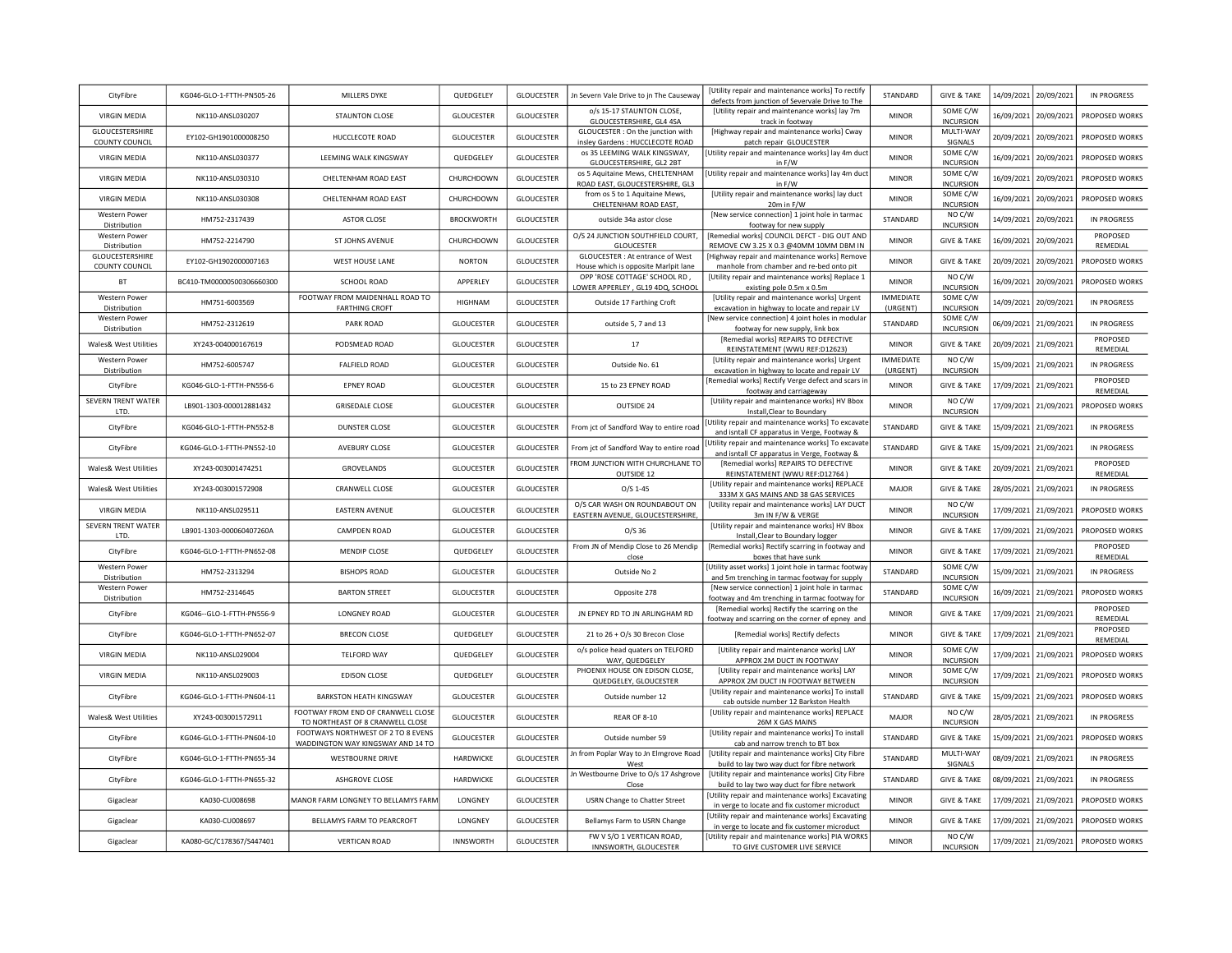| | | | | | | | | | | | |
|---|---|---|---|---|---|---|---|---|---|---|---|
| CityFibre | KG046-GLO-1-FTTH-PN505-26 | MILLERS DYKE | QUEDGELEY | GLOUCESTER | Jn Severn Vale Drive to jn The Causeway | [Utility repair and maintenance works] To rectify defects from junction of Severvale Drive to The | STANDARD | GIVE & TAKE | 14/09/2021 | 20/09/2021 | IN PROGRESS |
| VIRGIN MEDIA | NK110-ANSL030207 | STAUNTON CLOSE | GLOUCESTER | GLOUCESTER | o/s 15-17 STAUNTON CLOSE, GLOUCESTERSHIRE, GL4 4SA | [Utility repair and maintenance works] lay 7m track in footway | MINOR | SOME C/W INCURSION | 16/09/2021 | 20/09/2021 | PROPOSED WORKS |
| GLOUCESTERSHIRE COUNTY COUNCIL | EY102-GH1901000008250 | HUCCLECOTE ROAD | GLOUCESTER | GLOUCESTER | GLOUCESTER : On the junction with insley Gardens : HUCCLECOTE ROAD | [Highway repair and maintenance works] Cway patch repair GLOUCESTER | MINOR | MULTI-WAY SIGNALS | 20/09/2021 | 20/09/2021 | PROPOSED WORKS |
| VIRGIN MEDIA | NK110-ANSL030377 | LEEMING WALK KINGSWAY | QUEDGELEY | GLOUCESTER | os 35 LEEMING WALK KINGSWAY, GLOUCESTERSHIRE, GL2 2BT | [Utility repair and maintenance works] lay 4m duct in F/W | MINOR | SOME C/W INCURSION | 16/09/2021 | 20/09/2021 | PROPOSED WORKS |
| VIRGIN MEDIA | NK110-ANSL030310 | CHELTENHAM ROAD EAST | CHURCHDOWN | GLOUCESTER | os 5 Aquitaine Mews, CHELTENHAM ROAD EAST, GLOUCESTERSHIRE, GL3 | [Utility repair and maintenance works] lay 4m duct in F/W | MINOR | SOME C/W INCURSION | 16/09/2021 | 20/09/2021 | PROPOSED WORKS |
| VIRGIN MEDIA | NK110-ANSL030308 | CHELTENHAM ROAD EAST | CHURCHDOWN | GLOUCESTER | from os 5 to 1 Aquitaine Mews, CHELTENHAM ROAD EAST, | [Utility repair and maintenance works] lay duct 20m in F/W | MINOR | SOME C/W INCURSION | 16/09/2021 | 20/09/2021 | PROPOSED WORKS |
| Western Power Distribution | HM752-2317439 | ASTOR CLOSE | BROCKWORTH | GLOUCESTER | outside 34a astor close | [New service connection] 1 joint hole in tarmac footway for new supply | STANDARD | NO C/W INCURSION | 14/09/2021 | 20/09/2021 | IN PROGRESS |
| Western Power Distribution | HM752-2214790 | ST JOHNS AVENUE | CHURCHDOWN | GLOUCESTER | O/S 24 JUNCTION SOUTHFIELD COURT, GLOUCESTER | [Remedial works] COUNCIL DEFCT - DIG OUT AND REMOVE CW 3.25 X 0.3 @40MM 10MM DBM IN | MINOR | GIVE & TAKE | 16/09/2021 | 20/09/2021 | PROPOSED REMEDIAL |
| GLOUCESTERSHIRE COUNTY COUNCIL | EY102-GH1902000007163 | WEST HOUSE LANE | NORTON | GLOUCESTER | GLOUCESTER : At entrance of West House which is opposite Marlpit lane | [Highway repair and maintenance works] Remove manhole from chamber and re-bed onto pit | MINOR | GIVE & TAKE | 20/09/2021 | 20/09/2021 | PROPOSED WORKS |
| BT | BC410-TM00000500306660300 | SCHOOL ROAD | APPERLEY | GLOUCESTER | OPP 'ROSE COTTAGE' SCHOOL RD , LOWER APPERLEY , GL19 4DQ, SCHOOL | [Utility repair and maintenance works] Replace 1 existing pole 0.5m x 0.5m | MINOR | NO C/W INCURSION | 16/09/2021 | 20/09/2021 | PROPOSED WORKS |
| Western Power Distribution | HM751-6003569 | FOOTWAY FROM MAIDENHALL ROAD TO FARTHING CROFT | HIGHNAM | GLOUCESTER | Outside 17 Farthing Croft | [Utility repair and maintenance works] Urgent excavation in highway to locate and repair LV | IMMEDIATE (URGENT) | SOME C/W INCURSION | 14/09/2021 | 20/09/2021 | IN PROGRESS |
| Western Power Distribution | HM752-2312619 | PARK ROAD | GLOUCESTER | GLOUCESTER | outside 5, 7 and 13 | [New service connection] 4 joint holes in modular footway for new supply, link box | STANDARD | SOME C/W INCURSION | 06/09/2021 | 21/09/2021 | IN PROGRESS |
| Wales& West Utilities | XY243-004000167619 | PODSMEAD ROAD | GLOUCESTER | GLOUCESTER | 17 | [Remedial works] REPAIRS TO DEFECTIVE REINSTATEMENT (WWU REF:D12623) | MINOR | GIVE & TAKE | 20/09/2021 | 21/09/2021 | PROPOSED REMEDIAL |
| Western Power Distribution | HM752-6005747 | FALFIELD ROAD | GLOUCESTER | GLOUCESTER | Outside No. 61 | [Utility repair and maintenance works] Urgent excavation in highway to locate and repair LV | IMMEDIATE (URGENT) | NO C/W INCURSION | 15/09/2021 | 21/09/2021 | IN PROGRESS |
| CityFibre | KG046-GLO-1-FTTH-PN556-6 | EPNEY ROAD | GLOUCESTER | GLOUCESTER | 15 to 23 EPNEY ROAD | [Remedial works] Rectify Verge defect and scars in footway and carriageway | MINOR | GIVE & TAKE | 17/09/2021 | 21/09/2021 | PROPOSED REMEDIAL |
| SEVERN TRENT WATER LTD. | LB901-1303-000012881432 | GRISEDALE CLOSE | GLOUCESTER | GLOUCESTER | OUTSIDE 24 | [Utility repair and maintenance works] HV Bbox Install,Clear to Boundary | MINOR | NO C/W INCURSION | 17/09/2021 | 21/09/2021 | PROPOSED WORKS |
| CityFibre | KG046-GLO-1-FTTH-PN552-8 | DUNSTER CLOSE | GLOUCESTER | GLOUCESTER | From jct of Sandford Way to entire road | [Utility repair and maintenance works] To excavate and isntall CF apparatus in Verge, Footway & | STANDARD | GIVE & TAKE | 15/09/2021 | 21/09/2021 | IN PROGRESS |
| CityFibre | KG046-GLO-1-FTTH-PN552-10 | AVEBURY CLOSE | GLOUCESTER | GLOUCESTER | From jct of Sandford Way to entire road | [Utility repair and maintenance works] To excavate and isntall CF apparatus in Verge, Footway & | STANDARD | GIVE & TAKE | 15/09/2021 | 21/09/2021 | IN PROGRESS |
| Wales& West Utilities | XY243-003001474251 | GROVELANDS | GLOUCESTER | GLOUCESTER | FROM JUNCTION WITH CHURCHLANE TO OUTSIDE 12 | [Remedial works] REPAIRS TO DEFECTIVE REINSTATEMENT (WWU REF:D12764 ) | MINOR | GIVE & TAKE | 20/09/2021 | 21/09/2021 | PROPOSED REMEDIAL |
| Wales& West Utilities | XY243-003001572908 | CRANWELL CLOSE | GLOUCESTER | GLOUCESTER | O/S 1-45 | [Utility repair and maintenance works] REPLACE 333M X GAS MAINS AND 38 GAS SERVICES | MAJOR | GIVE & TAKE | 28/05/2021 | 21/09/2021 | IN PROGRESS |
| VIRGIN MEDIA | NK110-ANSL029511 | EASTERN AVENUE | GLOUCESTER | GLOUCESTER | O/S CAR WASH ON ROUNDABOUT ON EASTERN AVENUE, GLOUCESTERSHIRE, | [Utility repair and maintenance works] LAY DUCT 3m IN F/W & VERGE | MINOR | NO C/W INCURSION | 17/09/2021 | 21/09/2021 | PROPOSED WORKS |
| SEVERN TRENT WATER LTD. | LB901-1303-000060407260A | CAMPDEN ROAD | GLOUCESTER | GLOUCESTER | O/S 36 | [Utility repair and maintenance works] HV Bbox Install,Clear to Boundary logger | MINOR | GIVE & TAKE | 17/09/2021 | 21/09/2021 | PROPOSED WORKS |
| CityFibre | KG046-GLO-1-FTTH-PN652-08 | MENDIP CLOSE | QUEDGELEY | GLOUCESTER | From JN of Mendip Close to 26 Mendip close | [Remedial works] Rectify scarring in footway and boxes that have sunk | MINOR | GIVE & TAKE | 17/09/2021 | 21/09/2021 | PROPOSED REMEDIAL |
| Western Power Distribution | HM752-2313294 | BISHOPS ROAD | GLOUCESTER | GLOUCESTER | Outside No 2 | [Utility asset works] 1 joint hole in tarmac footway and 5m trenching in tarmac footway for supply | STANDARD | SOME C/W INCURSION | 15/09/2021 | 21/09/2021 | IN PROGRESS |
| Western Power Distribution | HM752-2314645 | BARTON STREET | GLOUCESTER | GLOUCESTER | Opposite 278 | [New service connection] 1 joint hole in tarmac footway and 4m trenching in tarmac footway for | STANDARD | SOME C/W INCURSION | 16/09/2021 | 21/09/2021 | PROPOSED WORKS |
| CityFibre | KG046--GLO-1-FTTH-PN556-9 | LONGNEY ROAD | GLOUCESTER | GLOUCESTER | JN EPNEY RD TO JN ARLINGHAM RD | [Remedial works] Rectify the scarring on the footway and scarring on the corner of epney and | MINOR | GIVE & TAKE | 17/09/2021 | 21/09/2021 | PROPOSED REMEDIAL |
| CityFibre | KG046-GLO-1-FTTH-PN652-07 | BRECON CLOSE | QUEDGELEY | GLOUCESTER | 21 to 26 + O/s 30 Brecon Close | [Remedial works] Rectify defects | MINOR | GIVE & TAKE | 17/09/2021 | 21/09/2021 | PROPOSED REMEDIAL |
| VIRGIN MEDIA | NK110-ANSL029004 | TELFORD WAY | QUEDGELEY | GLOUCESTER | o/s police head quaters on TELFORD WAY, QUEDGELEY | [Utility repair and maintenance works] LAY APPROX 2M DUCT IN FOOTWAY | MINOR | SOME C/W INCURSION | 17/09/2021 | 21/09/2021 | PROPOSED WORKS |
| VIRGIN MEDIA | NK110-ANSL029003 | EDISON CLOSE | QUEDGELEY | GLOUCESTER | PHOENIX HOUSE ON EDISON CLOSE, QUEDGELEY, GLOUCESTER | [Utility repair and maintenance works] LAY APPROX 2M DUCT IN FOOTWAY BETWEEN | MINOR | SOME C/W INCURSION | 17/09/2021 | 21/09/2021 | PROPOSED WORKS |
| CityFibre | KG046-GLO-1-FTTH-PN604-11 | BARKSTON HEATH KINGSWAY | GLOUCESTER | GLOUCESTER | Outside number 12 | [Utility repair and maintenance works] To install cab outside number 12 Barkston Health | STANDARD | GIVE & TAKE | 15/09/2021 | 21/09/2021 | PROPOSED WORKS |
| Wales& West Utilities | XY243-003001572911 | FOOTWAY FROM END OF CRANWELL CLOSE TO NORTHEAST OF 8 CRANWELL CLOSE | GLOUCESTER | GLOUCESTER | REAR OF 8-10 | [Utility repair and maintenance works] REPLACE 26M X GAS MAINS | MAJOR | NO C/W INCURSION | 28/05/2021 | 21/09/2021 | IN PROGRESS |
| CityFibre | KG046-GLO-1-FTTH-PN604-10 | FOOTWAYS NORTHWEST OF 2 TO 8 EVENS WADDINGTON WAY KINGSWAY AND 14 TO | GLOUCESTER | GLOUCESTER | Outside number 59 | [Utility repair and maintenance works] To install cab and narrow trench to BT box | STANDARD | GIVE & TAKE | 15/09/2021 | 21/09/2021 | PROPOSED WORKS |
| CityFibre | KG046-GLO-1-FTTH-PN655-34 | WESTBOURNE DRIVE | HARDWICKE | GLOUCESTER | Jn from Poplar Way to Jn Elmgrove Road West | [Utility repair and maintenance works] City Fibre build to lay two way duct for fibre network | STANDARD | MULTI-WAY SIGNALS | 08/09/2021 | 21/09/2021 | IN PROGRESS |
| CityFibre | KG046-GLO-1-FTTH-PN655-32 | ASHGROVE CLOSE | HARDWICKE | GLOUCESTER | Jn Westbourne Drive to O/s 17 Ashgrove Close | [Utility repair and maintenance works] City Fibre build to lay two way duct for fibre network | STANDARD | GIVE & TAKE | 08/09/2021 | 21/09/2021 | IN PROGRESS |
| Gigaclear | KA030-CU008698 | MANOR FARM LONGNEY TO BELLAMYS FARM | LONGNEY | GLOUCESTER | USRN Change to Chatter Street | [Utility repair and maintenance works] Excavating in verge to locate and fix customer microduct | MINOR | GIVE & TAKE | 17/09/2021 | 21/09/2021 | PROPOSED WORKS |
| Gigaclear | KA030-CU008697 | BELLAMYS FARM TO PEARCROFT | LONGNEY | GLOUCESTER | Bellamys Farm to USRN Change | [Utility repair and maintenance works] Excavating in verge to locate and fix customer microduct | MINOR | GIVE & TAKE | 17/09/2021 | 21/09/2021 | PROPOSED WORKS |
| Gigaclear | KA080-GC/C178367/S447401 | VERTICAN ROAD | INNSWORTH | GLOUCESTER | FW V S/O 1 VERTICAN ROAD, INNSWORTH, GLOUCESTER | [Utility repair and maintenance works] PIA WORKS TO GIVE CUSTOMER LIVE SERVICE | MINOR | NO C/W INCURSION | 17/09/2021 | 21/09/2021 | PROPOSED WORKS |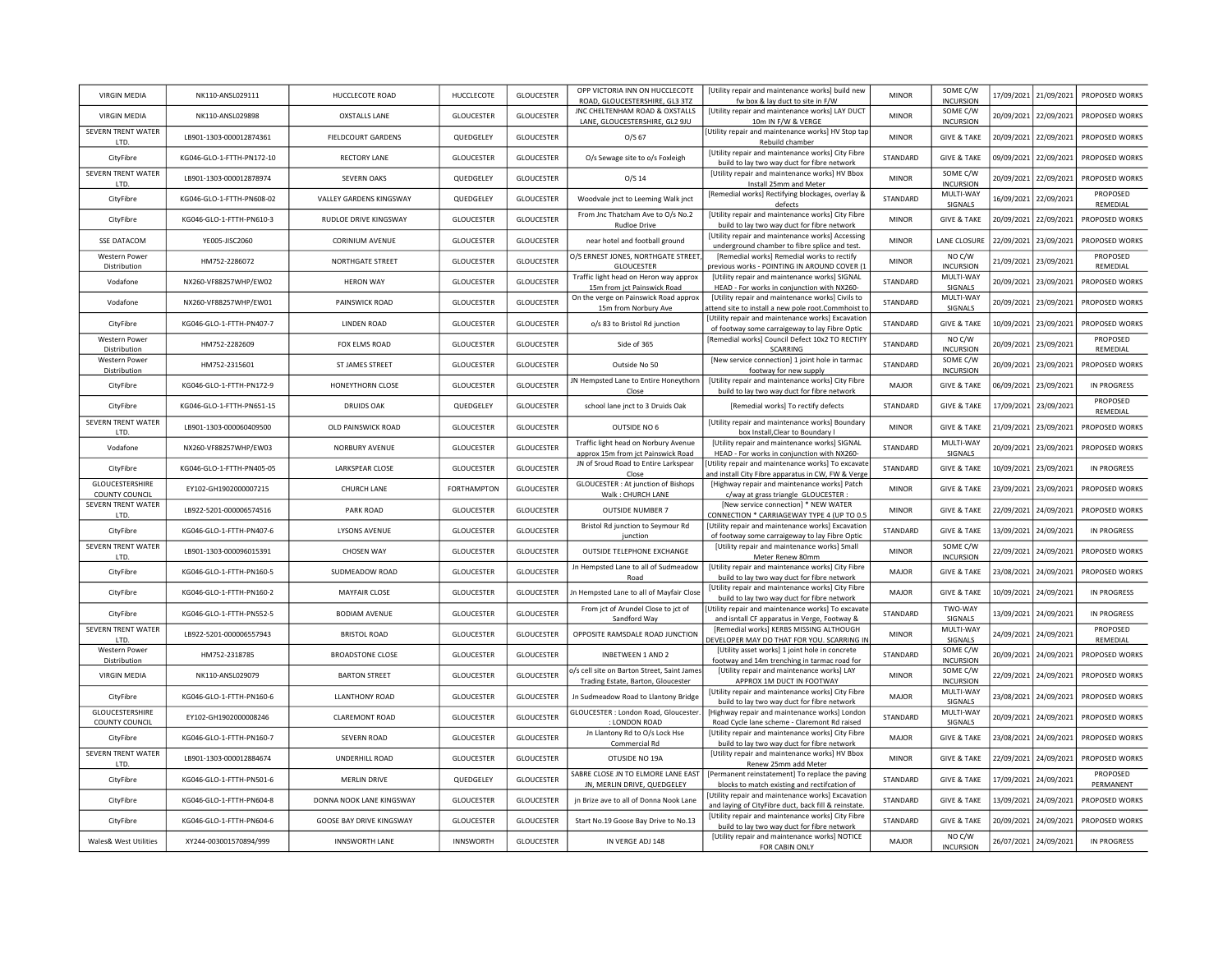| VIRGIN MEDIA | NK110-ANSL029111 | HUCCLECOTE ROAD | HUCCLECOTE | GLOUCESTER | OPP VICTORIA INN ON HUCCLECOTE ROAD, GLOUCESTERSHIRE, GL3 3TZ | [Utility repair and maintenance works] build new fw box & lay duct to site in F/W | MINOR | SOME C/W INCURSION | 17/09/2021 | 21/09/2021 | PROPOSED WORKS |
|---|---|---|---|---|---|---|---|---|---|---|---|
| VIRGIN MEDIA | NK110-ANSL029898 | OXSTALLS LANE | GLOUCESTER | GLOUCESTER | JNC CHELTENHAM ROAD & OXSTALLS LANE, GLOUCESTERSHIRE, GL2 9JU | [Utility repair and maintenance works] LAY DUCT 10m IN F/W & VERGE | MINOR | SOME C/W INCURSION | 20/09/2021 | 22/09/2021 | PROPOSED WORKS |
| SEVERN TRENT WATER LTD. | LB901-1303-000012874361 | FIELDCOURT GARDENS | QUEDGELEY | GLOUCESTER | O/S 67 | [Utility repair and maintenance works] HV Stop tap Rebuild chamber | MINOR | GIVE & TAKE | 20/09/2021 | 22/09/2021 | PROPOSED WORKS |
| CityFibre | KG046-GLO-1-FTTH-PN172-10 | RECTORY LANE | GLOUCESTER | GLOUCESTER | O/s Sewage site to o/s Foxleigh | [Utility repair and maintenance works] City Fibre build to lay two way duct for fibre network | STANDARD | GIVE & TAKE | 09/09/2021 | 22/09/2021 | PROPOSED WORKS |
| SEVERN TRENT WATER LTD. | LB901-1303-000012878974 | SEVERN OAKS | QUEDGELEY | GLOUCESTER | O/S 14 | [Utility repair and maintenance works] HV Bbox Install 25mm and Meter | MINOR | SOME C/W INCURSION | 20/09/2021 | 22/09/2021 | PROPOSED WORKS |
| CityFibre | KG046-GLO-1-FTTH-PN608-02 | VALLEY GARDENS KINGSWAY | QUEDGELEY | GLOUCESTER | Woodvale jnct to Leeming Walk jnct | [Remedial works] Rectifying blockages, overlay & defects | STANDARD | MULTI-WAY SIGNALS | 16/09/2021 | 22/09/2021 | PROPOSED REMEDIAL |
| CityFibre | KG046-GLO-1-FTTH-PN610-3 | RUDLOE DRIVE KINGSWAY | GLOUCESTER | GLOUCESTER | From Jnc Thatcham Ave to O/s No.2 Rudloe Drive | [Utility repair and maintenance works] City Fibre build to lay two way duct for fibre network | MINOR | GIVE & TAKE | 20/09/2021 | 22/09/2021 | PROPOSED WORKS |
| SSE DATACOM | YE005-JISC2060 | CORINIUM AVENUE | GLOUCESTER | GLOUCESTER | near hotel and football ground | [Utility repair and maintenance works] Accessing underground chamber to fibre splice and test. | MINOR | LANE CLOSURE | 22/09/2021 | 23/09/2021 | PROPOSED WORKS |
| Western Power Distribution | HM752-2286072 | NORTHGATE STREET | GLOUCESTER | GLOUCESTER | O/S ERNEST JONES, NORTHGATE STREET, GLOUCESTER | [Remedial works] Remedial works to rectify previous works - POINTING IN AROUND COVER (1 | MINOR | NO C/W INCURSION | 21/09/2021 | 23/09/2021 | PROPOSED REMEDIAL |
| Vodafone | NX260-VF88257WHP/EW02 | HERON WAY | GLOUCESTER | GLOUCESTER | Traffic light head on Heron way approx 15m from jct Painswick Road | [Utility repair and maintenance works] SIGNAL HEAD - For works in conjunction with NX260- | STANDARD | MULTI-WAY SIGNALS | 20/09/2021 | 23/09/2021 | PROPOSED WORKS |
| Vodafone | NX260-VF88257WHP/EW01 | PAINSWICK ROAD | GLOUCESTER | GLOUCESTER | On the verge on Painswick Road approx 15m from Norbury Ave | [Utility repair and maintenance works] Civils to attend site to install a new pole root.Commhoist to | STANDARD | MULTI-WAY SIGNALS | 20/09/2021 | 23/09/2021 | PROPOSED WORKS |
| CityFibre | KG046-GLO-1-FTTH-PN407-7 | LINDEN ROAD | GLOUCESTER | GLOUCESTER | o/s 83 to Bristol Rd junction | [Utility repair and maintenance works] Excavation of footway some carraigeway to lay Fibre Optic | STANDARD | GIVE & TAKE | 10/09/2021 | 23/09/2021 | PROPOSED WORKS |
| Western Power Distribution | HM752-2282609 | FOX ELMS ROAD | GLOUCESTER | GLOUCESTER | Side of 365 | [Remedial works] Council Defect 10x2 TO RECTIFY SCARRING | STANDARD | NO C/W INCURSION | 20/09/2021 | 23/09/2021 | PROPOSED REMEDIAL |
| Western Power Distribution | HM752-2315601 | ST JAMES STREET | GLOUCESTER | GLOUCESTER | Outside No 50 | [New service connection] 1 joint hole in tarmac footway for new supply | STANDARD | SOME C/W INCURSION | 20/09/2021 | 23/09/2021 | PROPOSED WORKS |
| CityFibre | KG046-GLO-1-FTTH-PN172-9 | HONEYTHORN CLOSE | GLOUCESTER | GLOUCESTER | JN Hempsted Lane to Entire Honeythorn Close | [Utility repair and maintenance works] City Fibre build to lay two way duct for fibre network | MAJOR | GIVE & TAKE | 06/09/2021 | 23/09/2021 | IN PROGRESS |
| CityFibre | KG046-GLO-1-FTTH-PN651-15 | DRUIDS OAK | QUEDGELEY | GLOUCESTER | school lane jnct to 3 Druids Oak | [Remedial works] To rectify defects | STANDARD | GIVE & TAKE | 17/09/2021 | 23/09/2021 | PROPOSED REMEDIAL |
| SEVERN TRENT WATER LTD. | LB901-1303-000060409500 | OLD PAINSWICK ROAD | GLOUCESTER | GLOUCESTER | OUTSIDE NO 6 | [Utility repair and maintenance works] Boundary box Install,Clear to Boundary l | MINOR | GIVE & TAKE | 21/09/2021 | 23/09/2021 | PROPOSED WORKS |
| Vodafone | NX260-VF88257WHP/EW03 | NORBURY AVENUE | GLOUCESTER | GLOUCESTER | Traffic light head on Norbury Avenue approx 15m from jct Painswick Road | [Utility repair and maintenance works] SIGNAL HEAD - For works in conjunction with NX260- | STANDARD | MULTI-WAY SIGNALS | 20/09/2021 | 23/09/2021 | PROPOSED WORKS |
| CityFibre | KG046-GLO-1-FTTH-PN405-05 | LARKSPEAR CLOSE | GLOUCESTER | GLOUCESTER | JN of Sroud Road to Entire Larkspear Close | [Utility repair and maintenance works] To excavate and install City Fibre apparatus in CW, FW & Verge | STANDARD | GIVE & TAKE | 10/09/2021 | 23/09/2021 | IN PROGRESS |
| GLOUCESTERSHIRE COUNTY COUNCIL | EY102-GH1902000007215 | CHURCH LANE | FORTHAMPTON | GLOUCESTER | GLOUCESTER : At junction of Bishops Walk : CHURCH LANE | [Highway repair and maintenance works] Patch c/way at grass triangle GLOUCESTER : | MINOR | GIVE & TAKE | 23/09/2021 | 23/09/2021 | PROPOSED WORKS |
| SEVERN TRENT WATER LTD. | LB922-5201-000006574516 | PARK ROAD | GLOUCESTER | GLOUCESTER | OUTSIDE NUMBER 7 | [New service connection] * NEW WATER CONNECTION * CARRIAGEWAY TYPE 4 (UP TO 0.5 | MINOR | GIVE & TAKE | 22/09/2021 | 24/09/2021 | PROPOSED WORKS |
| CityFibre | KG046-GLO-1-FTTH-PN407-6 | LYSONS AVENUE | GLOUCESTER | GLOUCESTER | Bristol Rd junction to Seymour Rd junction | [Utility repair and maintenance works] Excavation of footway some carraigeway to lay Fibre Optic | STANDARD | GIVE & TAKE | 13/09/2021 | 24/09/2021 | IN PROGRESS |
| SEVERN TRENT WATER LTD. | LB901-1303-000096015391 | CHOSEN WAY | GLOUCESTER | GLOUCESTER | OUTSIDE TELEPHONE EXCHANGE | [Utility repair and maintenance works] Small Meter Renew 80mm | MINOR | SOME C/W INCURSION | 22/09/2021 | 24/09/2021 | PROPOSED WORKS |
| CityFibre | KG046-GLO-1-FTTH-PN160-5 | SUDMEADOW ROAD | GLOUCESTER | GLOUCESTER | Jn Hempsted Lane to all of Sudmeadow Road | [Utility repair and maintenance works] City Fibre build to lay two way duct for fibre network | MAJOR | GIVE & TAKE | 23/08/2021 | 24/09/2021 | PROPOSED WORKS |
| CityFibre | KG046-GLO-1-FTTH-PN160-2 | MAYFAIR CLOSE | GLOUCESTER | GLOUCESTER | Jn Hempsted Lane to all of Mayfair Close | [Utility repair and maintenance works] City Fibre build to lay two way duct for fibre network | MAJOR | GIVE & TAKE | 10/09/2021 | 24/09/2021 | IN PROGRESS |
| CityFibre | KG046-GLO-1-FTTH-PN552-5 | BODIAM AVENUE | GLOUCESTER | GLOUCESTER | From jct of Arundel Close to jct of Sandford Way | [Utility repair and maintenance works] To excavate and isntall CF apparatus in Verge, Footway & | STANDARD | TWO-WAY SIGNALS | 13/09/2021 | 24/09/2021 | IN PROGRESS |
| SEVERN TRENT WATER LTD. | LB922-5201-000006557943 | BRISTOL ROAD | GLOUCESTER | GLOUCESTER | OPPOSITE RAMSDALE ROAD JUNCTION | [Remedial works] KERBS MISSING ALTHOUGH DEVELOPER MAY DO THAT FOR YOU. SCARRING IN | MINOR | MULTI-WAY SIGNALS | 24/09/2021 | 24/09/2021 | PROPOSED REMEDIAL |
| Western Power Distribution | HM752-2318785 | BROADSTONE CLOSE | GLOUCESTER | GLOUCESTER | INBETWEEN 1 AND 2 | [Utility asset works] 1 joint hole in concrete footway and 14m trenching in tarmac road for | STANDARD | SOME C/W INCURSION | 20/09/2021 | 24/09/2021 | PROPOSED WORKS |
| VIRGIN MEDIA | NK110-ANSL029079 | BARTON STREET | GLOUCESTER | GLOUCESTER | o/s cell site on Barton Street, Saint James Trading Estate, Barton, Gloucester | [Utility repair and maintenance works] LAY APPROX 1M DUCT IN FOOTWAY | MINOR | SOME C/W INCURSION | 22/09/2021 | 24/09/2021 | PROPOSED WORKS |
| CityFibre | KG046-GLO-1-FTTH-PN160-6 | LLANTHONY ROAD | GLOUCESTER | GLOUCESTER | Jn Sudmeadow Road to Llantony Bridge | [Utility repair and maintenance works] City Fibre build to lay two way duct for fibre network | MAJOR | MULTI-WAY SIGNALS | 23/08/2021 | 24/09/2021 | PROPOSED WORKS |
| GLOUCESTERSHIRE COUNTY COUNCIL | EY102-GH1902000008246 | CLAREMONT ROAD | GLOUCESTER | GLOUCESTER | GLOUCESTER : London Road, Gloucester. : LONDON ROAD | [Highway repair and maintenance works] London Road Cycle lane scheme - Claremont Rd raised | STANDARD | MULTI-WAY SIGNALS | 20/09/2021 | 24/09/2021 | PROPOSED WORKS |
| CityFibre | KG046-GLO-1-FTTH-PN160-7 | SEVERN ROAD | GLOUCESTER | GLOUCESTER | Jn Llantony Rd to O/s Lock Hse Commercial Rd | [Utility repair and maintenance works] City Fibre build to lay two way duct for fibre network | MAJOR | GIVE & TAKE | 23/08/2021 | 24/09/2021 | PROPOSED WORKS |
| SEVERN TRENT WATER LTD. | LB901-1303-000012884674 | UNDERHILL ROAD | GLOUCESTER | GLOUCESTER | OTUSIDE NO 19A | [Utility repair and maintenance works] HV Bbox Renew 25mm add Meter | MINOR | GIVE & TAKE | 22/09/2021 | 24/09/2021 | PROPOSED WORKS |
| CityFibre | KG046-GLO-1-FTTH-PN501-6 | MERLIN DRIVE | QUEDGELEY | GLOUCESTER | SABRE CLOSE JN TO ELMORE LANE EAST JN, MERLIN DRIVE, QUEDGELEY | [Permanent reinstatement] To replace the paving blocks to match existing and rectifcation of | STANDARD | GIVE & TAKE | 17/09/2021 | 24/09/2021 | PROPOSED PERMANENT |
| CityFibre | KG046-GLO-1-FTTH-PN604-8 | DONNA NOOK LANE KINGSWAY | GLOUCESTER | GLOUCESTER | jn Brize ave to all of Donna Nook Lane | [Utility repair and maintenance works] Excavation and laying of CityFibre duct, back fill & reinstate. | STANDARD | GIVE & TAKE | 13/09/2021 | 24/09/2021 | PROPOSED WORKS |
| CityFibre | KG046-GLO-1-FTTH-PN604-6 | GOOSE BAY DRIVE KINGSWAY | GLOUCESTER | GLOUCESTER | Start No.19 Goose Bay Drive to No.13 | [Utility repair and maintenance works] City Fibre build to lay two way duct for fibre network | STANDARD | GIVE & TAKE | 20/09/2021 | 24/09/2021 | PROPOSED WORKS |
| Wales& West Utilities | XY244-003001570894/999 | INNSWORTH LANE | INNSWORTH | GLOUCESTER | IN VERGE ADJ 148 | [Utility repair and maintenance works] NOTICE FOR CABIN ONLY | MAJOR | NO C/W INCURSION | 26/07/2021 | 24/09/2021 | IN PROGRESS |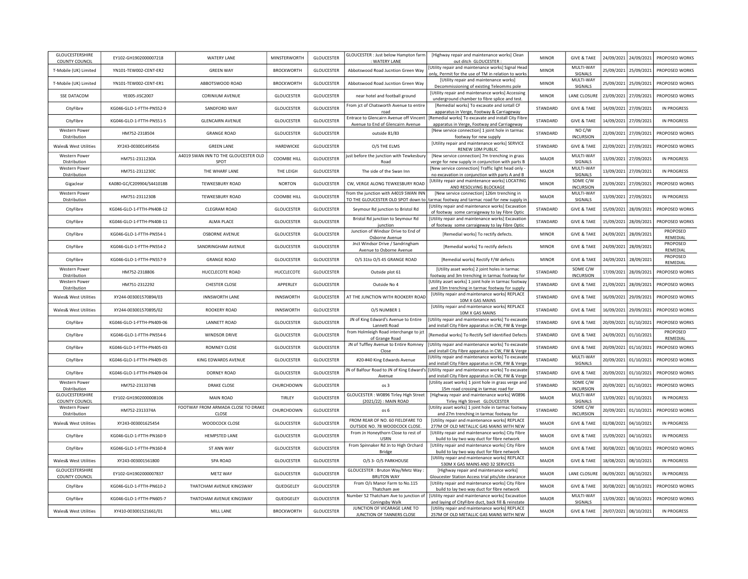| GLOUCESTERSHIRE COUNTY COUNCIL | EY102-GH1902000007218 | WATERY LANE | MINSTERWORTH | GLOUCESTER | GLOUCESTER : Just below Hampton farm : WATERY LANE | [Highway repair and maintenance works] Clean out ditch GLOUCESTER : | MINOR | GIVE & TAKE | 24/09/2021 | 24/09/2021 | PROPOSED WORKS |
|---|---|---|---|---|---|---|---|---|---|---|---|
| T-Mobile (UK) Limited | YN101-TEW002-CENT-ER2 | GREEN WAY | BROCKWORTH | GLOUCESTER | Abbotswood Road Jucntion Green Way | [Utility repair and maintenance works] Signal Head only, Permit for the use of TM in relation to works | MINOR | MULTI-WAY SIGNALS | 25/09/2021 | 25/09/2021 | PROPOSED WORKS |
| T-Mobile (UK) Limited | YN101-TEW002-CENT-ER1 | ABBOTSWOOD ROAD | BROCKWORTH | GLOUCESTER | Abbotswood Road Jucntion Green Way | [Utility repair and maintenance works] Decommissioning of existing Teleomms pole | MINOR | MULTI-WAY SIGNALS | 25/09/2021 | 25/09/2021 | PROPOSED WORKS |
| SSE DATACOM | YE005-JISC2007 | CORINIUM AVENUE | GLOUCESTER | GLOUCESTER | near hotel and football ground | [Utility repair and maintenance works] Accessing underground chamber to fibre splice and test. | MINOR | LANE CLOSURE | 23/09/2021 | 27/09/2021 | PROPOSED WORKS |
| CityFibre | KG046-GLO-1-FTTH-PN552-9 | SANDFORD WAY | GLOUCESTER | GLOUCESTER | From jct of Chatsworth Avenue to entire road | [Remedial works] To excavate and isntall CF apparatus in Verge, Footway & Carriageway | STANDARD | GIVE & TAKE | 14/09/2021 | 27/09/2021 | IN PROGRESS |
| CityFibre | KG046-GLO-1-FTTH-PN551-5 | GLENCAIRN AVENUE | GLOUCESTER | GLOUCESTER | Entrace to Glencairn Avenue off Vincent Avenue to End of Glencairn Avenue | [Remedial works] To excavate and install City Fibre apparatus in Verge, Footway and Carriageway | STANDARD | GIVE & TAKE | 14/09/2021 | 27/09/2021 | IN PROGRESS |
| Western Power Distribution | HM752-2318504 | GRANGE ROAD | GLOUCESTER | GLOUCESTER | outside 81/83 | [New service connection] 1 joint hole in tarmac footway for new supply | STANDARD | NO C/W INCURSION | 22/09/2021 | 27/09/2021 | PROPOSED WORKS |
| Wales& West Utilities | XY243-003001495456 | GREEN LANE | HARDWICKE | GLOUCESTER | O/S THE ELMS | [Utility repair and maintenance works] SERVICE RENEW 10M PUBLIC | STANDARD | GIVE & TAKE | 22/09/2021 | 27/09/2021 | PROPOSED WORKS |
| Western Power Distribution | HM751-2311230A | A4019 SWAN INN TO THE GLOUCESTER OLD SPOT | COOMBE HILL | GLOUCESTER | just before the junction with Tewkesbury Road | [New service connection] 7m trenching in grass verge for new supply in conjunction with parts B | MAJOR | MULTI-WAY SIGNALS | 13/09/2021 | 27/09/2021 | IN PROGRESS |
| Western Power Distribution | HM751-2311230C | THE WHARF LANE | THE LEIGH | GLOUCESTER | The side of the Swan Inn | [New service connection] Traffic light head only - no excavation in conjunction with parts A and B | MAJOR | MULTI-WAY SIGNALS | 13/09/2021 | 27/09/2021 | IN PROGRESS |
| Gigaclear | KA080-GC/C209904/S441018B | TEWKESBURY ROAD | NORTON | GLOUCESTER | CW, VERGE ALONG TEWKESBURY ROAD | [Utility repair and maintenance works] LOCATING AND RESOLVING BLOCKAGE | MINOR | SOME C/W INCURSION | 23/09/2021 | 27/09/2021 | PROPOSED WORKS |
| Western Power Distribution | HM751-2311230B | TEWKESBURY ROAD | COOMBE HILL | GLOUCESTER | from the junction with A4019 SWAN INN TO THE GLOUCESTER OLD SPOT down to | [New service connection] 126m trenching in tarmac footway and tarmac road for new supply in | MAJOR | MULTI-WAY SIGNALS | 13/09/2021 | 27/09/2021 | IN PROGRESS |
| CityFibre | KG046-GLO-1-FTTH-PN408-12 | CLEGRAM ROAD | GLOUCESTER | GLOUCESTER | Seymour Rd junction to Bristol Rd | [Utility repair and maintenance works] Excavation of footway some carraigeway to lay Fibre Optic | STANDARD | GIVE & TAKE | 15/09/2021 | 28/09/2021 | PROPOSED WORKS |
| CityFibre | KG046-GLO-1-FTTH-PN408-11 | ALMA PLACE | GLOUCESTER | GLOUCESTER | Bristol Rd junction to Seymour Rd junction | [Utility repair and maintenance works] Excavation of footway some carraigeway to lay Fibre Optic | STANDARD | GIVE & TAKE | 15/09/2021 | 28/09/2021 | PROPOSED WORKS |
| CityFibre | KG046-GLO-1-FTTH-PN554-1 | OSBORNE AVENUE | GLOUCESTER | GLOUCESTER | Junction of Windsor Drive to End of Osborne Avenue | [Remedial works] To rectify defects. | MINOR | GIVE & TAKE | 24/09/2021 | 28/09/2021 | PROPOSED REMEDIAL |
| CityFibre | KG046-GLO-1-FTTH-PN554-2 | SANDRINGHAM AVENUE | GLOUCESTER | GLOUCESTER | Jnct Windsor Drive / Sandringham Avenue to Osborne Avenue | [Remedial works] To rectify defects | MINOR | GIVE & TAKE | 24/09/2021 | 28/09/2021 | PROPOSED REMEDIAL |
| CityFibre | KG046-GLO-1-FTTH-PN557-9 | GRANGE ROAD | GLOUCESTER | GLOUCESTER | O/S 31to O/S 45 GRANGE ROAD | [Remedial works] Rectify F/W defects | MINOR | GIVE & TAKE | 24/09/2021 | 28/09/2021 | PROPOSED REMEDIAL |
| Western Power Distribution | HM752-2318806 | HUCCLECOTE ROAD | HUCCLECOTE | GLOUCESTER | Outside plot 61 | [Utility asset works] 2 joint holes in tarmac footway and 3m trenching in tarmac footway for | STANDARD | SOME C/W INCURSION | 17/09/2021 | 28/09/2021 | PROPOSED WORKS |
| Western Power Distribution | HM751-2312292 | CHESTER CLOSE | APPERLEY | GLOUCESTER | Outside No 4 | [Utility asset works] 1 joint hole in tarmac footway and 33m trenching in tarmac footway for supply | STANDARD | GIVE & TAKE | 21/09/2021 | 28/09/2021 | PROPOSED WORKS |
| Wales& West Utilities | XY244-003001570894/03 | INNSWORTH LANE | INNSWORTH | GLOUCESTER | AT THE JUNCTION WITH ROOKERY ROAD | [Utility repair and maintenance works] REPLACE 10M X GAS MAINS | STANDARD | GIVE & TAKE | 16/09/2021 | 29/09/2021 | PROPOSED WORKS |
| Wales& West Utilities | XY244-003001570895/02 | ROOKERY ROAD | INNSWORTH | GLOUCESTER | O/S NUMBER 1 | [Utility repair and maintenance works] REPLACE 10M X GAS MAINS | STANDARD | GIVE & TAKE | 16/09/2021 | 29/09/2021 | PROPOSED WORKS |
| CityFibre | KG046-GLO-1-FTTH-PN409-06 | LANNETT ROAD | GLOUCESTER | GLOUCESTER | JN of King Edward's Avenue to Entire Lannett Road | [Utility repair and maintenance works] To excavate and install City Fibre apparatus in CW, FW & Verge | STANDARD | GIVE & TAKE | 20/09/2021 | 01/10/2021 | PROPOSED WORKS |
| CityFibre | KG046-GLO-1-FTTH-PN554-6 | WINDSOR DRIVE | GLOUCESTER | GLOUCESTER | from Holmleigh Road interchange to jct of Grange Road | [Remedial works] To Rectify Self Identified Defects | STANDARD | GIVE & TAKE | 24/09/2021 | 01/10/2021 | PROPOSED REMEDIAL |
| CityFibre | KG046-GLO-1-FTTH-PN405-03 | ROMNEY CLOSE | GLOUCESTER | GLOUCESTER | JN of Tuffley Avenue to Entire Romney Close | [Utility repair and maintenance works] To excavate and install City Fibre apparatus in CW, FW & Verge | STANDARD | GIVE & TAKE | 20/09/2021 | 01/10/2021 | PROPOSED WORKS |
| CityFibre | KG046-GLO-1-FTTH-PN409-05 | KING EDWARDS AVENUE | GLOUCESTER | GLOUCESTER | #20-#40 King Edwards Avenue | [Utility repair and maintenance works] To excavate and install City Fibre apparatus in CW, FW & Verge | STANDARD | MULTI-WAY SIGNALS | 20/09/2021 | 01/10/2021 | PROPOSED WORKS |
| CityFibre | KG046-GLO-1-FTTH-PN409-04 | DORNEY ROAD | GLOUCESTER | GLOUCESTER | JN of Balfour Road to JN of King Edward's Avenue | [Utility repair and maintenance works] To excavate and install City Fibre apparatus in CW, FW & Verge | STANDARD | GIVE & TAKE | 20/09/2021 | 01/10/2021 | PROPOSED WORKS |
| Western Power Distribution | HM752-2313374B | DRAKE CLOSE | CHURCHDOWN | GLOUCESTER | os 3 | [Utility asset works] 1 joint hole in grass verge and 15m road crossing in tarmac road for | STANDARD | SOME C/W INCURSION | 20/09/2021 | 01/10/2021 | PROPOSED WORKS |
| GLOUCESTERSHIRE COUNTY COUNCIL | EY102-GH1902000008106 | MAIN ROAD | TIRLEY | GLOUCESTER | GLOUCESTER : W0896 Tirley High Street (2021/22) : MAIN ROAD | [Highway repair and maintenance works] W0896 Tirley High Street GLOUCESTER | MAJOR | MULTI-WAY SIGNALS | 13/09/2021 | 01/10/2021 | IN PROGRESS |
| Western Power Distribution | HM752-2313374A | FOOTWAY FROM ARMADA CLOSE TO DRAKE CLOSE | CHURCHDOWN | GLOUCESTER | os 6 | [Utility asset works] 1 joint hole in tarmac footway and 27m trenching in tarmac footway for | STANDARD | SOME C/W INCURSION | 20/09/2021 | 01/10/2021 | PROPOSED WORKS |
| Wales& West Utilities | XY243-003001625454 | WOODCOCK CLOSE | GLOUCESTER | GLOUCESTER | FROM REAR OF NO. 60 FIELDFARE TO OUTSIDE NO. 78 WOODCOCK CLOSE. | [Utility repair and maintenance works] REPLACE 277M OF OLD METALLIC GAS MAINS WITH NEW | MAJOR | GIVE & TAKE | 02/08/2021 | 04/10/2021 | IN PROGRESS |
| CityFibre | KG046-GLO-1-FTTH-PN160-9 | HEMPSTED LANE | GLOUCESTER | GLOUCESTER | From Jn Honeythorn Close to rest of USRN | [Utility repair and maintenance works] City Fibre build to lay two way duct for fibre network | MAJOR | GIVE & TAKE | 15/09/2021 | 04/10/2021 | IN PROGRESS |
| CityFibre | KG046-GLO-1-FTTH-PN160-8 | ST ANN WAY | GLOUCESTER | GLOUCESTER | From Spinnaker Rd Jn to High Orchard Bridge | [Utility repair and maintenance works] City Fibre build to lay two way duct for fibre network | MAJOR | GIVE & TAKE | 30/08/2021 | 08/10/2021 | PROPOSED WORKS |
| Wales& West Utilities | XY243-003001561800 | SPA ROAD | GLOUCESTER | GLOUCESTER | O/S 3- O/S PARKHOUSE | [Utility repair and maintenance works] REPLACE 530M X GAS MAINS AND 32 SERVICES | MAJOR | GIVE & TAKE | 18/08/2021 | 08/10/2021 | IN PROGRESS |
| GLOUCESTERSHIRE COUNTY COUNCIL | EY102-GH1902000007837 | METZ WAY | GLOUCESTER | GLOUCESTER | GLOUCESTER : Bruton Way/Metz Way : BRUTON WAY | [Highway repair and maintenance works] Gloucester Station Access trial pits/site clearance | MAJOR | LANE CLOSURE | 06/09/2021 | 08/10/2021 | IN PROGRESS |
| CityFibre | KG046-GLO-1-FTTH-PN610-2 | THATCHAM AVENUE KINGSWAY | QUEDGELEY | GLOUCESTER | From O/s Manor Farm to No.115 Thatcham ave | [Utility repair and maintenance works] City Fibre build to lay two way duct for fibre network | MAJOR | GIVE & TAKE | 30/08/2021 | 08/10/2021 | PROPOSED WORKS |
| CityFibre | KG046-GLO-1-FTTH-PN605-7 | THATCHAM AVENUE KINGSWAY | QUEDGELEY | GLOUCESTER | Number 52 Thatcham Ave to junction of Coningsby Walk | [Utility repair and maintenance works] Excavation and laying of CityFibre duct, back fill & reinstate | MAJOR | MULTI-WAY SIGNALS | 13/09/2021 | 08/10/2021 | PROPOSED WORKS |
| Wales& West Utilities | XY410-003001521661/01 | MILL LANE | BROCKWORTH | GLOUCESTER | JUNCTION OF VICARAGE LANE TO JUNCTION OF TANNERS CLOSE | [Utility repair and maintenance works] REPLACE 257M OF OLD METALLIC GAS MAINS WITH NEW | MAJOR | GIVE & TAKE | 29/07/2021 | 08/10/2021 | IN PROGRESS |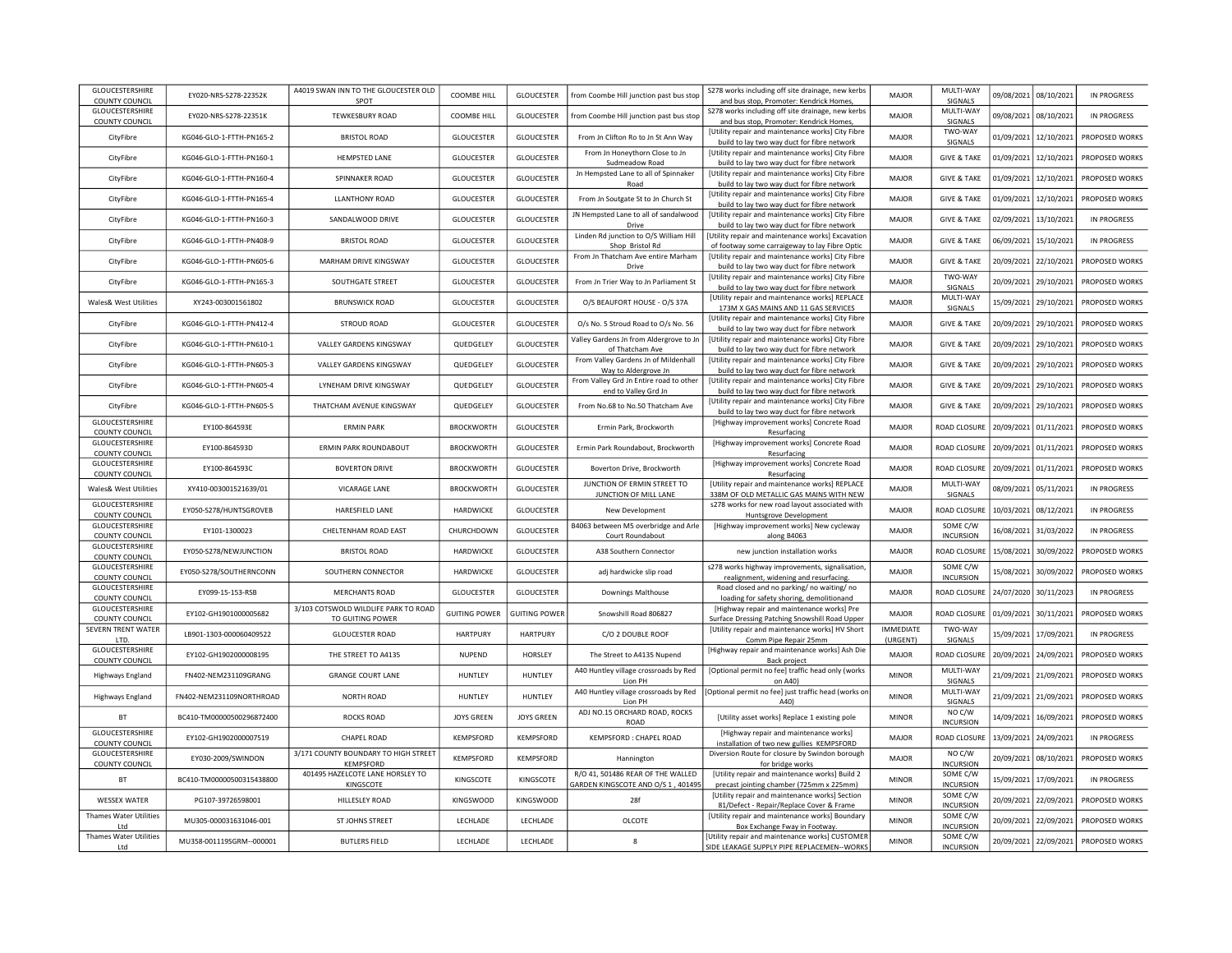| GLOUCESTERSHIRE COUNTY COUNCIL | EY020-NRS-S278-22352K | A4019 SWAN INN TO THE GLOUCESTER OLD SPOT | COOMBE HILL | GLOUCESTER | from Coombe Hill junction past bus stop | S278 works including off site drainage, new kerbs and bus stop, Promoter: Kendrick Homes, | MAJOR | MULTI-WAY SIGNALS | 09/08/2021 | 08/10/2021 | IN PROGRESS |
|---|---|---|---|---|---|---|---|---|---|---|---|
| GLOUCESTERSHIRE COUNTY COUNCIL | EY020-NRS-S278-22351K | TEWKESBURY ROAD | COOMBE HILL | GLOUCESTER | from Coombe Hill junction past bus stop | S278 works including off site drainage, new kerbs and bus stop, Promoter: Kendrick Homes, | MAJOR | MULTI-WAY SIGNALS | 09/08/2021 | 08/10/2021 | IN PROGRESS |
| CityFibre | KG046-GLO-1-FTTH-PN165-2 | BRISTOL ROAD | GLOUCESTER | GLOUCESTER | From Jn Clifton Ro to Jn St Ann Way | [Utility repair and maintenance works] City Fibre build to lay two way duct for fibre network | MAJOR | TWO-WAY SIGNALS | 01/09/2021 | 12/10/2021 | PROPOSED WORKS |
| CityFibre | KG046-GLO-1-FTTH-PN160-1 | HEMPSTED LANE | GLOUCESTER | GLOUCESTER | From Jn Honeythorn Close to Jn Sudmeadow Road | [Utility repair and maintenance works] City Fibre build to lay two way duct for fibre network | MAJOR | GIVE & TAKE | 01/09/2021 | 12/10/2021 | PROPOSED WORKS |
| CityFibre | KG046-GLO-1-FTTH-PN160-4 | SPINNAKER ROAD | GLOUCESTER | GLOUCESTER | Jn Hempsted Lane to all of Spinnaker Road | [Utility repair and maintenance works] City Fibre build to lay two way duct for fibre network | MAJOR | GIVE & TAKE | 01/09/2021 | 12/10/2021 | PROPOSED WORKS |
| CityFibre | KG046-GLO-1-FTTH-PN165-4 | LLANTHONY ROAD | GLOUCESTER | GLOUCESTER | From Jn Soutgate St to Jn Church St | [Utility repair and maintenance works] City Fibre build to lay two way duct for fibre network | MAJOR | GIVE & TAKE | 01/09/2021 | 12/10/2021 | PROPOSED WORKS |
| CityFibre | KG046-GLO-1-FTTH-PN160-3 | SANDALWOOD DRIVE | GLOUCESTER | GLOUCESTER | JN Hempsted Lane to all of sandalwood Drive | [Utility repair and maintenance works] City Fibre build to lay two way duct for fibre network | MAJOR | GIVE & TAKE | 02/09/2021 | 13/10/2021 | IN PROGRESS |
| CityFibre | KG046-GLO-1-FTTH-PN408-9 | BRISTOL ROAD | GLOUCESTER | GLOUCESTER | Linden Rd junction to O/S William Hill Shop Bristol Rd | [Utility repair and maintenance works] Excavation of footway some carraigeway to lay Fibre Optic | MAJOR | GIVE & TAKE | 06/09/2021 | 15/10/2021 | IN PROGRESS |
| CityFibre | KG046-GLO-1-FTTH-PN605-6 | MARHAM DRIVE KINGSWAY | GLOUCESTER | GLOUCESTER | From Jn Thatcham Ave entire Marham Drive | [Utility repair and maintenance works] City Fibre build to lay two way duct for fibre network | MAJOR | GIVE & TAKE | 20/09/2021 | 22/10/2021 | PROPOSED WORKS |
| CityFibre | KG046-GLO-1-FTTH-PN165-3 | SOUTHGATE STREET | GLOUCESTER | GLOUCESTER | From Jn Trier Way to Jn Parliament St | [Utility repair and maintenance works] City Fibre build to lay two way duct for fibre network | MAJOR | TWO-WAY SIGNALS | 20/09/2021 | 29/10/2021 | PROPOSED WORKS |
| Wales& West Utilities | XY243-003001561802 | BRUNSWICK ROAD | GLOUCESTER | GLOUCESTER | O/S BEAUFORT HOUSE - O/S 37A | [Utility repair and maintenance works] REPLACE 173M X GAS MAINS AND 11 GAS SERVICES | MAJOR | MULTI-WAY SIGNALS | 15/09/2021 | 29/10/2021 | PROPOSED WORKS |
| CityFibre | KG046-GLO-1-FTTH-PN412-4 | STROUD ROAD | GLOUCESTER | GLOUCESTER | O/s No. 5 Stroud Road to O/s No. 56 | [Utility repair and maintenance works] City Fibre build to lay two way duct for fibre network | MAJOR | GIVE & TAKE | 20/09/2021 | 29/10/2021 | PROPOSED WORKS |
| CityFibre | KG046-GLO-1-FTTH-PN610-1 | VALLEY GARDENS KINGSWAY | QUEDGELEY | GLOUCESTER | Valley Gardens Jn from Aldergrove to Jn of Thatcham Ave | [Utility repair and maintenance works] City Fibre build to lay two way duct for fibre network | MAJOR | GIVE & TAKE | 20/09/2021 | 29/10/2021 | PROPOSED WORKS |
| CityFibre | KG046-GLO-1-FTTH-PN605-3 | VALLEY GARDENS KINGSWAY | QUEDGELEY | GLOUCESTER | From Valley Gardens Jn of Mildenhall Way to Aldergrove Jn | [Utility repair and maintenance works] City Fibre build to lay two way duct for fibre network | MAJOR | GIVE & TAKE | 20/09/2021 | 29/10/2021 | PROPOSED WORKS |
| CityFibre | KG046-GLO-1-FTTH-PN605-4 | LYNEHAM DRIVE KINGSWAY | QUEDGELEY | GLOUCESTER | From Valley Grd Jn Entire road to other end to Valley Grd Jn | [Utility repair and maintenance works] City Fibre build to lay two way duct for fibre network | MAJOR | GIVE & TAKE | 20/09/2021 | 29/10/2021 | PROPOSED WORKS |
| CityFibre | KG046-GLO-1-FTTH-PN605-5 | THATCHAM AVENUE KINGSWAY | QUEDGELEY | GLOUCESTER | From No.68 to No.50 Thatcham Ave | [Utility repair and maintenance works] City Fibre build to lay two way duct for fibre network | MAJOR | GIVE & TAKE | 20/09/2021 | 29/10/2021 | PROPOSED WORKS |
| GLOUCESTERSHIRE COUNTY COUNCIL | EY100-864593E | ERMIN PARK | BROCKWORTH | GLOUCESTER | Ermin Park, Brockworth | [Highway improvement works] Concrete Road Resurfacing | MAJOR | ROAD CLOSURE | 20/09/2021 | 01/11/2021 | PROPOSED WORKS |
| GLOUCESTERSHIRE COUNTY COUNCIL | EY100-864593D | ERMIN PARK ROUNDABOUT | BROCKWORTH | GLOUCESTER | Ermin Park Roundabout, Brockworth | [Highway improvement works] Concrete Road Resurfacing | MAJOR | ROAD CLOSURE | 20/09/2021 | 01/11/2021 | PROPOSED WORKS |
| GLOUCESTERSHIRE COUNTY COUNCIL | EY100-864593C | BOVERTON DRIVE | BROCKWORTH | GLOUCESTER | Boverton Drive, Brockworth | [Highway improvement works] Concrete Road Resurfacing | MAJOR | ROAD CLOSURE | 20/09/2021 | 01/11/2021 | PROPOSED WORKS |
| Wales& West Utilities | XY410-003001521639/01 | VICARAGE LANE | BROCKWORTH | GLOUCESTER | JUNCTION OF ERMIN STREET TO JUNCTION OF MILL LANE | [Utility repair and maintenance works] REPLACE 338M OF OLD METALLIC GAS MAINS WITH NEW | MAJOR | MULTI-WAY SIGNALS | 08/09/2021 | 05/11/2021 | IN PROGRESS |
| GLOUCESTERSHIRE COUNTY COUNCIL | EY050-S278/HUNTSGROVEB | HARESFIELD LANE | HARDWICKE | GLOUCESTER | New Development | s278 works for new road layout associated with Huntsgrove Development | MAJOR | ROAD CLOSURE | 10/03/2021 | 08/12/2021 | IN PROGRESS |
| GLOUCESTERSHIRE COUNTY COUNCIL | EY101-1300023 | CHELTENHAM ROAD EAST | CHURCHDOWN | GLOUCESTER | B4063 between M5 overbridge and Arle Court Roundabout | [Highway improvement works] New cycleway along B4063 | MAJOR | SOME C/W INCURSION | 16/08/2021 | 31/03/2022 | IN PROGRESS |
| GLOUCESTERSHIRE COUNTY COUNCIL | EY050-S278/NEWJUNCTION | BRISTOL ROAD | HARDWICKE | GLOUCESTER | A38 Southern Connector | new junction installation works | MAJOR | ROAD CLOSURE | 15/08/2021 | 30/09/2022 | PROPOSED WORKS |
| GLOUCESTERSHIRE COUNTY COUNCIL | EY050-S278/SOUTHERNCONN | SOUTHERN CONNECTOR | HARDWICKE | GLOUCESTER | adj hardwicke slip road | s278 works highway improvements, signalisation, realignment, widening and resurfacing. | MAJOR | SOME C/W INCURSION | 15/08/2021 | 30/09/2022 | PROPOSED WORKS |
| GLOUCESTERSHIRE COUNTY COUNCIL | EY099-15-153-RSB | MERCHANTS ROAD | GLOUCESTER | GLOUCESTER | Downings Malthouse | Road closed and no parking/ no waiting/ no loading for safety shoring, demolitionand | MAJOR | ROAD CLOSURE | 24/07/2020 | 30/11/2023 | IN PROGRESS |
| GLOUCESTERSHIRE COUNTY COUNCIL | EY102-GH1901000005682 | 3/103 COTSWOLD WILDLIFE PARK TO ROAD TO GUITING POWER | GUITING POWER | GUITING POWER | Snowshill Road 806827 | [Highway repair and maintenance works] Pre Surface Dressing Patching Snowshill Road Upper | MAJOR | ROAD CLOSURE | 01/09/2021 | 30/11/2021 | PROPOSED WORKS |
| SEVERN TRENT WATER LTD. | LB901-1303-000060409522 | GLOUCESTER ROAD | HARTPURY | HARTPURY | C/O 2 DOUBLE ROOF | [Utility repair and maintenance works] HV Short Comm Pipe Repair 25mm | IMMEDIATE (URGENT) | TWO-WAY SIGNALS | 15/09/2021 | 17/09/2021 | IN PROGRESS |
| GLOUCESTERSHIRE COUNTY COUNCIL | EY102-GH1902000008195 | THE STREET TO A4135 | NUPEND | HORSLEY | The Street to A4135 Nupend | [Highway repair and maintenance works] Ash Die Back project | MAJOR | ROAD CLOSURE | 20/09/2021 | 24/09/2021 | PROPOSED WORKS |
| Highways England | FN402-NEM231109GRANG | GRANGE COURT LANE | HUNTLEY | HUNTLEY | A40 Huntley village crossroads by Red Lion PH | [Optional permit no fee] traffic head only (works on A40) | MINOR | MULTI-WAY SIGNALS | 21/09/2021 | 21/09/2021 | PROPOSED WORKS |
| Highways England | FN402-NEM231109NORTHROAD | NORTH ROAD | HUNTLEY | HUNTLEY | A40 Huntley village crossroads by Red Lion PH | [Optional permit no fee] just traffic head (works on A40) | MINOR | MULTI-WAY SIGNALS | 21/09/2021 | 21/09/2021 | PROPOSED WORKS |
| BT | BC410-TM00000500296872400 | ROCKS ROAD | JOYS GREEN | JOYS GREEN | ADJ NO.15 ORCHARD ROAD, ROCKS ROAD | [Utility asset works] Replace 1 existing pole | MINOR | NO C/W INCURSION | 14/09/2021 | 16/09/2021 | PROPOSED WORKS |
| GLOUCESTERSHIRE COUNTY COUNCIL | EY102-GH1902000007519 | CHAPEL ROAD | KEMPSFORD | KEMPSFORD | KEMPSFORD : CHAPEL ROAD | [Highway repair and maintenance works] installation of two new gullies KEMPSFORD | MAJOR | ROAD CLOSURE | 13/09/2021 | 24/09/2021 | IN PROGRESS |
| GLOUCESTERSHIRE COUNTY COUNCIL | EY030-2009/SWINDON | 3/171 COUNTY BOUNDARY TO HIGH STREET KEMPSFORD | KEMPSFORD | KEMPSFORD | Hannington | Diversion Route for closure by Swindon borough for bridge works | MAJOR | NO C/W INCURSION | 20/09/2021 | 08/10/2021 | PROPOSED WORKS |
| BT | BC410-TM00000500315438800 | 401495 HAZELCOTE LANE HORSLEY TO KINGSCOTE | KINGSCOTE | KINGSCOTE | R/O 41, 501486 REAR OF THE WALLED GARDEN KINGSCOTE AND O/S 1 , 401495 | [Utility repair and maintenance works] Build 2 precast jointing chamber (725mm x 225mm) | MINOR | SOME C/W INCURSION | 15/09/2021 | 17/09/2021 | IN PROGRESS |
| WESSEX WATER | PG107-39726598001 | HILLESLEY ROAD | KINGSWOOD | KINGSWOOD | 28f | [Utility repair and maintenance works] Section 81/Defect - Repair/Replace Cover & Frame | MINOR | SOME C/W INCURSION | 20/09/2021 | 22/09/2021 | PROPOSED WORKS |
| Thames Water Utilities Ltd | MU305-000031631046-001 | ST JOHNS STREET | LECHLADE | LECHLADE | OLCOTE | [Utility repair and maintenance works] Boundary Box Exchange Fway in Footway. | MINOR | SOME C/W INCURSION | 20/09/2021 | 22/09/2021 | PROPOSED WORKS |
| Thames Water Utilities Ltd | MU358-001119SGRM--000001 | BUTLERS FIELD | LECHLADE | LECHLADE | 8 | [Utility repair and maintenance works] CUSTOMER SIDE LEAKAGE SUPPLY PIPE REPLACEMEN--WORKS | MINOR | SOME C/W INCURSION | 20/09/2021 | 22/09/2021 | PROPOSED WORKS |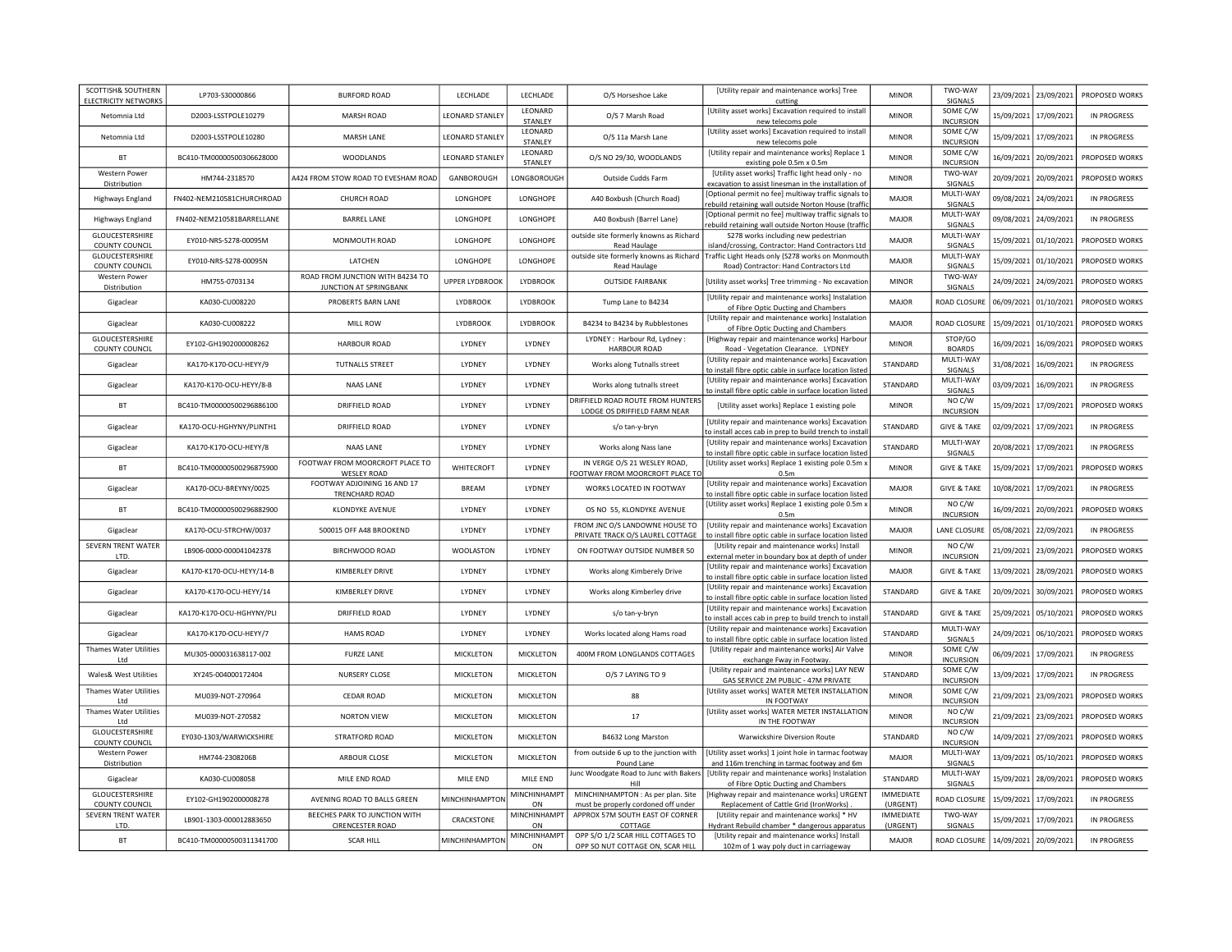| SCOTTISH& SOUTHERN ELECTRICITY NETWORKS | LP703-S30000866 | BURFORD ROAD | LECHLADE | LECHLADE | O/S Horseshoe Lake | [Utility repair and maintenance works] Tree cutting | MINOR | TWO-WAY SIGNALS | 23/09/2021 | 23/09/2021 | PROPOSED WORKS |
|---|---|---|---|---|---|---|---|---|---|---|---|
| Netomnia Ltd | D2003-LSSTPOLE10279 | MARSH ROAD | LEONARD STANLEY | LEONARD STANLEY | O/S 7 Marsh Road | [Utility asset works] Excavation required to install new telecoms pole | MINOR | SOME C/W INCURSION | 15/09/2021 | 17/09/2021 | IN PROGRESS |
| Netomnia Ltd | D2003-LSSTPOLE10280 | MARSH LANE | LEONARD STANLEY | LEONARD STANLEY | O/S 11a Marsh Lane | [Utility asset works] Excavation required to install new telecoms pole | MINOR | SOME C/W INCURSION | 15/09/2021 | 17/09/2021 | IN PROGRESS |
| BT | BC410-TM00000500306628000 | WOODLANDS | LEONARD STANLEY | LEONARD STANLEY | O/S NO 29/30, WOODLANDS | [Utility repair and maintenance works] Replace 1 existing pole 0.5m x 0.5m | MINOR | SOME C/W INCURSION | 16/09/2021 | 20/09/2021 | PROPOSED WORKS |
| Western Power Distribution | HM744-2318570 | A424 FROM STOW ROAD TO EVESHAM ROAD | GANBOROUGH | LONGBOROUGH | Outside Cudds Farm | [Utility asset works] Traffic light head only - no excavation to assist linesman in the installation of | MINOR | TWO-WAY SIGNALS | 20/09/2021 | 20/09/2021 | PROPOSED WORKS |
| Highways England | FN402-NEM210581CHURCHROAD | CHURCH ROAD | LONGHOPE | LONGHOPE | A40 Boxbush (Church Road) | [Optional permit no fee] multiway traffic signals to rebuild retaining wall outside Norton House (traffic | MAJOR | MULTI-WAY SIGNALS | 09/08/2021 | 24/09/2021 | IN PROGRESS |
| Highways England | FN402-NEM210581BARRELLANE | BARREL LANE | LONGHOPE | LONGHOPE | A40 Boxbush (Barrel Lane) | [Optional permit no fee] multiway traffic signals to rebuild retaining wall outside Norton House (traffic | MAJOR | MULTI-WAY SIGNALS | 09/08/2021 | 24/09/2021 | IN PROGRESS |
| GLOUCESTERSHIRE COUNTY COUNCIL | EY010-NRS-S278-00095M | MONMOUTH ROAD | LONGHOPE | LONGHOPE | outside site formerly knowns as Richard Read Haulage | S278 works including new pedestrian island/crossing, Contractor: Hand Contractors Ltd | MAJOR | MULTI-WAY SIGNALS | 15/09/2021 | 01/10/2021 | PROPOSED WORKS |
| GLOUCESTERSHIRE COUNTY COUNCIL | EY010-NRS-S278-00095N | LATCHEN | LONGHOPE | LONGHOPE | outside site formerly knowns as Richard Read Haulage | Traffic Light Heads only (S278 works on Monmouth Road) Contractor: Hand Contractors Ltd | MAJOR | MULTI-WAY SIGNALS | 15/09/2021 | 01/10/2021 | PROPOSED WORKS |
| Western Power Distribution | HM755-0703134 | ROAD FROM JUNCTION WITH B4234 TO JUNCTION AT SPRINGBANK | UPPER LYDBROOK | LYDBROOK | OUTSIDE FAIRBANK | [Utility asset works] Tree trimming - No excavation | MINOR | TWO-WAY SIGNALS | 24/09/2021 | 24/09/2021 | PROPOSED WORKS |
| Gigaclear | KA030-CU008220 | PROBERTS BARN LANE | LYDBROOK | LYDBROOK | Tump Lane to B4234 | [Utility repair and maintenance works] Instalation of Fibre Optic Ducting and Chambers | MAJOR | ROAD CLOSURE | 06/09/2021 | 01/10/2021 | PROPOSED WORKS |
| Gigaclear | KA030-CU008222 | MILL ROW | LYDBROOK | LYDBROOK | B4234 to B4234 by Rubblestones | [Utility repair and maintenance works] Instalation of Fibre Optic Ducting and Chambers | MAJOR | ROAD CLOSURE | 15/09/2021 | 01/10/2021 | PROPOSED WORKS |
| GLOUCESTERSHIRE COUNTY COUNCIL | EY102-GH1902000008262 | HARBOUR ROAD | LYDNEY | LYDNEY | LYDNEY : Harbour Rd, Lydney : HARBOUR ROAD | [Highway repair and maintenance works] Harbour Road - Vegetation Clearance. LYDNEY | MINOR | STOP/GO BOARDS | 16/09/2021 | 16/09/2021 | PROPOSED WORKS |
| Gigaclear | KA170-K170-OCU-HEYY/9 | TUTNALLS STREET | LYDNEY | LYDNEY | Works along Tutnalls street | [Utility repair and maintenance works] Excavation to install fibre optic cable in surface location listed | STANDARD | MULTI-WAY SIGNALS | 31/08/2021 | 16/09/2021 | IN PROGRESS |
| Gigaclear | KA170-K170-OCU-HEYY/8-B | NAAS LANE | LYDNEY | LYDNEY | Works along tutnalls street | [Utility repair and maintenance works] Excavation to install fibre optic cable in surface location listed | STANDARD | MULTI-WAY SIGNALS | 03/09/2021 | 16/09/2021 | IN PROGRESS |
| BT | BC410-TM00000500296886100 | DRIFFIELD ROAD | LYDNEY | LYDNEY | DRIFFIELD ROAD ROUTE FROM HUNTERS LODGE OS DRIFFIELD FARM NEAR | [Utility asset works] Replace 1 existing pole | MINOR | NO C/W INCURSION | 15/09/2021 | 17/09/2021 | PROPOSED WORKS |
| Gigaclear | KA170-OCU-HGHYNY/PLINTH1 | DRIFFIELD ROAD | LYDNEY | LYDNEY | s/o tan-y-bryn | [Utility repair and maintenance works] Excavation to install acces cab in prep to build trench to install | STANDARD | GIVE & TAKE | 02/09/2021 | 17/09/2021 | IN PROGRESS |
| Gigaclear | KA170-K170-OCU-HEYY/8 | NAAS LANE | LYDNEY | LYDNEY | Works along Nass lane | [Utility repair and maintenance works] Excavation to install fibre optic cable in surface location listed | STANDARD | MULTI-WAY SIGNALS | 20/08/2021 | 17/09/2021 | IN PROGRESS |
| BT | BC410-TM00000500296875900 | FOOTWAY FROM MOORCROFT PLACE TO WESLEY ROAD | WHITECROFT | LYDNEY | IN VERGE O/S 21 WESLEY ROAD, FOOTWAY FROM MOORCROFT PLACE TO | [Utility asset works] Replace 1 existing pole 0.5m x 0.5m | MINOR | GIVE & TAKE | 15/09/2021 | 17/09/2021 | PROPOSED WORKS |
| Gigaclear | KA170-OCU-BREYNY/0025 | FOOTWAY ADJOINING 16 AND 17 TRENCHARD ROAD | BREAM | LYDNEY | WORKS LOCATED IN FOOTWAY | [Utility repair and maintenance works] Excavation to install fibre optic cable in surface location listed | MAJOR | GIVE & TAKE | 10/08/2021 | 17/09/2021 | IN PROGRESS |
| BT | BC410-TM00000500296882900 | KLONDYKE AVENUE | LYDNEY | LYDNEY | OS NO 55, KLONDYKE AVENUE | [Utility asset works] Replace 1 existing pole 0.5m x 0.5m | MINOR | NO C/W INCURSION | 16/09/2021 | 20/09/2021 | PROPOSED WORKS |
| Gigaclear | KA170-OCU-STRCHW/0037 | 500015 OFF A48 BROOKEND | LYDNEY | LYDNEY | FROM JNC O/S LANDOWNE HOUSE TO PRIVATE TRACK O/S LAUREL COTTAGE | [Utility repair and maintenance works] Excavation to install fibre optic cable in surface location listed | MAJOR | LANE CLOSURE | 05/08/2021 | 22/09/2021 | IN PROGRESS |
| SEVERN TRENT WATER LTD. | LB906-0000-000041042378 | BIRCHWOOD ROAD | WOOLASTON | LYDNEY | ON FOOTWAY OUTSIDE NUMBER 50 | [Utility repair and maintenance works] Install external meter in boundary box at depth of under | MINOR | NO C/W INCURSION | 21/09/2021 | 23/09/2021 | PROPOSED WORKS |
| Gigaclear | KA170-K170-OCU-HEYY/14-B | KIMBERLEY DRIVE | LYDNEY | LYDNEY | Works along Kimberely Drive | [Utility repair and maintenance works] Excavation to install fibre optic cable in surface location listed | MAJOR | GIVE & TAKE | 13/09/2021 | 28/09/2021 | PROPOSED WORKS |
| Gigaclear | KA170-K170-OCU-HEYY/14 | KIMBERLEY DRIVE | LYDNEY | LYDNEY | Works along Kimberley drive | [Utility repair and maintenance works] Excavation to install fibre optic cable in surface location listed | STANDARD | GIVE & TAKE | 20/09/2021 | 30/09/2021 | PROPOSED WORKS |
| Gigaclear | KA170-K170-OCU-HGHYNY/PLI | DRIFFIELD ROAD | LYDNEY | LYDNEY | s/o tan-y-bryn | [Utility repair and maintenance works] Excavation to install acces cab in prep to build trench to install | STANDARD | GIVE & TAKE | 25/09/2021 | 05/10/2021 | PROPOSED WORKS |
| Gigaclear | KA170-K170-OCU-HEYY/7 | HAMS ROAD | LYDNEY | LYDNEY | Works located along Hams road | [Utility repair and maintenance works] Excavation to install fibre optic cable in surface location listed | STANDARD | MULTI-WAY SIGNALS | 24/09/2021 | 06/10/2021 | PROPOSED WORKS |
| Thames Water Utilities Ltd | MU305-000031638117-002 | FURZE LANE | MICKLETON | MICKLETON | 400M FROM LONGLANDS COTTAGES | [Utility repair and maintenance works] Air Valve exchange Fway in Footway. | MINOR | SOME C/W INCURSION | 06/09/2021 | 17/09/2021 | IN PROGRESS |
| Wales& West Utilities | XY245-004000172404 | NURSERY CLOSE | MICKLETON | MICKLETON | O/S 7 LAYING TO 9 | [Utility repair and maintenance works] LAY NEW GAS SERVICE 2M PUBLIC - 47M PRIVATE | STANDARD | SOME C/W INCURSION | 13/09/2021 | 17/09/2021 | IN PROGRESS |
| Thames Water Utilities Ltd | MU039-NOT-270964 | CEDAR ROAD | MICKLETON | MICKLETON | 88 | [Utility asset works] WATER METER INSTALLATION IN FOOTWAY | MINOR | SOME C/W INCURSION | 21/09/2021 | 23/09/2021 | PROPOSED WORKS |
| Thames Water Utilities Ltd | MU039-NOT-270582 | NORTON VIEW | MICKLETON | MICKLETON | 17 | [Utility asset works] WATER METER INSTALLATION IN THE FOOTWAY | MINOR | NO C/W INCURSION | 21/09/2021 | 23/09/2021 | PROPOSED WORKS |
| GLOUCESTERSHIRE COUNTY COUNCIL | EY030-1303/WARWICKSHIRE | STRATFORD ROAD | MICKLETON | MICKLETON | B4632 Long Marston | Warwickshire Diversion Route | STANDARD | NO C/W INCURSION | 14/09/2021 | 27/09/2021 | PROPOSED WORKS |
| Western Power Distribution | HM744-2308206B | ARBOUR CLOSE | MICKLETON | MICKLETON | from outside 6 up to the junction with Pound Lane | [Utility asset works] 1 joint hole in tarmac footway and 116m trenching in tarmac footway and 6m | MAJOR | MULTI-WAY SIGNALS | 13/09/2021 | 05/10/2021 | PROPOSED WORKS |
| Gigaclear | KA030-CU008058 | MILE END ROAD | MILE END | MILE END | Junc Woodgate Road to Junc with Bakers Hill | [Utility repair and maintenance works] Instalation of Fibre Optic Ducting and Chambers | STANDARD | MULTI-WAY SIGNALS | 15/09/2021 | 28/09/2021 | PROPOSED WORKS |
| GLOUCESTERSHIRE COUNTY COUNCIL | EY102-GH1902000008278 | AVENING ROAD TO BALLS GREEN | MINCHINHAMPTON | MINCHINHAMPTON | MINCHINHAMPTON : As per plan. Site must be properly cordoned off under | [Highway repair and maintenance works] URGENT Replacement of Cattle Grid (IronWorks) . | IMMEDIATE (URGENT) | ROAD CLOSURE | 15/09/2021 | 17/09/2021 | IN PROGRESS |
| SEVERN TRENT WATER LTD. | LB901-1303-000012883650 | BEECHES PARK TO JUNCTION WITH CIRENCESTER ROAD | CRACKSTONE | MINCHINHAMPTON | APPROX 57M SOUTH EAST OF CORNER COTTAGE | [Utility repair and maintenance works] * HV Hydrant Rebuild chamber * dangerous apparatus | IMMEDIATE (URGENT) | TWO-WAY SIGNALS | 15/09/2021 | 17/09/2021 | IN PROGRESS |
| BT | BC410-TM00000500311341700 | SCAR HILL | MINCHINHAMPTON | MINCHINHAMPTON | OPP S/O 1/2 SCAR HILL COTTAGES TO OPP SO NUT COTTAGE ON, SCAR HILL | [Utility repair and maintenance works] Install 102m of 1 way poly duct in carriageway | MAJOR | ROAD CLOSURE | 14/09/2021 | 20/09/2021 | IN PROGRESS |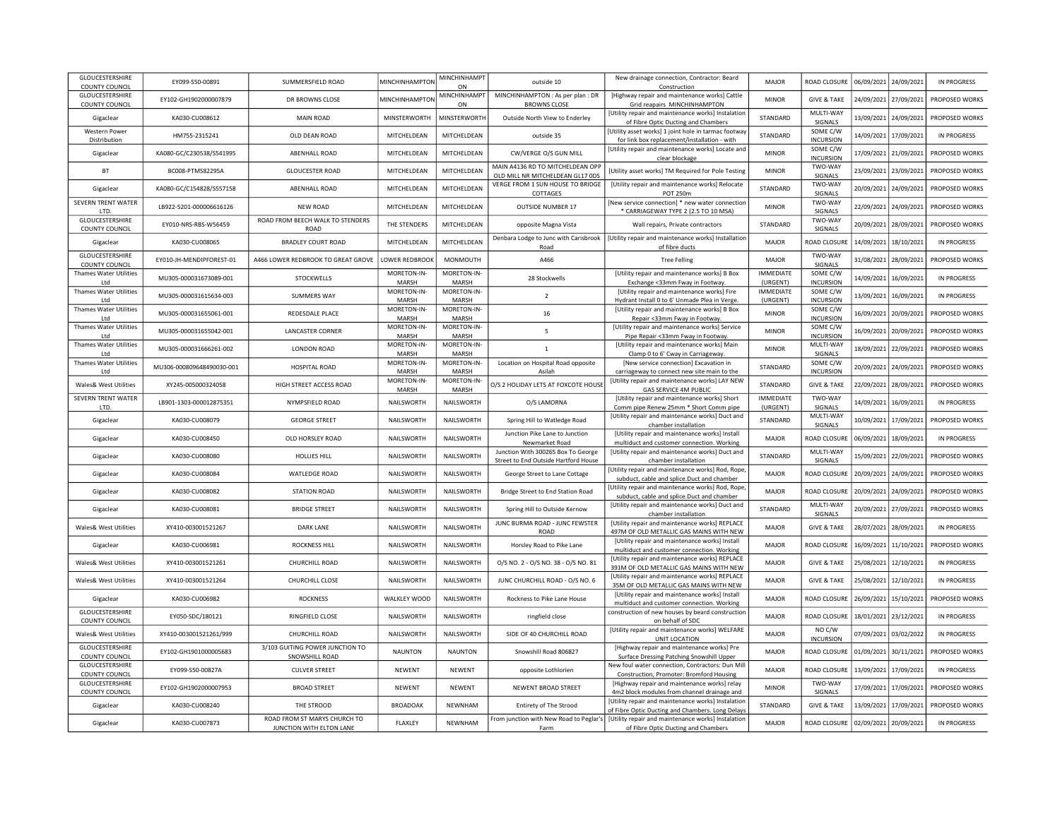| GLOUCESTERSHIRE COUNTY COUNCIL | EY099-S50-00891 | SUMMERSFIELD ROAD | MINCHINHAMPTON | MINCHINHAMPTON | outside 10 | New drainage connection, Contractor: Beard Construction | MAJOR | ROAD CLOSURE | 06/09/2021 | 24/09/2021 | IN PROGRESS |
|---|---|---|---|---|---|---|---|---|---|---|---|
| GLOUCESTERSHIRE COUNTY COUNCIL | EY102-GH1902000007879 | DR BROWNS CLOSE | MINCHINHAMPTON | MINCHINHAMPTON | MINCHINHAMPTON : As per plan : DR BROWNS CLOSE | [Highway repair and maintenance works] Cattle Grid repairs MINCHINHAMPTON | MINOR | GIVE & TAKE | 24/09/2021 | 27/09/2021 | PROPOSED WORKS |
| Gigaclear | KA030-CU008612 | MAIN ROAD | MINSTERWORTH | MINSTERWORTH | Outside North View to Enderley | [Utility repair and maintenance works] Instalation of Fibre Optic Ducting and Chambers | STANDARD | MULTI-WAY SIGNALS | 13/09/2021 | 24/09/2021 | PROPOSED WORKS |
| Western Power Distribution | HM755-2315241 | OLD DEAN ROAD | MITCHELDEAN | MITCHELDEAN | outside 35 | [Utility asset works] 1 joint hole in tarmac footway for link box replacement/installation - with | STANDARD | SOME C/W INCURSION | 14/09/2021 | 17/09/2021 | IN PROGRESS |
| Gigaclear | KA080-GC/C230538/S541995 | ABENHALL ROAD | MITCHELDEAN | MITCHELDEAN | CW/VERGE O/S GUN MILL | [Utility repair and maintenance works] Locate and clear blockage | MINOR | SOME C/W INCURSION | 17/09/2021 | 21/09/2021 | PROPOSED WORKS |
| BT | BC008-PTMS82295A | GLOUCESTER ROAD | MITCHELDEAN | MITCHELDEAN | MAIN A4136 RD TO MITCHELDEAN OPP OLD MILL NR MITCHELDEAN GL17 0DS | [Utility asset works] TM Required for Pole Testing | MINOR | TWO-WAY SIGNALS | 23/09/2021 | 23/09/2021 | PROPOSED WORKS |
| Gigaclear | KA080-GC/C154828/S557158 | ABENHALL ROAD | MITCHELDEAN | MITCHELDEAN | VERGE FROM 1 SUN HOUSE TO BRIDGE COTTAGES | [Utility repair and maintenance works] Relocate POT 250m | STANDARD | TWO-WAY SIGNALS | 20/09/2021 | 24/09/2021 | PROPOSED WORKS |
| SEVERN TRENT WATER LTD. | LB922-5201-000006616126 | NEW ROAD | MITCHELDEAN | MITCHELDEAN | OUTSIDE NUMBER 17 | [New service connection] * new water connection * CARRIAGEWAY TYPE 2 (2.5 TO 10 MSA) | MINOR | TWO-WAY SIGNALS | 22/09/2021 | 24/09/2021 | PROPOSED WORKS |
| GLOUCESTERSHIRE COUNTY COUNCIL | EY010-NRS-RBS-W56459 | ROAD FROM BEECH WALK TO STENDERS ROAD | THE STENDERS | MITCHELDEAN | opposite Magna Vista | Wall repairs, Private contractors | STANDARD | TWO-WAY SIGNALS | 20/09/2021 | 28/09/2021 | PROPOSED WORKS |
| Gigaclear | KA030-CU008065 | BRADLEY COURT ROAD | MITCHELDEAN | MITCHELDEAN | Denbara Lodge to Junc with Carisbrook Road | [Utility repair and maintenance works] Installation of fibre ducts | MAJOR | ROAD CLOSURE | 14/09/2021 | 18/10/2021 | IN PROGRESS |
| GLOUCESTERSHIRE COUNTY COUNCIL | EY010-JH-MENDIPFOREST-01 | A466 LOWER REDBROOK TO GREAT GROVE | LOWER REDBROOK | MONMOUTH | A466 | Tree Felling | MAJOR | TWO-WAY SIGNALS | 31/08/2021 | 28/09/2021 | PROPOSED WORKS |
| Thames Water Utilities Ltd | MU305-000031673089-001 | STOCKWELLS | MORETON-IN-MARSH | MORETON-IN-MARSH | 28 Stockwells | [Utility repair and maintenance works] B Box Exchange <33mm Fway in Footway. | IMMEDIATE (URGENT) | SOME C/W INCURSION | 14/09/2021 | 16/09/2021 | IN PROGRESS |
| Thames Water Utilities Ltd | MU305-000031615634-003 | SUMMERS WAY | MORETON-IN-MARSH | MORETON-IN-MARSH | 2 | [Utility repair and maintenance works] Fire Hydrant Install 0 to 6' Unmade Plea in Verge. | IMMEDIATE (URGENT) | SOME C/W INCURSION | 13/09/2021 | 16/09/2021 | IN PROGRESS |
| Thames Water Utilities Ltd | MU305-000031655061-001 | REDESDALE PLACE | MORETON-IN-MARSH | MORETON-IN-MARSH | 16 | [Utility repair and maintenance works] B Box Repair <33mm Fway in Footway. | MINOR | SOME C/W INCURSION | 16/09/2021 | 20/09/2021 | PROPOSED WORKS |
| Thames Water Utilities Ltd | MU305-000031655042-001 | LANCASTER CORNER | MORETON-IN-MARSH | MORETON-IN-MARSH | 5 | [Utility repair and maintenance works] Service Pipe Repair <33mm Fway in Footway. | MINOR | SOME C/W INCURSION | 16/09/2021 | 20/09/2021 | PROPOSED WORKS |
| Thames Water Utilities Ltd | MU305-000031666261-002 | LONDON ROAD | MORETON-IN-MARSH | MORETON-IN-MARSH | 1 | [Utility repair and maintenance works] Main Clamp 0 to 6' Cway in Carriageway. | MINOR | MULTI-WAY SIGNALS | 18/09/2021 | 22/09/2021 | PROPOSED WORKS |
| Thames Water Utilities Ltd | MU306-000809648490030-001 | HOSPITAL ROAD | MORETON-IN-MARSH | MORETON-IN-MARSH | Location on Hospital Road opposite Asilah | [New service connection] Excavation in carriageway to connect new site main to the | STANDARD | SOME C/W INCURSION | 20/09/2021 | 24/09/2021 | PROPOSED WORKS |
| Wales& West Utilities | XY245-005000324058 | HIGH STREET ACCESS ROAD | MORETON-IN-MARSH | MORETON-IN-MARSH | O/S 2 HOLIDAY LETS AT FOXCOTE HOUSE | [Utility repair and maintenance works] LAY NEW GAS SERVICE 4M PUBLIC | STANDARD | GIVE & TAKE | 22/09/2021 | 28/09/2021 | PROPOSED WORKS |
| SEVERN TRENT WATER LTD. | LB901-1303-000012875351 | NYMPSFIELD ROAD | NAILSWORTH | NAILSWORTH | O/S LAMORNA | [Utility repair and maintenance works] Short Comm pipe Renew 25mm * Short Comm pipe | IMMEDIATE (URGENT) | TWO-WAY SIGNALS | 14/09/2021 | 16/09/2021 | IN PROGRESS |
| Gigaclear | KA030-CU008079 | GEORGE STREET | NAILSWORTH | NAILSWORTH | Spring Hill to Watledge Road | [Utility repair and maintenance works] Duct and chamber installation | STANDARD | MULTI-WAY SIGNALS | 10/09/2021 | 17/09/2021 | PROPOSED WORKS |
| Gigaclear | KA030-CU008450 | OLD HORSLEY ROAD | NAILSWORTH | NAILSWORTH | Junction Pike Lane to Junction Newmarket Road | [Utility repair and maintenance works] Install multiduct and customer connection. Working | MAJOR | ROAD CLOSURE | 06/09/2021 | 18/09/2021 | IN PROGRESS |
| Gigaclear | KA030-CU008080 | HOLLIES HILL | NAILSWORTH | NAILSWORTH | Junction With 300265 Box To George Street to End Outside Hartford House | [Utility repair and maintenance works] Duct and chamber installation | STANDARD | MULTI-WAY SIGNALS | 15/09/2021 | 22/09/2021 | PROPOSED WORKS |
| Gigaclear | KA030-CU008084 | WATLEDGE ROAD | NAILSWORTH | NAILSWORTH | George Street to Lane Cottage | [Utility repair and maintenance works] Rod, Rope, subduct, cable and splice.Duct and chamber | MAJOR | ROAD CLOSURE | 20/09/2021 | 24/09/2021 | PROPOSED WORKS |
| Gigaclear | KA030-CU008082 | STATION ROAD | NAILSWORTH | NAILSWORTH | Bridge Street to End Station Road | [Utility repair and maintenance works] Rod, Rope, subduct, cable and splice.Duct and chamber | MAJOR | ROAD CLOSURE | 20/09/2021 | 24/09/2021 | PROPOSED WORKS |
| Gigaclear | KA030-CU008081 | BRIDGE STREET | NAILSWORTH | NAILSWORTH | Spring Hill to Outside Kernow | [Utility repair and maintenance works] Duct and chamber installation | STANDARD | MULTI-WAY SIGNALS | 20/09/2021 | 27/09/2021 | PROPOSED WORKS |
| Wales& West Utilities | XY410-003001521267 | DARK LANE | NAILSWORTH | NAILSWORTH | JUNC BURMA ROAD - JUNC FEWSTER ROAD | [Utility repair and maintenance works] REPLACE 497M OF OLD METALLIC GAS MAINS WITH NEW | MAJOR | GIVE & TAKE | 28/07/2021 | 28/09/2021 | IN PROGRESS |
| Gigaclear | KA030-CU006981 | ROCKNESS HILL | NAILSWORTH | NAILSWORTH | Horsley Road to Pike Lane | [Utility repair and maintenance works] Install multiduct and customer connection. Working | MAJOR | ROAD CLOSURE | 16/09/2021 | 11/10/2021 | PROPOSED WORKS |
| Wales& West Utilities | XY410-003001521261 | CHURCHILL ROAD | NAILSWORTH | NAILSWORTH | O/S NO. 2 - O/S NO. 38 - O/S NO. 81 | [Utility repair and maintenance works] REPLACE 391M OF OLD METALLIC GAS MAINS WITH NEW | MAJOR | GIVE & TAKE | 25/08/2021 | 12/10/2021 | IN PROGRESS |
| Wales& West Utilities | XY410-003001521264 | CHURCHILL CLOSE | NAILSWORTH | NAILSWORTH | JUNC CHURCHILL ROAD - O/S NO. 6 | [Utility repair and maintenance works] REPLACE 35M OF OLD METALLIC GAS MAINS WITH NEW | MAJOR | GIVE & TAKE | 25/08/2021 | 12/10/2021 | IN PROGRESS |
| Gigaclear | KA030-CU006982 | ROCKNESS | WALKLEY WOOD | NAILSWORTH | Rockness to Pike Lane House | [Utility repair and maintenance works] Install multiduct and customer connection. Working | MAJOR | ROAD CLOSURE | 26/09/2021 | 15/10/2021 | PROPOSED WORKS |
| GLOUCESTERSHIRE COUNTY COUNCIL | EY050-SDC/180121 | RINGFIELD CLOSE | NAILSWORTH | NAILSWORTH | ringfield close | construction of new houses by beard construction on behalf of SDC | MAJOR | ROAD CLOSURE | 18/01/2021 | 23/12/2021 | IN PROGRESS |
| Wales& West Utilities | XY410-003001521261/999 | CHURCHILL ROAD | NAILSWORTH | NAILSWORTH | SIDE OF 40 CHURCHILL ROAD | [Utility repair and maintenance works] WELFARE UNIT LOCATION | MAJOR | NO C/W INCURSION | 07/09/2021 | 03/02/2022 | IN PROGRESS |
| GLOUCESTERSHIRE COUNTY COUNCIL | EY102-GH1901000005683 | 3/103 GUITING POWER JUNCTION TO SNOWSHILL ROAD | NAUNTON | NAUNTON | Snowshill Road 806827 | [Highway repair and maintenance works] Pre Surface Dressing Patching Snowshill Upper | MAJOR | ROAD CLOSURE | 01/09/2021 | 30/11/2021 | PROPOSED WORKS |
| GLOUCESTERSHIRE COUNTY COUNCIL | EY099-S50-00827A | CULVER STREET | NEWENT | NEWENT | opposite Lothlorien | New foul water connection, Contractors: Dun Mill Construction, Promoter: Bromford Housing | MAJOR | ROAD CLOSURE | 13/09/2021 | 17/09/2021 | IN PROGRESS |
| GLOUCESTERSHIRE COUNTY COUNCIL | EY102-GH1902000007953 | BROAD STREET | NEWENT | NEWENT | NEWENT BROAD STREET | [Highway repair and maintenance works] relay 4m2 block modules from channel drainage and | MINOR | TWO-WAY SIGNALS | 17/09/2021 | 17/09/2021 | PROPOSED WORKS |
| Gigaclear | KA030-CU008240 | THE STROOD | BROADOAK | NEWNHAM | Entirety of The Strood | [Utility repair and maintenance works] Instalation of Fibre Optic Ducting and Chambers. Long Delays | STANDARD | GIVE & TAKE | 13/09/2021 | 17/09/2021 | PROPOSED WORKS |
| Gigaclear | KA030-CU007873 | ROAD FROM ST MARYS CHURCH TO JUNCTION WITH ELTON LANE | FLAXLEY | NEWNHAM | From junction with New Road to Peglar's Farm | [Utility repair and maintenance works] Instalation of Fibre Optic Ducting and Chambers | MAJOR | ROAD CLOSURE | 02/09/2021 | 20/09/2021 | IN PROGRESS |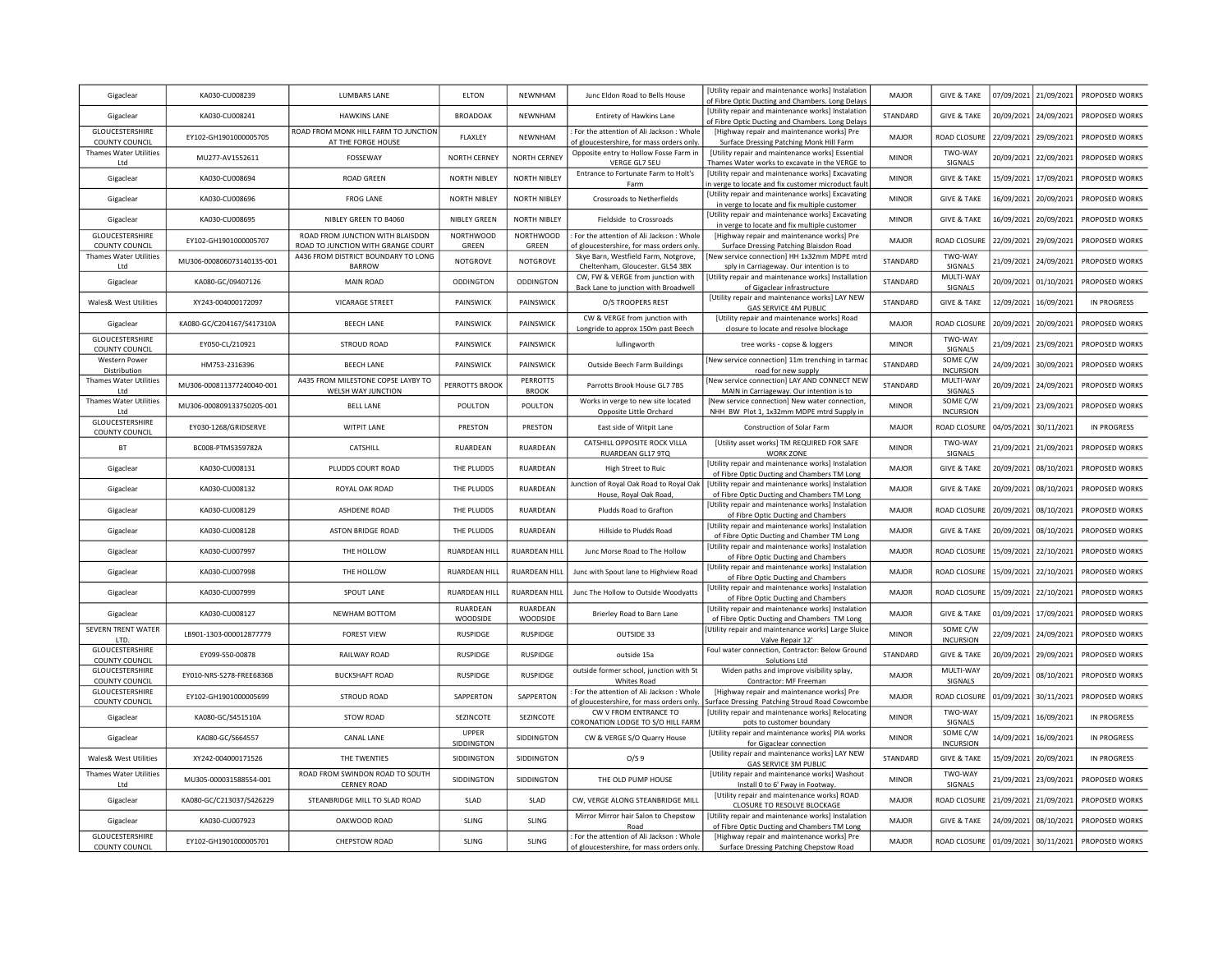| Gigaclear | KA030-CU008239 | LUMBARS LANE | ELTON | NEWNHAM | Junc Eldon Road to Bells House | [Utility repair and maintenance works] Instalation of Fibre Optic Ducting and Chambers. Long Delays | MAJOR | GIVE & TAKE | 07/09/2021 | 21/09/2021 | PROPOSED WORKS |
|---|---|---|---|---|---|---|---|---|---|---|---|
| Gigaclear | KA030-CU008241 | HAWKINS LANE | BROADOAK | NEWNHAM | Entirety of Hawkins Lane | [Utility repair and maintenance works] Instalation of Fibre Optic Ducting and Chambers. Long Delays | STANDARD | GIVE & TAKE | 20/09/2021 | 24/09/2021 | PROPOSED WORKS |
| GLOUCESTERSHIRE COUNTY COUNCIL | EY102-GH1901000005705 | ROAD FROM MONK HILL FARM TO JUNCTION AT THE FORGE HOUSE | FLAXLEY | NEWNHAM | : For the attention of Ali Jackson : Whole of gloucestershire, for mass orders only. | [Highway repair and maintenance works] Pre Surface Dressing Patching Monk Hill Farm | MAJOR | ROAD CLOSURE | 22/09/2021 | 29/09/2021 | PROPOSED WORKS |
| Thames Water Utilities Ltd | MU277-AV1552611 | FOSSEWAY | NORTH CERNEY | NORTH CERNEY | Opposite entry to Hollow Fosse Farm in VERGE GL7 5EU | [Utility repair and maintenance works] Essential Thames Water works to excavate in the VERGE to | MINOR | TWO-WAY SIGNALS | 20/09/2021 | 22/09/2021 | PROPOSED WORKS |
| Gigaclear | KA030-CU008694 | ROAD GREEN | NORTH NIBLEY | NORTH NIBLEY | Entrance to Fortunate Farm to Holt's Farm | [Utility repair and maintenance works] Excavating in verge to locate and fix customer microduct fault | MINOR | GIVE & TAKE | 15/09/2021 | 17/09/2021 | PROPOSED WORKS |
| Gigaclear | KA030-CU008696 | FROG LANE | NORTH NIBLEY | NORTH NIBLEY | Crossroads to Netherfields | [Utility repair and maintenance works] Excavating in verge to locate and fix multiple customer | MINOR | GIVE & TAKE | 16/09/2021 | 20/09/2021 | PROPOSED WORKS |
| Gigaclear | KA030-CU008695 | NIBLEY GREEN TO B4060 | NIBLEY GREEN | NORTH NIBLEY | Fieldside to Crossroads | [Utility repair and maintenance works] Excavating in verge to locate and fix multiple customer | MINOR | GIVE & TAKE | 16/09/2021 | 20/09/2021 | PROPOSED WORKS |
| GLOUCESTERSHIRE COUNTY COUNCIL | EY102-GH1901000005707 | ROAD FROM JUNCTION WITH BLAISDON ROAD TO JUNCTION WITH GRANGE COURT | NORTHWOOD GREEN | NORTHWOOD GREEN | : For the attention of Ali Jackson : Whole of gloucestershire, for mass orders only. | [Highway repair and maintenance works] Pre Surface Dressing Patching Blaisdon Road | MAJOR | ROAD CLOSURE | 22/09/2021 | 29/09/2021 | PROPOSED WORKS |
| Thames Water Utilities Ltd | MU306-000806073140135-001 | A436 FROM DISTRICT BOUNDARY TO LONG BARROW | NOTGROVE | NOTGROVE | Skye Barn, Westfield Farm, Notgrove, Cheltenham, Gloucester. GL54 3BX | [New service connection] HH 1x32mm MDPE mtrd sply in Carriageway. Our intention is to | STANDARD | TWO-WAY SIGNALS | 21/09/2021 | 24/09/2021 | PROPOSED WORKS |
| Gigaclear | KA080-GC/09407126 | MAIN ROAD | ODDINGTON | ODDINGTON | CW, FW & VERGE from junction with Back Lane to junction with Broadwell | [Utility repair and maintenance works] Installation of Gigaclear infrastructure | STANDARD | MULTI-WAY SIGNALS | 20/09/2021 | 01/10/2021 | PROPOSED WORKS |
| Wales& West Utilities | XY243-004000172097 | VICARAGE STREET | PAINSWICK | PAINSWICK | O/S TROOPERS REST | [Utility repair and maintenance works] LAY NEW GAS SERVICE 4M PUBLIC | STANDARD | GIVE & TAKE | 12/09/2021 | 16/09/2021 | IN PROGRESS |
| Gigaclear | KA080-GC/C204167/S417310A | BEECH LANE | PAINSWICK | PAINSWICK | CW & VERGE from junction with Longride to approx 150m past Beech | [Utility repair and maintenance works] Road closure to locate and resolve blockage | MAJOR | ROAD CLOSURE | 20/09/2021 | 20/09/2021 | PROPOSED WORKS |
| GLOUCESTERSHIRE COUNTY COUNCIL | EY050-CL/210921 | STROUD ROAD | PAINSWICK | PAINSWICK | lullingworth | tree works - copse & loggers | MINOR | TWO-WAY SIGNALS | 21/09/2021 | 23/09/2021 | PROPOSED WORKS |
| Western Power Distribution | HM753-2316396 | BEECH LANE | PAINSWICK | PAINSWICK | Outside Beech Farm Buildings | [New service connection] 11m trenching in tarmac road for new supply | STANDARD | SOME C/W INCURSION | 24/09/2021 | 30/09/2021 | PROPOSED WORKS |
| Thames Water Utilities Ltd | MU306-000811377240040-001 | A435 FROM MILESTONE COPSE LAYBY TO WELSH WAY JUNCTION | PERROTTS BROOK | PERROTTS BROOK | Parrotts Brook House GL7 7BS | [New service connection] LAY AND CONNECT NEW MAIN in Carriageway. Our intention is to | STANDARD | MULTI-WAY SIGNALS | 20/09/2021 | 24/09/2021 | PROPOSED WORKS |
| Thames Water Utilities Ltd | MU306-000809133750205-001 | BELL LANE | POULTON | POULTON | Works in verge to new site located Opposite Little Orchard | [New service connection] New water connection, NHH BW Plot 1, 1x32mm MDPE mtrd Supply in | MINOR | SOME C/W INCURSION | 21/09/2021 | 23/09/2021 | PROPOSED WORKS |
| GLOUCESTERSHIRE COUNTY COUNCIL | EY030-1268/GRIDSERVE | WITPIT LANE | PRESTON | PRESTON | East side of Witpit Lane | Construction of Solar Farm | MAJOR | ROAD CLOSURE | 04/05/2021 | 30/11/2021 | IN PROGRESS |
| BT | BC008-PTMS359782A | CATSHILL | RUARDEAN | RUARDEAN | CATSHILL OPPOSITE ROCK VILLA RUARDEAN GL17 9TQ | [Utility asset works] TM REQUIRED FOR SAFE WORK ZONE | MINOR | TWO-WAY SIGNALS | 21/09/2021 | 21/09/2021 | PROPOSED WORKS |
| Gigaclear | KA030-CU008131 | PLUDDS COURT ROAD | THE PLUDDS | RUARDEAN | High Street to Ruic | [Utility repair and maintenance works] Instalation of Fibre Optic Ducting and Chambers TM Long | MAJOR | GIVE & TAKE | 20/09/2021 | 08/10/2021 | PROPOSED WORKS |
| Gigaclear | KA030-CU008132 | ROYAL OAK ROAD | THE PLUDDS | RUARDEAN | Junction of Royal Oak Road to Royal Oak House, Royal Oak Road, | [Utility repair and maintenance works] Instalation of Fibre Optic Ducting and Chambers TM Long | MAJOR | GIVE & TAKE | 20/09/2021 | 08/10/2021 | PROPOSED WORKS |
| Gigaclear | KA030-CU008129 | ASHDENE ROAD | THE PLUDDS | RUARDEAN | Pludds Road to Grafton | [Utility repair and maintenance works] Instalation of Fibre Optic Ducting and Chambers | MAJOR | ROAD CLOSURE | 20/09/2021 | 08/10/2021 | PROPOSED WORKS |
| Gigaclear | KA030-CU008128 | ASTON BRIDGE ROAD | THE PLUDDS | RUARDEAN | Hillside to Pludds Road | [Utility repair and maintenance works] Instalation of Fibre Optic Ducting and Chamber TM Long | MAJOR | GIVE & TAKE | 20/09/2021 | 08/10/2021 | PROPOSED WORKS |
| Gigaclear | KA030-CU007997 | THE HOLLOW | RUARDEAN HILL | RUARDEAN HILL | Junc Morse Road to The Hollow | [Utility repair and maintenance works] Instalation of Fibre Optic Ducting and Chambers | MAJOR | ROAD CLOSURE | 15/09/2021 | 22/10/2021 | PROPOSED WORKS |
| Gigaclear | KA030-CU007998 | THE HOLLOW | RUARDEAN HILL | RUARDEAN HILL | Junc with Spout lane to Highview Road | [Utility repair and maintenance works] Instalation of Fibre Optic Ducting and Chambers | MAJOR | ROAD CLOSURE | 15/09/2021 | 22/10/2021 | PROPOSED WORKS |
| Gigaclear | KA030-CU007999 | SPOUT LANE | RUARDEAN HILL | RUARDEAN HILL | Junc The Hollow to Outside Woodyatts | [Utility repair and maintenance works] Instalation of Fibre Optic Ducting and Chambers | MAJOR | ROAD CLOSURE | 15/09/2021 | 22/10/2021 | PROPOSED WORKS |
| Gigaclear | KA030-CU008127 | NEWHAM BOTTOM | RUARDEAN WOODSIDE | RUARDEAN WOODSIDE | Brierley Road to Barn Lane | [Utility repair and maintenance works] Instalation of Fibre Optic Ducting and Chambers TM Long | MAJOR | GIVE & TAKE | 01/09/2021 | 17/09/2021 | PROPOSED WORKS |
| SEVERN TRENT WATER LTD. | LB901-1303-000012877779 | FOREST VIEW | RUSPIDGE | RUSPIDGE | OUTSIDE 33 | [Utility repair and maintenance works] Large Sluice Valve Repair 12' | MINOR | SOME C/W INCURSION | 22/09/2021 | 24/09/2021 | PROPOSED WORKS |
| GLOUCESTERSHIRE COUNTY COUNCIL | EY099-S50-00878 | RAILWAY ROAD | RUSPIDGE | RUSPIDGE | outside 15a | Foul water connection, Contractor: Below Ground Solutions Ltd | STANDARD | GIVE & TAKE | 20/09/2021 | 29/09/2021 | PROPOSED WORKS |
| GLOUCESTERSHIRE COUNTY COUNCIL | EY010-NRS-S278-FREE6836B | BUCKSHAFT ROAD | RUSPIDGE | RUSPIDGE | outside former school, junction with St Whites Road | Widen paths and improve visibility splay, Contractor: MF Freeman | MAJOR | MULTI-WAY SIGNALS | 20/09/2021 | 08/10/2021 | PROPOSED WORKS |
| GLOUCESTERSHIRE COUNTY COUNCIL | EY102-GH1901000005699 | STROUD ROAD | SAPPERTON | SAPPERTON | : For the attention of Ali Jackson : Whole of gloucestershire, for mass orders only. | [Highway repair and maintenance works] Pre Surface Dressing Patching Stroud Road Cowcombe | MAJOR | ROAD CLOSURE | 01/09/2021 | 30/11/2021 | PROPOSED WORKS |
| Gigaclear | KA080-GC/S451510A | STOW ROAD | SEZINCOTE | SEZINCOTE | CW V FROM ENTRANCE TO CORONATION LODGE TO S/O HILL FARM | [Utility repair and maintenance works] Relocating pots to customer boundary | MINOR | TWO-WAY SIGNALS | 15/09/2021 | 16/09/2021 | IN PROGRESS |
| Gigaclear | KA080-GC/S664557 | CANAL LANE | UPPER SIDDINGTON | SIDDINGTON | CW & VERGE S/O Quarry House | [Utility repair and maintenance works] PIA works for Gigaclear connection | MINOR | SOME C/W INCURSION | 14/09/2021 | 16/09/2021 | IN PROGRESS |
| Wales& West Utilities | XY242-004000171526 | THE TWENTIES | SIDDINGTON | SIDDINGTON | O/S 9 | [Utility repair and maintenance works] LAY NEW GAS SERVICE 3M PUBLIC | STANDARD | GIVE & TAKE | 15/09/2021 | 20/09/2021 | IN PROGRESS |
| Thames Water Utilities Ltd | MU305-000031588554-001 | ROAD FROM SWINDON ROAD TO SOUTH CERNEY ROAD | SIDDINGTON | SIDDINGTON | THE OLD PUMP HOUSE | [Utility repair and maintenance works] Washout Install 0 to 6' Fway in Footway. | MINOR | TWO-WAY SIGNALS | 21/09/2021 | 23/09/2021 | PROPOSED WORKS |
| Gigaclear | KA080-GC/C213037/S426229 | STEANBRIDGE MILL TO SLAD ROAD | SLAD | SLAD | CW, VERGE ALONG STEANBRIDGE MILL | [Utility repair and maintenance works] ROAD CLOSURE TO RESOLVE BLOCKAGE | MAJOR | ROAD CLOSURE | 21/09/2021 | 21/09/2021 | PROPOSED WORKS |
| Gigaclear | KA030-CU007923 | OAKWOOD ROAD | SLING | SLING | Mirror Mirror hair Salon to Chepstow Road | [Utility repair and maintenance works] Instalation of Fibre Optic Ducting and Chambers TM Long | MAJOR | GIVE & TAKE | 24/09/2021 | 08/10/2021 | PROPOSED WORKS |
| GLOUCESTERSHIRE COUNTY COUNCIL | EY102-GH1901000005701 | CHEPSTOW ROAD | SLING | SLING | : For the attention of Ali Jackson : Whole of gloucestershire, for mass orders only. | [Highway repair and maintenance works] Pre Surface Dressing Patching Chepstow Road | MAJOR | ROAD CLOSURE | 01/09/2021 | 30/11/2021 | PROPOSED WORKS |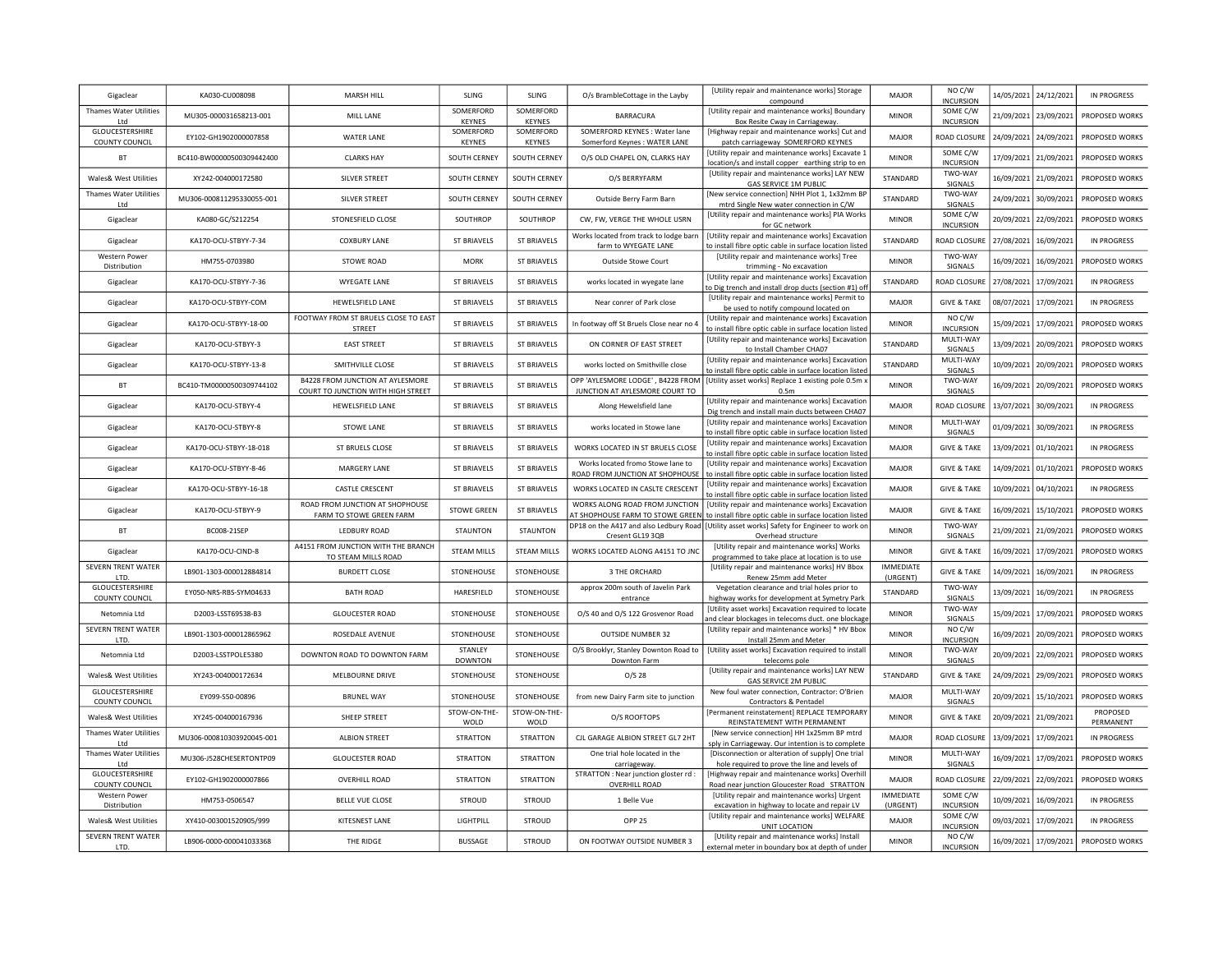| Gigaclear | KA030-CU008098 | MARSH HILL | SLING | SLING | O/s BrambleCottage in the Layby | [Utility repair and maintenance works] Storage compound | MAJOR | NO C/W INCURSION | 14/05/2021 | 24/12/2021 | IN PROGRESS |
|---|---|---|---|---|---|---|---|---|---|---|---|
| Thames Water Utilities Ltd | MU305-000031658213-001 | MILL LANE | SOMERFORD KEYNES | SOMERFORD KEYNES | BARRACURA | [Utility repair and maintenance works] Boundary Box Resite Cway in Carriageway. | MINOR | SOME C/W INCURSION | 21/09/2021 | 23/09/2021 | PROPOSED WORKS |
| GLOUCESTERSHIRE COUNTY COUNCIL | EY102-GH1902000007858 | WATER LANE | SOMERFORD KEYNES | SOMERFORD KEYNES | SOMERFORD KEYNES : Water lane Somerford Keynes : WATER LANE | [Highway repair and maintenance works] Cut and patch carriageway SOMERFORD KEYNES | MAJOR | ROAD CLOSURE | 24/09/2021 | 24/09/2021 | PROPOSED WORKS |
| BT | BC410-BW000005003094424​00 | CLARKS HAY | SOUTH CERNEY | SOUTH CERNEY | O/S OLD CHAPEL ON, CLARKS HAY | [Utility repair and maintenance works] Excavate 1 location/s and install copper earthing strip to en | MINOR | SOME C/W INCURSION | 17/09/2021 | 21/09/2021 | PROPOSED WORKS |
| Wales& West Utilities | XY242-004000172580 | SILVER STREET | SOUTH CERNEY | SOUTH CERNEY | O/S BERRYFARM | [Utility repair and maintenance works] LAY NEW GAS SERVICE 1M PUBLIC | STANDARD | TWO-WAY SIGNALS | 16/09/2021 | 21/09/2021 | PROPOSED WORKS |
| Thames Water Utilities Ltd | MU306-000811295330055-001 | SILVER STREET | SOUTH CERNEY | SOUTH CERNEY | Outside Berry Farm Barn | [New service connection] NHH Plot 1, 1x32mm BP mtrd Single New water connection in C/W | STANDARD | TWO-WAY SIGNALS | 24/09/2021 | 30/09/2021 | PROPOSED WORKS |
| Gigaclear | KA080-GC/S212254 | STONESFIELD CLOSE | SOUTHROP | SOUTHROP | CW, FW, VERGE THE WHOLE USRN | [Utility repair and maintenance works] PIA Works for GC network | MINOR | SOME C/W INCURSION | 20/09/2021 | 22/09/2021 | PROPOSED WORKS |
| Gigaclear | KA170-OCU-STBYY-7-34 | COXBURY LANE | ST BRIAVELS | ST BRIAVELS | Works located from track to lodge barn farm to WYEGATE LANE | [Utility repair and maintenance works] Excavation to install fibre optic cable in surface location listed | STANDARD | ROAD CLOSURE | 27/08/2021 | 16/09/2021 | IN PROGRESS |
| Western Power Distribution | HM755-0703980 | STOWE ROAD | MORK | ST BRIAVELS | Outside Stowe Court | [Utility repair and maintenance works] Tree trimming - No excavation | MINOR | TWO-WAY SIGNALS | 16/09/2021 | 16/09/2021 | PROPOSED WORKS |
| Gigaclear | KA170-OCU-STBYY-7-36 | WYEGATE LANE | ST BRIAVELS | ST BRIAVELS | works located in wyegate lane | [Utility repair and maintenance works] Excavation to Dig trench and install drop ducts (section #1) off | STANDARD | ROAD CLOSURE | 27/08/2021 | 17/09/2021 | IN PROGRESS |
| Gigaclear | KA170-OCU-STBYY-COM | HEWELSFIELD LANE | ST BRIAVELS | ST BRIAVELS | Near conrer of Park close | [Utility repair and maintenance works] Permit to be used to notify compound located on | MAJOR | GIVE & TAKE | 08/07/2021 | 17/09/2021 | IN PROGRESS |
| Gigaclear | KA170-OCU-STBYY-18-00 | FOOTWAY FROM ST BRUELS CLOSE TO EAST STREET | ST BRIAVELS | ST BRIAVELS | In footway off St Bruels Close near no 4 | [Utility repair and maintenance works] Excavation to install fibre optic cable in surface location listed | MINOR | NO C/W INCURSION | 15/09/2021 | 17/09/2021 | PROPOSED WORKS |
| Gigaclear | KA170-OCU-STBYY-3 | EAST STREET | ST BRIAVELS | ST BRIAVELS | ON CORNER OF EAST STREET | [Utility repair and maintenance works] Excavation to Install Chamber CHA07 | STANDARD | MULTI-WAY SIGNALS | 13/09/2021 | 20/09/2021 | PROPOSED WORKS |
| Gigaclear | KA170-OCU-STBYY-13-8 | SMITHVILLE CLOSE | ST BRIAVELS | ST BRIAVELS | works locted on Smithville close | [Utility repair and maintenance works] Excavation to install fibre optic cable in surface location listed | STANDARD | MULTI-WAY SIGNALS | 10/09/2021 | 20/09/2021 | PROPOSED WORKS |
| BT | BC410-TM00000500309744102 | B4228 FROM JUNCTION AT AYLESMORE COURT TO JUNCTION WITH HIGH STREET | ST BRIAVELS | ST BRIAVELS | OPP 'AYLESMORE LODGE' , B4228 FROM JUNCTION AT AYLESMORE COURT TO | [Utility asset works] Replace 1 existing pole 0.5m x 0.5m | MINOR | TWO-WAY SIGNALS | 16/09/2021 | 20/09/2021 | PROPOSED WORKS |
| Gigaclear | KA170-OCU-STBYY-4 | HEWELSFIELD LANE | ST BRIAVELS | ST BRIAVELS | Along Hewelsfield lane | [Utility repair and maintenance works] Excavation Dig trench and install main ducts between CHA07 | MAJOR | ROAD CLOSURE | 13/07/2021 | 30/09/2021 | IN PROGRESS |
| Gigaclear | KA170-OCU-STBYY-8 | STOWE LANE | ST BRIAVELS | ST BRIAVELS | works located in Stowe lane | [Utility repair and maintenance works] Excavation to install fibre optic cable in surface location listed | MINOR | MULTI-WAY SIGNALS | 01/09/2021 | 30/09/2021 | IN PROGRESS |
| Gigaclear | KA170-OCU-STBYY-18-018 | ST BRUELS CLOSE | ST BRIAVELS | ST BRIAVELS | WORKS LOCATED IN ST BRUELS CLOSE | [Utility repair and maintenance works] Excavation to install fibre optic cable in surface location listed | MAJOR | GIVE & TAKE | 13/09/2021 | 01/10/2021 | IN PROGRESS |
| Gigaclear | KA170-OCU-STBYY-8-46 | MARGERY LANE | ST BRIAVELS | ST BRIAVELS | Works located fromo Stowe lane to ROAD FROM JUNCTION AT SHOPHOUSE | [Utility repair and maintenance works] Excavation to install fibre optic cable in surface location listed | MAJOR | GIVE & TAKE | 14/09/2021 | 01/10/2021 | PROPOSED WORKS |
| Gigaclear | KA170-OCU-STBYY-16-18 | CASTLE CRESCENT | ST BRIAVELS | ST BRIAVELS | WORKS LOCATED IN CASLTE CRESCENT | [Utility repair and maintenance works] Excavation to install fibre optic cable in surface location listed | MAJOR | GIVE & TAKE | 10/09/2021 | 04/10/2021 | IN PROGRESS |
| Gigaclear | KA170-OCU-STBYY-9 | ROAD FROM JUNCTION AT SHOPHOUSE FARM TO STOWE GREEN FARM | STOWE GREEN | ST BRIAVELS | WORKS ALONG ROAD FROM JUNCTION AT SHOPHOUSE FARM TO STOWE GREEN | [Utility repair and maintenance works] Excavation to install fibre optic cable in surface location listed | MAJOR | GIVE & TAKE | 16/09/2021 | 15/10/2021 | PROPOSED WORKS |
| BT | BC008-21SEP | LEDBURY ROAD | STAUNTON | STAUNTON | DP18 on the A417 and also Ledbury Road Cresent GL19 3QB | [Utility asset works] Safety for Engineer to work on Overhead structure | MINOR | TWO-WAY SIGNALS | 21/09/2021 | 21/09/2021 | PROPOSED WORKS |
| Gigaclear | KA170-OCU-CIND-8 | A4151 FROM JUNCTION WITH THE BRANCH TO STEAM MILLS ROAD | STEAM MILLS | STEAM MILLS | WORKS LOCATED ALONG A4151 TO JNC | [Utility repair and maintenance works] Works programmed to take place at location is to use | MINOR | GIVE & TAKE | 16/09/2021 | 17/09/2021 | PROPOSED WORKS |
| SEVERN TRENT WATER LTD. | LB901-1303-000012884814 | BURDETT CLOSE | STONEHOUSE | STONEHOUSE | 3 THE ORCHARD | [Utility repair and maintenance works] HV Bbox Renew 25mm add Meter | IMMEDIATE (URGENT) | GIVE & TAKE | 14/09/2021 | 16/09/2021 | IN PROGRESS |
| GLOUCESTERSHIRE COUNTY COUNCIL | EY050-NRS-RBS-SYM04633 | BATH ROAD | HARESFIELD | STONEHOUSE | approx 200m south of Javelin Park entrance | Vegetation clearance and trial holes prior to highway works for development at Symetry Park | STANDARD | TWO-WAY SIGNALS | 13/09/2021 | 16/09/2021 | IN PROGRESS |
| Netomnia Ltd | D2003-LSST69538-B3 | GLOUCESTER ROAD | STONEHOUSE | STONEHOUSE | O/S 40 and O/S 122 Grosvenor Road | [Utility asset works] Excavation required to locate and clear blockages in telecoms duct. one blockage | MINOR | TWO-WAY SIGNALS | 15/09/2021 | 17/09/2021 | PROPOSED WORKS |
| SEVERN TRENT WATER LTD. | LB901-1303-000012865962 | ROSEDALE AVENUE | STONEHOUSE | STONEHOUSE | OUTSIDE NUMBER 32 | [Utility repair and maintenance works] * HV Bbox Install 25mm and Meter | MINOR | NO C/W INCURSION | 16/09/2021 | 20/09/2021 | PROPOSED WORKS |
| Netomnia Ltd | D2003-LSSTPOLE5380 | DOWNTON ROAD TO DOWNTON FARM | STANLEY DOWNTON | STONEHOUSE | O/S Brooklyr, Stanley Downton Road to Downton Farm | [Utility asset works] Excavation required to install telecoms pole | MINOR | TWO-WAY SIGNALS | 20/09/2021 | 22/09/2021 | PROPOSED WORKS |
| Wales& West Utilities | XY243-004000172634 | MELBOURNE DRIVE | STONEHOUSE | STONEHOUSE | O/S 28 | [Utility repair and maintenance works] LAY NEW GAS SERVICE 2M PUBLIC | STANDARD | GIVE & TAKE | 24/09/2021 | 29/09/2021 | PROPOSED WORKS |
| GLOUCESTERSHIRE COUNTY COUNCIL | EY099-S50-00896 | BRUNEL WAY | STONEHOUSE | STONEHOUSE | from new Dairy Farm site to junction | New foul water connection, Contractor: O'Brien Contractors & Pentadel | MAJOR | MULTI-WAY SIGNALS | 20/09/2021 | 15/10/2021 | PROPOSED WORKS |
| Wales& West Utilities | XY245-004000167936 | SHEEP STREET | STOW-ON-THE-WOLD | STOW-ON-THE-WOLD | O/S ROOFTOPS | [Permanent reinstatement] REPLACE TEMPORARY REINSTATEMENT WITH PERMANENT | MINOR | GIVE & TAKE | 20/09/2021 | 21/09/2021 | PROPOSED PERMANENT |
| Thames Water Utilities Ltd | MU306-000810303920045-001 | ALBION STREET | STRATTON | STRATTON | CJL GARAGE ALBION STREET GL7 2HT | [New service connection] HH 1x25mm BP mtrd sply in Carriageway. Our intention is to complete | MAJOR | ROAD CLOSURE | 13/09/2021 | 17/09/2021 | IN PROGRESS |
| Thames Water Utilities Ltd | MU306-J528CHESERTONTP09 | GLOUCESTER ROAD | STRATTON | STRATTON | One trial hole located in the carriageway. | [Disconnection or alteration of supply] One trial hole required to prove the line and levels of | MINOR | MULTI-WAY SIGNALS | 16/09/2021 | 17/09/2021 | PROPOSED WORKS |
| GLOUCESTERSHIRE COUNTY COUNCIL | EY102-GH1902000007866 | OVERHILL ROAD | STRATTON | STRATTON | STRATTON : Near junction gloster rd : OVERHILL ROAD | [Highway repair and maintenance works] Overhill Road near junction Gloucester Road STRATTON | MAJOR | ROAD CLOSURE | 22/09/2021 | 22/09/2021 | PROPOSED WORKS |
| Western Power Distribution | HM753-0506547 | BELLE VUE CLOSE | STROUD | STROUD | 1 Belle Vue | [Utility repair and maintenance works] Urgent excavation in highway to locate and repair LV | IMMEDIATE (URGENT) | SOME C/W INCURSION | 10/09/2021 | 16/09/2021 | IN PROGRESS |
| Wales& West Utilities | XY410-003001520905/999 | KITESNEST LANE | LIGHTPILL | STROUD | OPP 25 | [Utility repair and maintenance works] WELFARE UNIT LOCATION | MAJOR | SOME C/W INCURSION | 09/03/2021 | 17/09/2021 | IN PROGRESS |
| SEVERN TRENT WATER LTD. | LB906-0000-000041033368 | THE RIDGE | BUSSAGE | STROUD | ON FOOTWAY OUTSIDE NUMBER 3 | [Utility repair and maintenance works] Install external meter in boundary box at depth of under | MINOR | NO C/W INCURSION | 16/09/2021 | 17/09/2021 | PROPOSED WORKS |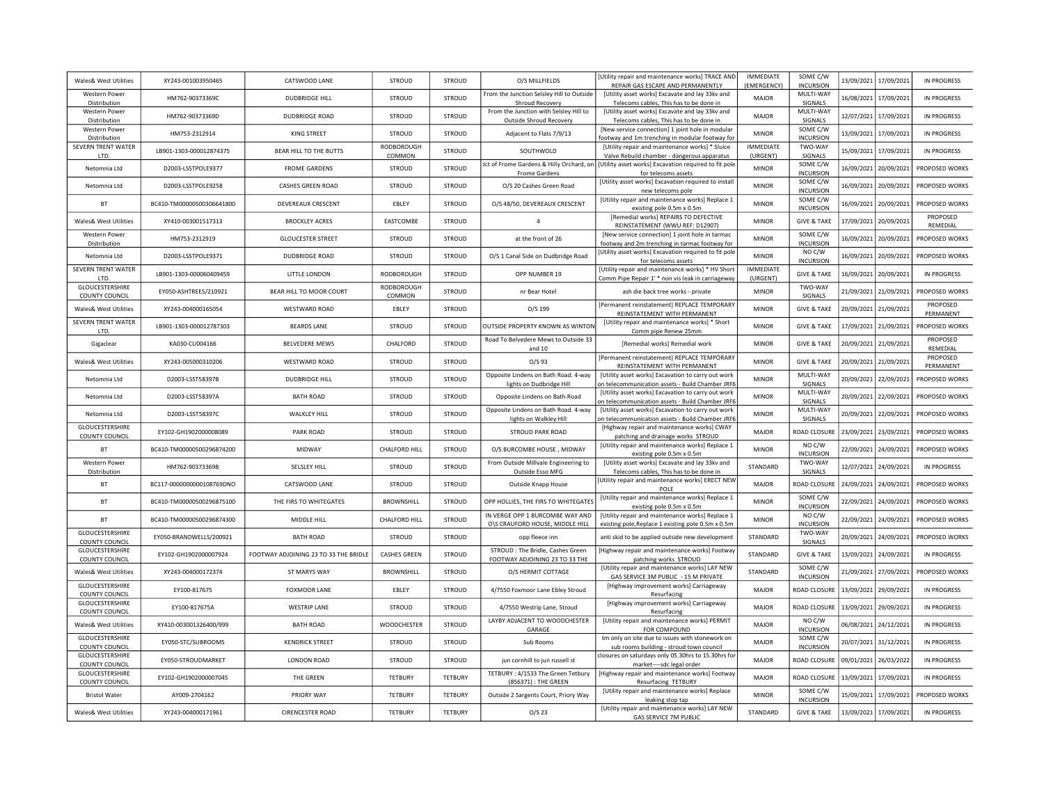| | | | | | | | | | | | |
|---|---|---|---|---|---|---|---|---|---|---|---|
| Wales& West Utilities | XY243-001003950465 | CATSWOOD LANE | STROUD | STROUD | O/S MILLFIELDS | [Utility repair and maintenance works] TRACE AND REPAIR GAS ESCAPE AND PERMANENTLY | IMMEDIATE (EMERGENCY) | SOME C/W INCURSION | 13/09/2021 | 17/09/2021 | IN PROGRESS |
| Western Power Distribution | HM762-90373369C | DUDBRIDGE HILL | STROUD | STROUD | From the Junction Selsley Hill to Outside Shroud Recovery | [Utility asset works] Excavate and lay 33kv and Telecoms cables, This has to be done in | MAJOR | MULTI-WAY SIGNALS | 16/08/2021 | 17/09/2021 | IN PROGRESS |
| Western Power Distribution | HM762-90373369D | DUDBRIDGE ROAD | STROUD | STROUD | From the Junction with Selsley Hill to Outside Shroud Recovery | [Utility asset works] Excavate and lay 33kv and Telecoms cables, This has to be done in | MAJOR | MULTI-WAY SIGNALS | 12/07/2021 | 17/09/2021 | IN PROGRESS |
| Western Power Distribution | HM753-2312914 | KING STREET | STROUD | STROUD | Adjacent to Flats 7/9/13 | [New service connection] 1 joint hole in modular footway and 1m trenching in modular footway for | MINOR | SOME C/W INCURSION | 13/09/2021 | 17/09/2021 | IN PROGRESS |
| SEVERN TRENT WATER LTD. | LB901-1303-000012874375 | BEAR HILL TO THE BUTTS | RODBOROUGH COMMON | STROUD | SOUTHWOLD | [Utility repair and maintenance works] * Sluice Valve Rebuild chamber - dangerous apparatus | IMMEDIATE (URGENT) | TWO-WAY SIGNALS | 15/09/2021 | 17/09/2021 | IN PROGRESS |
| Netomnia Ltd | D2003-LSSTPOLE9377 | FROME GARDENS | STROUD | STROUD | Jct of Frome Gardens & Hilly Orchard, on Frome Gardens | [Utility asset works] Excavation required to fit pole for telecoms assets | MINOR | SOME C/W INCURSION | 16/09/2021 | 20/09/2021 | PROPOSED WORKS |
| Netomnia Ltd | D2003-LSSTPOLE9258 | CASHES GREEN ROAD | STROUD | STROUD | O/S 20 Cashes Green Road | [Utility asset works] Excavation required to install new telecoms pole | MINOR | SOME C/W INCURSION | 16/09/2021 | 20/09/2021 | PROPOSED WORKS |
| BT | BC410-TM00000500306641800 | DEVEREAUX CRESCENT | EBLEY | STROUD | O/S 48/50, DEVEREAUX CRESCENT | [Utility repair and maintenance works] Replace 1 existing pole 0.5m x 0.5m | MINOR | SOME C/W INCURSION | 16/09/2021 | 20/09/2021 | PROPOSED WORKS |
| Wales& West Utilities | XY410-003001517313 | BROCKLEY ACRES | EASTCOMBE | STROUD | 4 | [Remedial works] REPAIRS TO DEFECTIVE REINSTATEMENT (WWU REF: D12907) | MINOR | GIVE & TAKE | 17/09/2021 | 20/09/2021 | PROPOSED REMEDIAL |
| Western Power Distribution | HM753-2312919 | GLOUCESTER STREET | STROUD | STROUD | at the front of 26 | [New service connection] 1 joint hole in tarmac footway and 2m trenching in tarmac footway for | MINOR | SOME C/W INCURSION | 16/09/2021 | 20/09/2021 | PROPOSED WORKS |
| Netomnia Ltd | D2003-LSSTPOLE9371 | DUDBRIDGE ROAD | STROUD | STROUD | O/S 1 Canal Side on Dudbridge Road | [Utility asset works] Excavation required to fit pole for telecoms assets | MINOR | NO C/W INCURSION | 16/09/2021 | 20/09/2021 | PROPOSED WORKS |
| SEVERN TRENT WATER LTD. | LB901-1303-000060409459 | LITTLE LONDON | RODBOROUGH | STROUD | OPP NUMBER 19 | [Utility repair and maintenance works] * HV Short Comm Pipe Repair 1' * non vis leak in carriageway | IMMEDIATE (URGENT) | GIVE & TAKE | 16/09/2021 | 20/09/2021 | IN PROGRESS |
| GLOUCESTERSHIRE COUNTY COUNCIL | EY050-ASHTREES/210921 | BEAR HILL TO MOOR COURT | RODBOROUGH COMMON | STROUD | nr Bear Hotel | ash die back tree works - private | MINOR | TWO-WAY SIGNALS | 21/09/2021 | 21/09/2021 | PROPOSED WORKS |
| Wales& West Utilities | XY243-004000165054 | WESTWARD ROAD | EBLEY | STROUD | O/S 199 | [Permanent reinstatement] REPLACE TEMPORARY REINSTATEMENT WITH PERMANENT | MINOR | GIVE & TAKE | 20/09/2021 | 21/09/2021 | PROPOSED PERMANENT |
| SEVERN TRENT WATER LTD. | LB901-1303-000012787303 | BEARDS LANE | STROUD | STROUD | OUTSIDE PROPERTY KNOWN AS WINTON | [Utility repair and maintenance works] * Short Comm pipe Renew 25mm | MINOR | GIVE & TAKE | 17/09/2021 | 21/09/2021 | PROPOSED WORKS |
| Gigaclear | KA030-CU004166 | BELVEDERE MEWS | CHALFORD | STROUD | Road To Belvedere Mews to Outside 33 and 10 | [Remedial works] Remedial work | MINOR | GIVE & TAKE | 20/09/2021 | 21/09/2021 | PROPOSED REMEDIAL |
| Wales& West Utilities | XY243-005000310206 | WESTWARD ROAD | STROUD | STROUD | O/S 93 | [Permanent reinstatement] REPLACE TEMPORARY REINSTATEMENT WITH PERMANENT | MINOR | GIVE & TAKE | 20/09/2021 | 21/09/2021 | PROPOSED PERMANENT |
| Netomnia Ltd | D2003-LSST58397B | DUDBRIDGE HILL | STROUD | STROUD | Opposite Lindens on Bath Road. 4-way lights on Dudbridge Hill | [Utility asset works] Excavation to carry out work on telecommunication assets - Build Chamber JRF6 | MINOR | MULTI-WAY SIGNALS | 20/09/2021 | 22/09/2021 | PROPOSED WORKS |
| Netomnia Ltd | D2003-LSST58397A | BATH ROAD | STROUD | STROUD | Opposite Lindens on Bath Road | [Utility asset works] Excavation to carry out work on telecommunication assets - Build Chamber JRF6 | MINOR | MULTI-WAY SIGNALS | 20/09/2021 | 22/09/2021 | PROPOSED WORKS |
| Netomnia Ltd | D2003-LSST58397C | WALKLEY HILL | STROUD | STROUD | Opposite Lindens on Bath Road. 4-way lights on Walkley Hill | [Utility asset works] Excavation to carry out work on telecommunication assets - Build Chamber JRF6 | MINOR | MULTI-WAY SIGNALS | 20/09/2021 | 22/09/2021 | PROPOSED WORKS |
| GLOUCESTERSHIRE COUNTY COUNCIL | EY102-GH1902000008089 | PARK ROAD | STROUD | STROUD | STROUD PARK ROAD | [Highway repair and maintenance works] CWAY patching and drainage works STROUD | MAJOR | ROAD CLOSURE | 23/09/2021 | 23/09/2021 | PROPOSED WORKS |
| BT | BC410-TM00000500296874200 | MIDWAY | CHALFORD HILL | STROUD | O/S BURCOMBE HOUSE , MIDWAY | [Utility repair and maintenance works] Replace 1 existing pole 0.5m x 0.5m | MINOR | NO C/W INCURSION | 22/09/2021 | 24/09/2021 | PROPOSED WORKS |
| Western Power Distribution | HM762-90373369B | SELSLEY HILL | STROUD | STROUD | From Outside Millvale Engineering to Outside Esso MFG | [Utility asset works] Excavate and lay 33kv and Telecoms cables, This has to be done in | STANDARD | TWO-WAY SIGNALS | 12/07/2021 | 24/09/2021 | IN PROGRESS |
| BT | BC117-0000000000108769DNO | CATSWOOD LANE | STROUD | STROUD | Outside Knapp House | [Utility repair and maintenance works] ERECT NEW POLE | MAJOR | ROAD CLOSURE | 24/09/2021 | 24/09/2021 | PROPOSED WORKS |
| BT | BC410-TM00000500296875100 | THE FIRS TO WHITEGATES | BROWNSHILL | STROUD | OPP HOLLIES, THE FIRS TO WHITEGATES | [Utility repair and maintenance works] Replace 1 existing pole 0.5m x 0.5m | MINOR | SOME C/W INCURSION | 22/09/2021 | 24/09/2021 | PROPOSED WORKS |
| BT | BC410-TM00000500296874300 | MIDDLE HILL | CHALFORD HILL | STROUD | IN VERGE OPP 1 BURCOMBE WAY AND O\S CRAUFORD HOUSE, MIDDLE HILL | [Utility repair and maintenance works] Replace 1 existing pole,Replace 1 existing pole 0.5m x 0.5m | MINOR | NO C/W INCURSION | 22/09/2021 | 24/09/2021 | PROPOSED WORKS |
| GLOUCESTERSHIRE COUNTY COUNCIL | EY050-BRANDWELLS/200921 | BATH ROAD | STROUD | STROUD | opp fleece inn | anti skid to be applied outside new development | STANDARD | TWO-WAY SIGNALS | 20/09/2021 | 24/09/2021 | PROPOSED WORKS |
| GLOUCESTERSHIRE COUNTY COUNCIL | EY102-GH1902000007924 | FOOTWAY ADJOINING 23 TO 33 THE BRIDLE | CASHES GREEN | STROUD | STROUD : The Bridle, Cashes Green FOOTWAY ADJOINING 23 TO 33 THE | [Highway repair and maintenance works] Footway patching works STROUD | STANDARD | GIVE & TAKE | 13/09/2021 | 24/09/2021 | IN PROGRESS |
| Wales& West Utilities | XY243-004000172374 | ST MARYS WAY | BROWNSHILL | STROUD | O/S HERMIT COTTAGE | [Utility repair and maintenance works] LAY NEW GAS SERVICE 3M PUBLIC - 15 M PRIVATE | STANDARD | SOME C/W INCURSION | 21/09/2021 | 27/09/2021 | PROPOSED WORKS |
| GLOUCESTERSHIRE COUNTY COUNCIL | EY100-817675 | FOXMOOR LANE | EBLEY | STROUD | 4/7550 Foxmoor Lane Ebley Stroud | [Highway improvement works] Carriageway Resurfacing | MAJOR | ROAD CLOSURE | 13/09/2021 | 29/09/2021 | IN PROGRESS |
| GLOUCESTERSHIRE COUNTY COUNCIL | EY100-817675A | WESTRIP LANE | STROUD | STROUD | 4/7550 Westrip Lane, Stroud | [Highway improvement works] Carriageway Resurfacing | MAJOR | ROAD CLOSURE | 13/09/2021 | 29/09/2021 | IN PROGRESS |
| Wales& West Utilities | XY410-003001326400/999 | BATH ROAD | WOODCHESTER | STROUD | LAYBY ADJACENT TO WOODCHESTER GARAGE | [Utility repair and maintenance works] PERMIT FOR COMPOUND | MAJOR | NO C/W INCURSION | 06/08/2021 | 24/12/2021 | IN PROGRESS |
| GLOUCESTERSHIRE COUNTY COUNCIL | EY050-STC/SUBROOMS | KENDRICK STREET | STROUD | STROUD | Sub Rooms | tm only on site due to issues with stonework on sub rooms building - stroud town council | MAJOR | SOME C/W INCURSION | 20/07/2021 | 31/12/2021 | IN PROGRESS |
| GLOUCESTERSHIRE COUNTY COUNCIL | EY050-STROUDMARKET | LONDON ROAD | STROUD | STROUD | jun cornhill to jun russell st | closures on saturdays only 05.30hrs to 15.30hrs for market----sdc legal order | MAJOR | ROAD CLOSURE | 09/01/2021 | 26/03/2022 | IN PROGRESS |
| GLOUCESTERSHIRE COUNTY COUNCIL | EY102-GH1902000007045 | THE GREEN | TETBURY | TETBURY | TETBURY : 4/1533 The Green Tetbury (856371) : THE GREEN | [Highway repair and maintenance works] Footway Resurfacing TETBURY | MAJOR | ROAD CLOSURE | 13/09/2021 | 17/09/2021 | IN PROGRESS |
| Bristol Water | AY009-2704162 | PRIORY WAY | TETBURY | TETBURY | Outside 2 Sargents Court, Priory Way | [Utility repair and maintenance works] Replace leaking stop tap | MINOR | SOME C/W INCURSION | 15/09/2021 | 17/09/2021 | PROPOSED WORKS |
| Wales& West Utilities | XY243-004000171961 | CIRENCESTER ROAD | TETBURY | TETBURY | O/S 23 | [Utility repair and maintenance works] LAY NEW GAS SERVICE 7M PUBLIC | STANDARD | GIVE & TAKE | 13/09/2021 | 17/09/2021 | IN PROGRESS |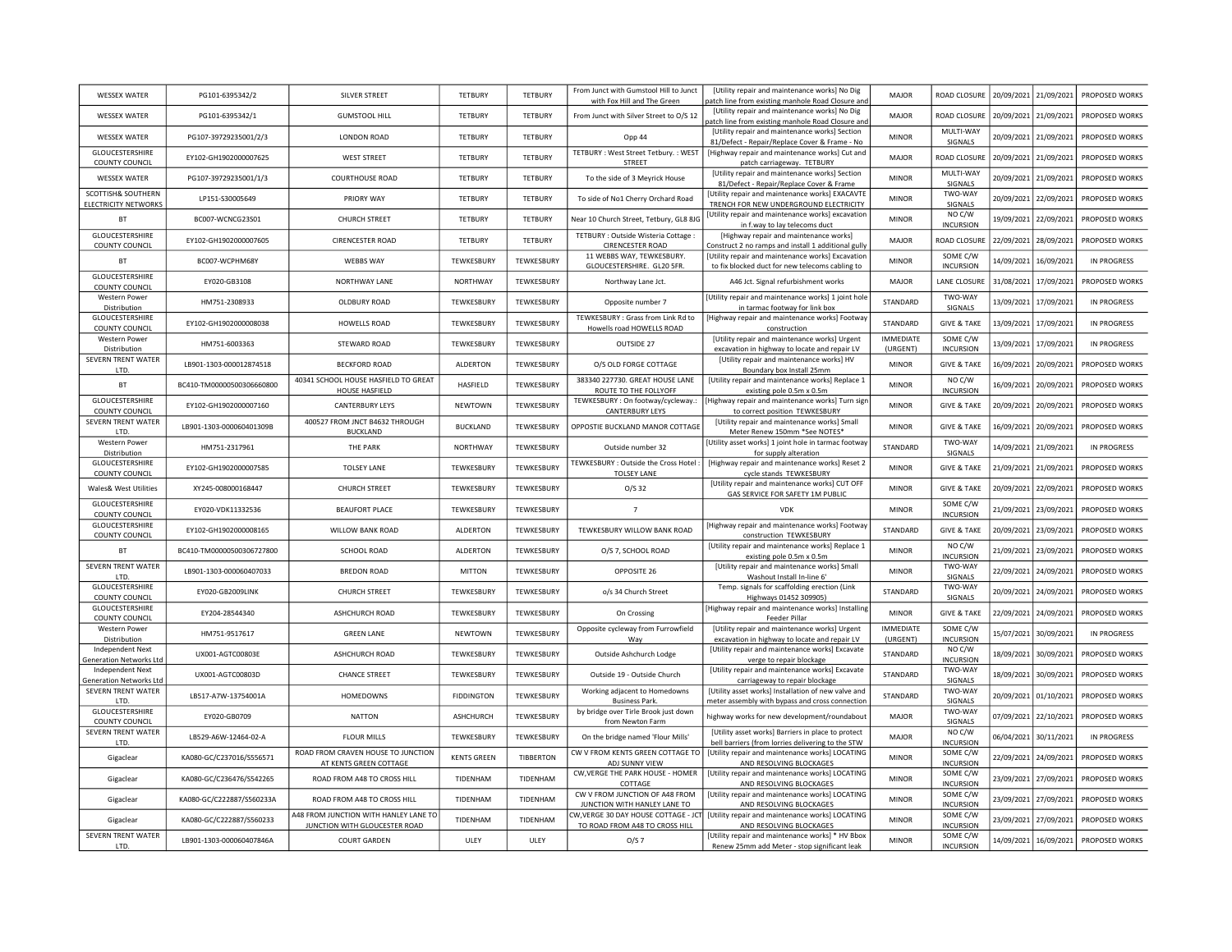| WESSEX WATER | PG101-6395342/2 | SILVER STREET | TETBURY | TETBURY | From Junct with Gumstool Hill to Junct with Fox Hill and The Green | [Utility repair and maintenance works] No Dig patch line from existing manhole Road Closure and | MAJOR | ROAD CLOSURE | 20/09/2021 | 21/09/2021 | PROPOSED WORKS |
|---|---|---|---|---|---|---|---|---|---|---|---|
| WESSEX WATER | PG101-6395342/1 | GUMSTOOL HILL | TETBURY | TETBURY | From Junct with Silver Street to O/S 12 | [Utility repair and maintenance works] No Dig patch line from existing manhole Road Closure and | MAJOR | ROAD CLOSURE | 20/09/2021 | 21/09/2021 | PROPOSED WORKS |
| WESSEX WATER | PG107-39729235001/2/3 | LONDON ROAD | TETBURY | TETBURY | Opp 44 | [Utility repair and maintenance works] Section 81/Defect - Repair/Replace Cover & Frame - No | MINOR | MULTI-WAY SIGNALS | 20/09/2021 | 21/09/2021 | PROPOSED WORKS |
| GLOUCESTERSHIRE COUNTY COUNCIL | EY102-GH1902000007625 | WEST STREET | TETBURY | TETBURY | TETBURY : West Street Tetbury. : WEST STREET | [Highway repair and maintenance works] Cut and patch carriageway. TETBURY | MAJOR | ROAD CLOSURE | 20/09/2021 | 21/09/2021 | PROPOSED WORKS |
| WESSEX WATER | PG107-39729235001/1/3 | COURTHOUSE ROAD | TETBURY | TETBURY | To the side of 3 Meyrick House | [Utility repair and maintenance works] Section 81/Defect - Repair/Replace Cover & Frame | MINOR | MULTI-WAY SIGNALS | 20/09/2021 | 21/09/2021 | PROPOSED WORKS |
| SCOTTISH& SOUTHERN ELECTRICITY NETWORKS | LP151-S30005649 | PRIORY WAY | TETBURY | TETBURY | To side of No1 Cherry Orchard Road | [Utility repair and maintenance works] EXACAVTE TRENCH FOR NEW UNDERGROUND ELECTRICITY | MINOR | TWO-WAY SIGNALS | 20/09/2021 | 22/09/2021 | PROPOSED WORKS |
| BT | BC007-WCNCG23S01 | CHURCH STREET | TETBURY | TETBURY | Near 10 Church Street, Tetbury, GL8 8JG | [Utility repair and maintenance works] excavation in f.way to lay telecoms duct | MINOR | NO C/W INCURSION | 19/09/2021 | 22/09/2021 | PROPOSED WORKS |
| GLOUCESTERSHIRE COUNTY COUNCIL | EY102-GH1902000007605 | CIRENCESTER ROAD | TETBURY | TETBURY | TETBURY : Outside Wisteria Cottage : CIRENCESTER ROAD | [Highway repair and maintenance works] Construct 2 no ramps and install 1 additional gully | MAJOR | ROAD CLOSURE | 22/09/2021 | 28/09/2021 | PROPOSED WORKS |
| BT | BC007-WCPHM68Y | WEBBS WAY | TEWKESBURY | TEWKESBURY | 11 WEBBS WAY, TEWKESBURY. GLOUCESTERSHIRE. GL20 5FR. | [Utility repair and maintenance works] Excavation to fix blocked duct for new telecoms cabling to | MINOR | SOME C/W INCURSION | 14/09/2021 | 16/09/2021 | IN PROGRESS |
| GLOUCESTERSHIRE COUNTY COUNCIL | EY020-GB3108 | NORTHWAY LANE | NORTHWAY | TEWKESBURY | Northway Lane Jct. | A46 Jct. Signal refurbishment works | MAJOR | LANE CLOSURE | 31/08/2021 | 17/09/2021 | PROPOSED WORKS |
| Western Power Distribution | HM751-2308933 | OLDBURY ROAD | TEWKESBURY | TEWKESBURY | Opposite number 7 | [Utility repair and maintenance works] 1 joint hole in tarmac footway for link box | STANDARD | TWO-WAY SIGNALS | 13/09/2021 | 17/09/2021 | IN PROGRESS |
| GLOUCESTERSHIRE COUNTY COUNCIL | EY102-GH1902000008038 | HOWELLS ROAD | TEWKESBURY | TEWKESBURY | TEWKESBURY : Grass from Link Rd to Howells road HOWELLS ROAD | [Highway repair and maintenance works] Footway construction | STANDARD | GIVE & TAKE | 13/09/2021 | 17/09/2021 | IN PROGRESS |
| Western Power Distribution | HM751-6003363 | STEWARD ROAD | TEWKESBURY | TEWKESBURY | OUTSIDE 27 | [Utility repair and maintenance works] Urgent excavation in highway to locate and repair LV | IMMEDIATE (URGENT) | SOME C/W INCURSION | 13/09/2021 | 17/09/2021 | IN PROGRESS |
| SEVERN TRENT WATER LTD. | LB901-1303-000012874518 | BECKFORD ROAD | ALDERTON | TEWKESBURY | O/S OLD FORGE COTTAGE | [Utility repair and maintenance works] HV Boundary box Install 25mm | MINOR | GIVE & TAKE | 16/09/2021 | 20/09/2021 | PROPOSED WORKS |
| BT | BC410-TM00000500306660800 | 40341 SCHOOL HOUSE HASFIELD TO GREAT HOUSE HASFIELD | HASFIELD | TEWKESBURY | 383340 227730. GREAT HOUSE LANE ROUTE TO THE FOLLYOFF | [Utility repair and maintenance works] Replace 1 existing pole 0.5m x 0.5m | MINOR | NO C/W INCURSION | 16/09/2021 | 20/09/2021 | PROPOSED WORKS |
| GLOUCESTERSHIRE COUNTY COUNCIL | EY102-GH1902000007160 | CANTERBURY LEYS | NEWTOWN | TEWKESBURY | TEWKESBURY : On footway/cycleway.: CANTERBURY LEYS | [Highway repair and maintenance works] Turn sign to correct position TEWKESBURY | MINOR | GIVE & TAKE | 20/09/2021 | 20/09/2021 | PROPOSED WORKS |
| SEVERN TRENT WATER LTD. | LB901-1303-0000604013098 | 400527 FROM JNCT B4632 THROUGH BUCKLAND | BUCKLAND | TEWKESBURY | OPPOSTIE BUCKLAND MANOR COTTAGE | [Utility repair and maintenance works] Small Meter Renew 150mm *See NOTES* | MINOR | GIVE & TAKE | 16/09/2021 | 20/09/2021 | PROPOSED WORKS |
| Western Power Distribution | HM751-2317961 | THE PARK | NORTHWAY | TEWKESBURY | Outside number 32 | [Utility asset works] 1 joint hole in tarmac footway for supply alteration | STANDARD | TWO-WAY SIGNALS | 14/09/2021 | 21/09/2021 | IN PROGRESS |
| GLOUCESTERSHIRE COUNTY COUNCIL | EY102-GH1902000007585 | TOLSEY LANE | TEWKESBURY | TEWKESBURY | TEWKESBURY : Outside the Cross Hotel : TOLSEY LANE | [Highway repair and maintenance works] Reset 2 cycle stands TEWKESBURY | MINOR | GIVE & TAKE | 21/09/2021 | 21/09/2021 | PROPOSED WORKS |
| Wales& West Utilities | XY245-008000168447 | CHURCH STREET | TEWKESBURY | TEWKESBURY | O/S 32 | [Utility repair and maintenance works] CUT OFF GAS SERVICE FOR SAFETY 1M PUBLIC | MINOR | GIVE & TAKE | 20/09/2021 | 22/09/2021 | PROPOSED WORKS |
| GLOUCESTERSHIRE COUNTY COUNCIL | EY020-VDK11332536 | BEAUFORT PLACE | TEWKESBURY | TEWKESBURY | 7 | VDK | MINOR | SOME C/W INCURSION | 21/09/2021 | 23/09/2021 | PROPOSED WORKS |
| GLOUCESTERSHIRE COUNTY COUNCIL | EY102-GH1902000008165 | WILLOW BANK ROAD | ALDERTON | TEWKESBURY | TEWKESBURY WILLOW BANK ROAD | [Highway repair and maintenance works] Footway construction TEWKESBURY | STANDARD | GIVE & TAKE | 20/09/2021 | 23/09/2021 | PROPOSED WORKS |
| BT | BC410-TM00000500306727800 | SCHOOL ROAD | ALDERTON | TEWKESBURY | O/S 7, SCHOOL ROAD | [Utility repair and maintenance works] Replace 1 existing pole 0.5m x 0.5m | MINOR | NO C/W INCURSION | 21/09/2021 | 23/09/2021 | PROPOSED WORKS |
| SEVERN TRENT WATER LTD. | LB901-1303-000060407033 | BREDON ROAD | MITTON | TEWKESBURY | OPPOSITE 26 | [Utility repair and maintenance works] Small Washout Install In-line 6' | MINOR | TWO-WAY SIGNALS | 22/09/2021 | 24/09/2021 | PROPOSED WORKS |
| GLOUCESTERSHIRE COUNTY COUNCIL | EY020-GB2009LINK | CHURCH STREET | TEWKESBURY | TEWKESBURY | o/s 34 Church Street | Temp. signals for scaffolding erection (Link Highways 01452 309905) | STANDARD | TWO-WAY SIGNALS | 20/09/2021 | 24/09/2021 | PROPOSED WORKS |
| GLOUCESTERSHIRE COUNTY COUNCIL | EY204-28544340 | ASHCHURCH ROAD | TEWKESBURY | TEWKESBURY | On Crossing | [Highway repair and maintenance works] Installing Feeder Pillar | MINOR | GIVE & TAKE | 22/09/2021 | 24/09/2021 | PROPOSED WORKS |
| Western Power Distribution | HM751-9517617 | GREEN LANE | NEWTOWN | TEWKESBURY | Opposite cycleway from Furrowfield Way | [Utility repair and maintenance works] Urgent excavation in highway to locate and repair LV | IMMEDIATE (URGENT) | SOME C/W INCURSION | 15/07/2021 | 30/09/2021 | IN PROGRESS |
| Independent Next Generation Networks Ltd | UX001-AGTC00803E | ASHCHURCH ROAD | TEWKESBURY | TEWKESBURY | Outside Ashchurch Lodge | [Utility repair and maintenance works] Excavate verge to repair blockage | STANDARD | NO C/W INCURSION | 18/09/2021 | 30/09/2021 | PROPOSED WORKS |
| Independent Next Generation Networks Ltd | UX001-AGTC00803D | CHANCE STREET | TEWKESBURY | TEWKESBURY | Outside 19 - Outside Church | [Utility repair and maintenance works] Excavate carriageway to repair blockage | STANDARD | TWO-WAY SIGNALS | 18/09/2021 | 30/09/2021 | PROPOSED WORKS |
| SEVERN TRENT WATER LTD. | LB517-A7W-13754001A | HOMEDOWNS | FIDDINGTON | TEWKESBURY | Working adjacent to Homedowns Business Park. | [Utility asset works] Installation of new valve and meter assembly with bypass and cross connection | STANDARD | TWO-WAY SIGNALS | 20/09/2021 | 01/10/2021 | PROPOSED WORKS |
| GLOUCESTERSHIRE COUNTY COUNCIL | EY020-GB0709 | NATTON | ASHCHURCH | TEWKESBURY | by bridge over Tirle Brook just down from Newton Farm | highway works for new development/roundabout | MAJOR | TWO-WAY SIGNALS | 07/09/2021 | 22/10/2021 | PROPOSED WORKS |
| SEVERN TRENT WATER LTD. | LB529-A6W-12464-02-A | FLOUR MILLS | TEWKESBURY | TEWKESBURY | On the bridge named 'Flour Mills' | [Utility asset works] Barriers in place to protect bell barriers (from lorries delivering to the STW | MAJOR | NO C/W INCURSION | 06/04/2021 | 30/11/2021 | IN PROGRESS |
| Gigaclear | KA080-GC/C237016/S556571 | ROAD FROM CRAVEN HOUSE TO JUNCTION AT KENTS GREEN COTTAGE | KENTS GREEN | TIBBERTON | CW V FROM KENTS GREEN COTTAGE TO ADJ SUNNY VIEW | [Utility repair and maintenance works] LOCATING AND RESOLVING BLOCKAGES | MINOR | SOME C/W INCURSION | 22/09/2021 | 24/09/2021 | PROPOSED WORKS |
| Gigaclear | KA080-GC/C236476/S542265 | ROAD FROM A48 TO CROSS HILL | TIDENHAM | TIDENHAM | CW,VERGE THE PARK HOUSE - HOMER COTTAGE | [Utility repair and maintenance works] LOCATING AND RESOLVING BLOCKAGES | MINOR | SOME C/W INCURSION | 23/09/2021 | 27/09/2021 | PROPOSED WORKS |
| Gigaclear | KA080-GC/C222887/S560233A | ROAD FROM A48 TO CROSS HILL | TIDENHAM | TIDENHAM | CW V FROM JUNCTION OF A48 FROM JUNCTION WITH HANLEY LANE TO | [Utility repair and maintenance works] LOCATING AND RESOLVING BLOCKAGES | MINOR | SOME C/W INCURSION | 23/09/2021 | 27/09/2021 | PROPOSED WORKS |
| Gigaclear | KA080-GC/C222887/S560233 | A48 FROM JUNCTION WITH HANLEY LANE TO JUNCTION WITH GLOUCESTER ROAD | TIDENHAM | TIDENHAM | CW,VERGE 30 DAY HOUSE COTTAGE - JCT TO ROAD FROM A48 TO CROSS HILL | [Utility repair and maintenance works] LOCATING AND RESOLVING BLOCKAGES | MINOR | SOME C/W INCURSION | 23/09/2021 | 27/09/2021 | PROPOSED WORKS |
| SEVERN TRENT WATER LTD. | LB901-1303-000060407846A | COURT GARDEN | ULEY | ULEY | O/S 7 | [Utility repair and maintenance works] * HV Bbox Renew 25mm add Meter - stop significant leak | MINOR | SOME C/W INCURSION | 14/09/2021 | 16/09/2021 | PROPOSED WORKS |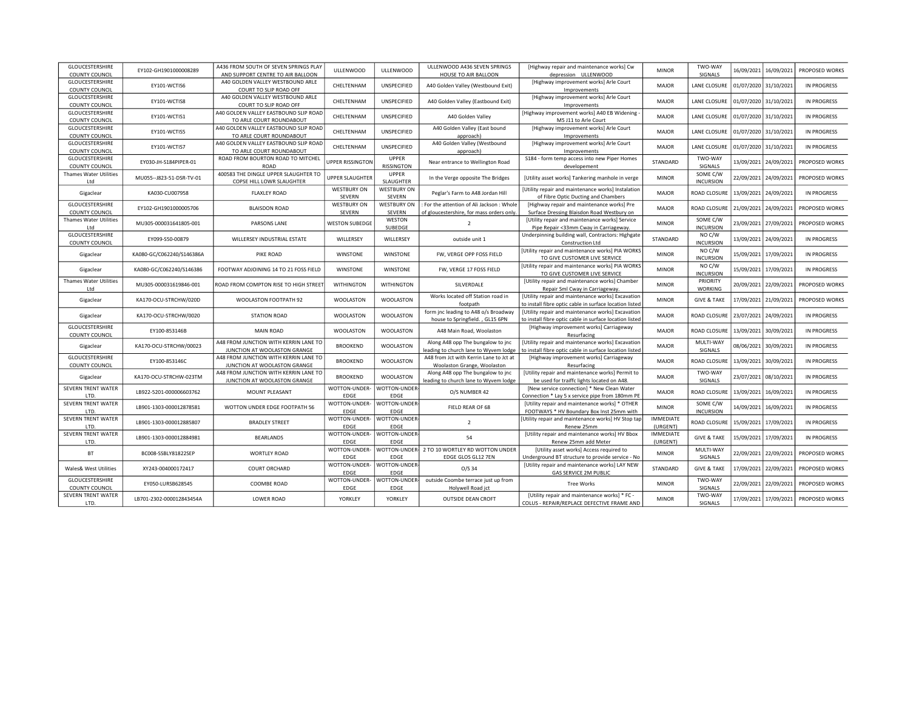| | | | | | | | | | | | |
|---|---|---|---|---|---|---|---|---|---|---|---|
| GLOUCESTERSHIRE COUNTY COUNCIL | EY102-GH1901000008289 | A436 FROM SOUTH OF SEVEN SPRINGS PLAY AND SUPPORT CENTRE TO AIR BALLOON | ULLENWOOD | ULLENWOOD | ULLENWOOD A436 SEVEN SPRINGS HOUSE TO AIR BALLOON | [Highway repair and maintenance works] Cw depression ULLENWOOD | MINOR | TWO-WAY SIGNALS | 16/09/2021 | 16/09/2021 | PROPOSED WORKS |
| GLOUCESTERSHIRE COUNTY COUNCIL | EY101-WCTIS6 | A40 GOLDEN VALLEY WESTBOUND ARLE COURT TO SLIP ROAD OFF | CHELTENHAM | UNSPECIFIED | A40 Golden Valley (Westbound Exit) | [Highway improvement works] Arle Court Improvements | MAJOR | LANE CLOSURE | 01/07/2020 | 31/10/2021 | IN PROGRESS |
| GLOUCESTERSHIRE COUNTY COUNCIL | EY101-WCTIS8 | A40 GOLDEN VALLEY WESTBOUND ARLE COURT TO SLIP ROAD OFF | CHELTENHAM | UNSPECIFIED | A40 Golden Valley (Eastbound Exit) | [Highway improvement works] Arle Court Improvements | MAJOR | LANE CLOSURE | 01/07/2020 | 31/10/2021 | IN PROGRESS |
| GLOUCESTERSHIRE COUNTY COUNCIL | EY101-WCTIS1 | A40 GOLDEN VALLEY EASTBOUND SLIP ROAD TO ARLE COURT ROUNDABOUT | CHELTENHAM | UNSPECIFIED | A40 Golden Valley | [Highway improvement works] A40 EB Widening - M5 J11 to Arle Court | MAJOR | LANE CLOSURE | 01/07/2020 | 31/10/2021 | IN PROGRESS |
| GLOUCESTERSHIRE COUNTY COUNCIL | EY101-WCTIS5 | A40 GOLDEN VALLEY EASTBOUND SLIP ROAD TO ARLE COURT ROUNDABOUT | CHELTENHAM | UNSPECIFIED | A40 Golden Valley (East bound approach) | [Highway improvement works] Arle Court Improvements | MAJOR | LANE CLOSURE | 01/07/2020 | 31/10/2021 | IN PROGRESS |
| GLOUCESTERSHIRE COUNTY COUNCIL | EY101-WCTIS7 | A40 GOLDEN VALLEY EASTBOUND SLIP ROAD TO ARLE COURT ROUNDABOUT | CHELTENHAM | UNSPECIFIED | A40 Golden Valley (Westbound approach) | [Highway improvement works] Arle Court Improvements | MAJOR | LANE CLOSURE | 01/07/2020 | 31/10/2021 | IN PROGRESS |
| GLOUCESTERSHIRE COUNTY COUNCIL | EY030-JH-S184PIPER-01 | ROAD FROM BOURTON ROAD TO MITCHEL ROAD | UPPER RISSINGTON | UPPER RISSINGTON | Near entrance to Wellington Road | S184 - form temp access into new Piper Homes developement | STANDARD | TWO-WAY SIGNALS | 13/09/2021 | 24/09/2021 | PROPOSED WORKS |
| Thames Water Utilities Ltd | MU055--J823-51-DSR-TV-01 | 400583 THE DINGLE UPPER SLAUGHTER TO COPSE HILL LOWR SLAUGHTER | UPPER SLAUGHTER | UPPER SLAUGHTER | In the Verge opposite The Bridges | [Utility asset works] Tankering manhole in verge | MINOR | SOME C/W INCURSION | 22/09/2021 | 24/09/2021 | PROPOSED WORKS |
| Gigaclear | KA030-CU007958 | FLAXLEY ROAD | WESTBURY ON SEVERN | WESTBURY ON SEVERN | Peglar's Farm to A48 Jordan Hill | [Utility repair and maintenance works] Instalation of Fibre Optic Ducting and Chambers | MAJOR | ROAD CLOSURE | 13/09/2021 | 24/09/2021 | IN PROGRESS |
| GLOUCESTERSHIRE COUNTY COUNCIL | EY102-GH1901000005706 | BLAISDON ROAD | WESTBURY ON SEVERN | WESTBURY ON SEVERN | : For the attention of Ali Jackson : Whole of gloucestershire, for mass orders only. | [Highway repair and maintenance works] Pre Surface Dressing Blaisdon Road Westbury on | MAJOR | ROAD CLOSURE | 21/09/2021 | 24/09/2021 | PROPOSED WORKS |
| Thames Water Utilities Ltd | MU305-000031641805-001 | PARSONS LANE | WESTON SUBEDGE | WESTON SUBEDGE | 2 | [Utility repair and maintenance works] Service Pipe Repair <33mm Cway in Carriageway. | MINOR | SOME C/W INCURSION | 23/09/2021 | 27/09/2021 | PROPOSED WORKS |
| GLOUCESTERSHIRE COUNTY COUNCIL | EY099-S50-00879 | WILLERSEY INDUSTRIAL ESTATE | WILLERSEY | WILLERSEY | outside unit 1 | Underpinning building wall, Contractors: Highgate Construction Ltd | STANDARD | NO C/W INCURSION | 13/09/2021 | 24/09/2021 | IN PROGRESS |
| Gigaclear | KA080-GC/C062240/S146386A | PIKE ROAD | WINSTONE | WINSTONE | FW, VERGE OPP FOSS FIELD | [Utility repair and maintenance works] PIA WORKS TO GIVE CUSTOMER LIVE SERVICE | MINOR | NO C/W INCURSION | 15/09/2021 | 17/09/2021 | IN PROGRESS |
| Gigaclear | KA080-GC/C062240/S146386 | FOOTWAY ADJOINING 14 TO 21 FOSS FIELD | WINSTONE | WINSTONE | FW, VERGE 17 FOSS FIELD | [Utility repair and maintenance works] PIA WORKS TO GIVE CUSTOMER LIVE SERVICE | MINOR | NO C/W INCURSION | 15/09/2021 | 17/09/2021 | IN PROGRESS |
| Thames Water Utilities Ltd | MU305-000031619846-001 | ROAD FROM COMPTON RISE TO HIGH STREET | WITHINGTON | WITHINGTON | SILVERDALE | [Utility repair and maintenance works] Chamber Repair Sml Cway in Carriageway. | MINOR | PRIORITY WORKING | 20/09/2021 | 22/09/2021 | PROPOSED WORKS |
| Gigaclear | KA170-OCU-STRCHW/020D | WOOLASTON FOOTPATH 92 | WOOLASTON | WOOLASTON | Works located off Station road in footpath | [Utility repair and maintenance works] Excavation to install fibre optic cable in surface location listed | MINOR | GIVE & TAKE | 17/09/2021 | 21/09/2021 | PROPOSED WORKS |
| Gigaclear | KA170-OCU-STRCHW/0020 | STATION ROAD | WOOLASTON | WOOLASTON | form jnc leading to A48 o/s Broadway house to Springfield. , GL15 6PN | [Utility repair and maintenance works] Excavation to install fibre optic cable in surface location listed | MAJOR | ROAD CLOSURE | 23/07/2021 | 24/09/2021 | IN PROGRESS |
| GLOUCESTERSHIRE COUNTY COUNCIL | EY100-853146B | MAIN ROAD | WOOLASTON | WOOLASTON | A48 Main Road, Woolaston | [Highway improvement works] Carriageway Resurfacing | MAJOR | ROAD CLOSURE | 13/09/2021 | 30/09/2021 | IN PROGRESS |
| Gigaclear | KA170-OCU-STRCHW/00023 | A48 FROM JUNCTION WITH KERRIN LANE TO JUNCTION AT WOOLASTON GRANGE | BROOKEND | WOOLASTON | Along A48 opp The bungalow to jnc leading to church lane to Wyvem lodge | [Utility repair and maintenance works] Excavation to install fibre optic cable in surface location listed | MAJOR | MULTI-WAY SIGNALS | 08/06/2021 | 30/09/2021 | IN PROGRESS |
| GLOUCESTERSHIRE COUNTY COUNCIL | EY100-853146C | A48 FROM JUNCTION WITH KERRIN LANE TO JUNCTION AT WOOLASTON GRANGE | BROOKEND | WOOLASTON | A48 from Jct with Kerrin Lane to Jct at Woolaston Grange, Woolaston | [Highway improvement works] Carriageway Resurfacing | MAJOR | ROAD CLOSURE | 13/09/2021 | 30/09/2021 | IN PROGRESS |
| Gigaclear | KA170-OCU-STRCHW-023TM | A48 FROM JUNCTION WITH KERRIN LANE TO JUNCTION AT WOOLASTON GRANGE | BROOKEND | WOOLASTON | Along A48 opp The bungalow to jnc leading to church lane to Wyvem lodge | [Utility repair and maintenance works] Permit to be used for traiffc lights located on A48. | MAJOR | TWO-WAY SIGNALS | 23/07/2021 | 08/10/2021 | IN PROGRESS |
| SEVERN TRENT WATER LTD. | LB922-5201-000006603762 | MOUNT PLEASANT | WOTTON-UNDER-EDGE | WOTTON-UNDER-EDGE | O/S NUMBER 42 | [New service connection] * New Clean Water Connection * Lay 5 x service pipe from 180mm PE | MAJOR | ROAD CLOSURE | 13/09/2021 | 16/09/2021 | IN PROGRESS |
| SEVERN TRENT WATER LTD. | LB901-1303-000012878581 | WOTTON UNDER EDGE FOOTPATH 56 | WOTTON-UNDER-EDGE | WOTTON-UNDER-EDGE | FIELD REAR OF 68 | [Utility repair and maintenance works] * OTHER FOOTWAYS * HV Boundary Box Inst 25mm with | MINOR | SOME C/W INCURSION | 14/09/2021 | 16/09/2021 | IN PROGRESS |
| SEVERN TRENT WATER LTD. | LB901-1303-000012885807 | BRADLEY STREET | WOTTON-UNDER-EDGE | WOTTON-UNDER-EDGE | 2 | [Utility repair and maintenance works] HV Stop tap Renew 25mm | IMMEDIATE (URGENT) | ROAD CLOSURE | 15/09/2021 | 17/09/2021 | IN PROGRESS |
| SEVERN TRENT WATER LTD. | LB901-1303-000012884981 | BEARLANDS | WOTTON-UNDER-EDGE | WOTTON-UNDER-EDGE | 54 | [Utility repair and maintenance works] HV Bbox Renew 25mm add Meter | IMMEDIATE (URGENT) | GIVE & TAKE | 15/09/2021 | 17/09/2021 | IN PROGRESS |
| BT | BC008-SSBLY81822SEP | WORTLEY ROAD | WOTTON-UNDER-EDGE | WOTTON-UNDER-EDGE | 2 TO 10 WORTLEY RD WOTTON UNDER EDGE GLOS GL12 7EN | [Utility asset works] Access required to Underground BT structure to provide service - No | MINOR | MULTI-WAY SIGNALS | 22/09/2021 | 22/09/2021 | PROPOSED WORKS |
| Wales& West Utilities | XY243-004000172417 | COURT ORCHARD | WOTTON-UNDER-EDGE | WOTTON-UNDER-EDGE | O/S 34 | [Utility repair and maintenance works] LAY NEW GAS SERVICE 2M PUBLIC | STANDARD | GIVE & TAKE | 17/09/2021 | 22/09/2021 | PROPOSED WORKS |
| GLOUCESTERSHIRE COUNTY COUNCIL | EY050-LURSB628545 | COOMBE ROAD | WOTTON-UNDER-EDGE | WOTTON-UNDER-EDGE | outside Coombe terrace just up from Holywell Road jct | Tree Works | MINOR | TWO-WAY SIGNALS | 22/09/2021 | 22/09/2021 | PROPOSED WORKS |
| SEVERN TRENT WATER LTD. | LB701-2302-000012843454A | LOWER ROAD | YORKLEY | YORKLEY | OUTSIDE DEAN CROFT | [Utility repair and maintenance works] * FC - COLUS - REPAIR/REPLACE DEFECTIVE FRAME AND | MINOR | TWO-WAY SIGNALS | 17/09/2021 | 17/09/2021 | PROPOSED WORKS |